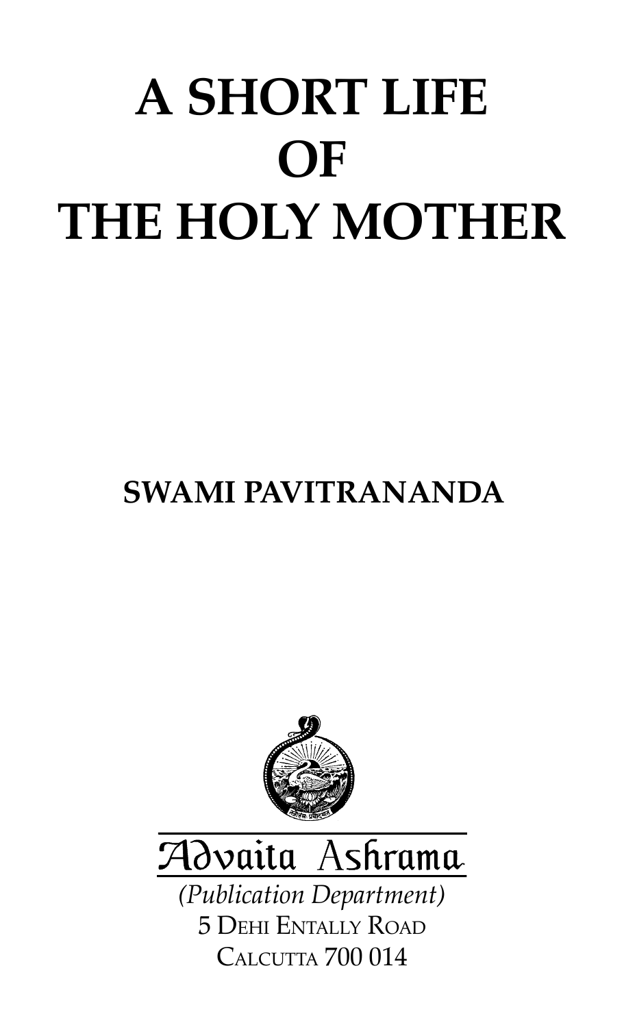# A SHORT LIFE OF THE HOLY MOTHER

**SWAMI PAVITRANANDA**

Advaita Ashrama

*(Publication Department)*

5 Dehi Entally Road

Calcutta 700 014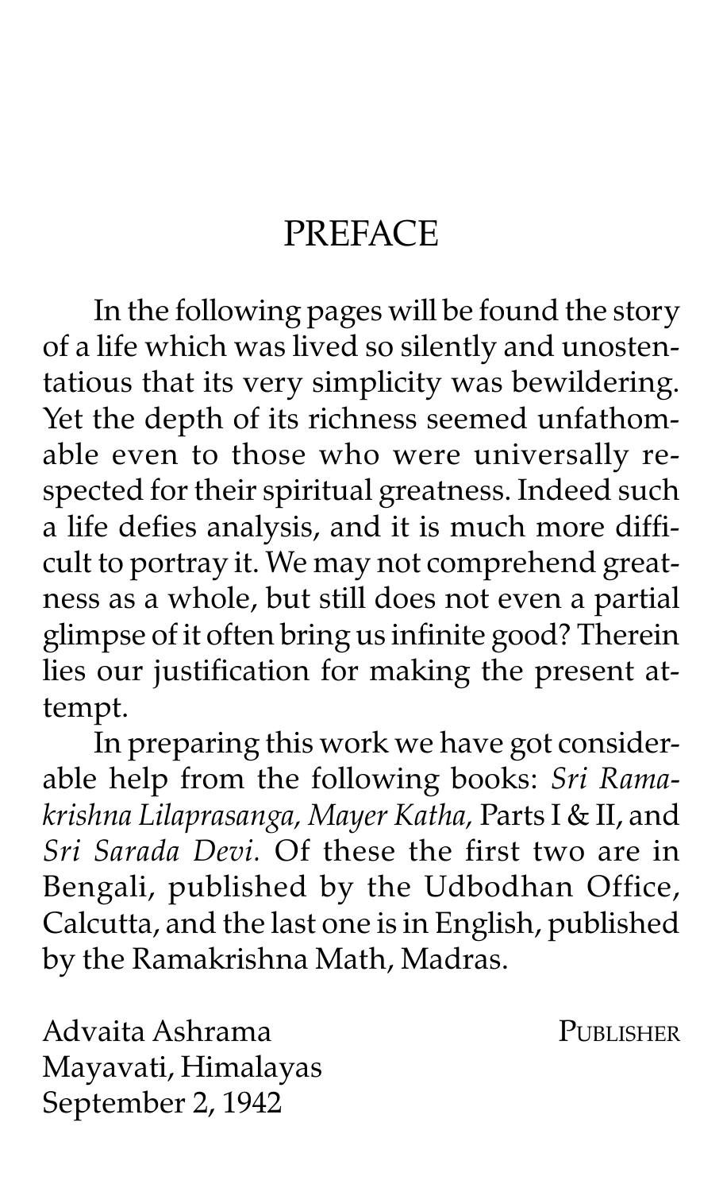# PREFACE

In the following pages will be found the story of a life which was lived so silently and unostentatious that its very simplicity was bewildering. Yet the depth of its richness seemed unfathomable even to those who were universally respected for their spiritual greatness. Indeed such a life defies analysis, and it is much more difficult to portray it. We may not comprehend greatness as a whole, but still does not even a partial glimpse of it often bring us infinite good? Therein lies our justification for making the present attempt.

In preparing this work we have got considerable help from the following books: *Sri Ramakrishna Lilaprasanga, Mayer Katha,* Parts I & II, and *Sri Sarada Devi.* Of these the first two are in Bengali, published by the Udbodhan Office, Calcutta, and the last one is in English, published by the Ramakrishna Math, Madras.

Advaita Ashrama
Mayavati, Himalayas
September 2, 1942

PUBLISHER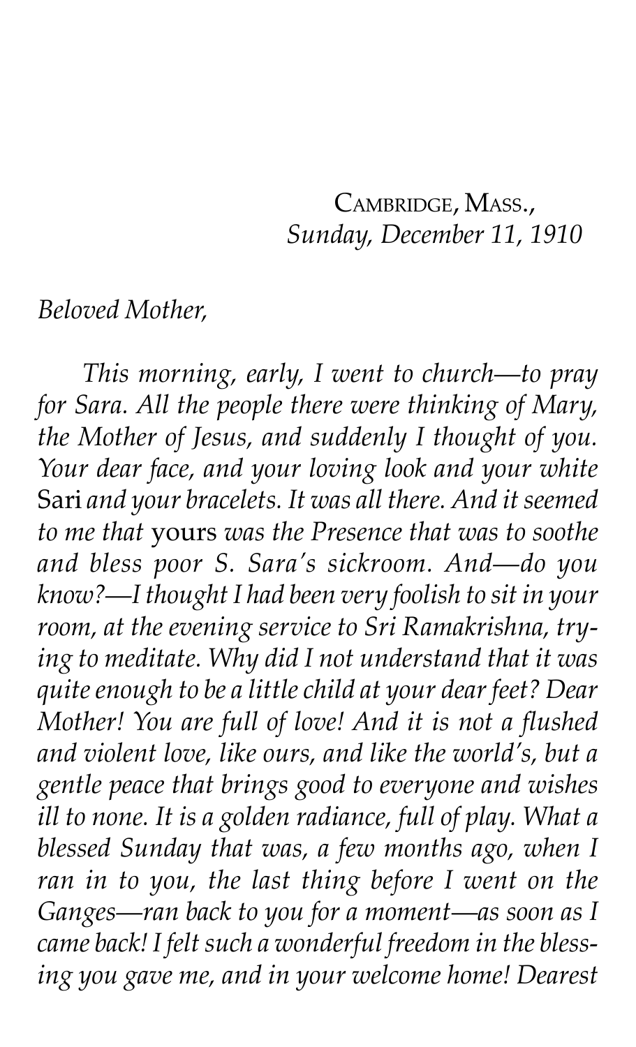CAMBRIDGE, MASS.,
*Sunday, December 11, 1910*

*Beloved Mother,*

*This morning, early, I went to church—to pray for Sara. All the people there were thinking of Mary, the Mother of Jesus, and suddenly I thought of you. Your dear face, and your loving look and your white* Sari *and your bracelets. It was all there. And it seemed to me that* yours *was the Presence that was to soothe and bless poor S. Sara's sickroom. And—do you know?—I thought I had been very foolish to sit in your room, at the evening service to Sri Ramakrishna, trying to meditate. Why did I not understand that it was quite enough to be a little child at your dear feet? Dear Mother! You are full of love! And it is not a flushed and violent love, like ours, and like the world's, but a gentle peace that brings good to everyone and wishes ill to none. It is a golden radiance, full of play. What a blessed Sunday that was, a few months ago, when I ran in to you, the last thing before I went on the Ganges—ran back to you for a moment—as soon as I came back! I felt such a wonderful freedom in the blessing you gave me, and in your welcome home! Dearest*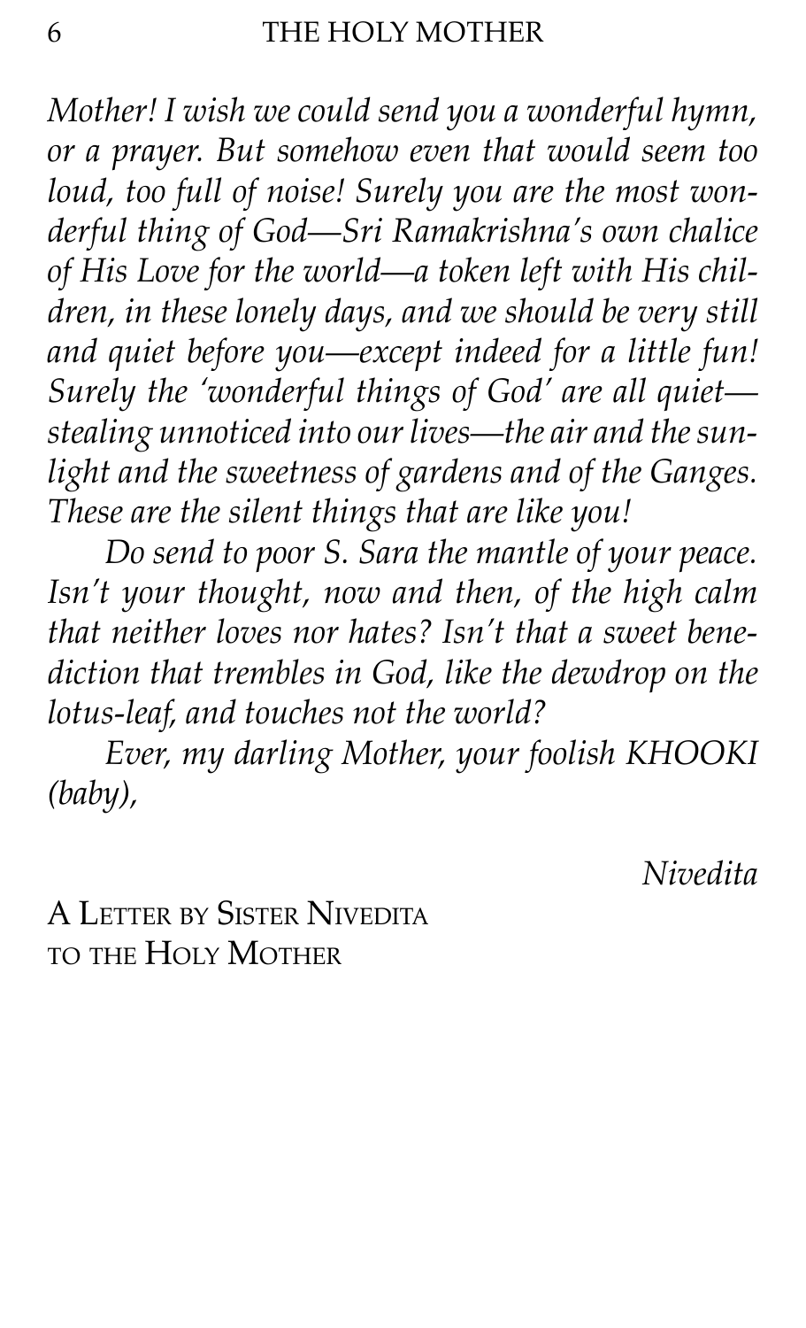*Mother! I wish we could send you a wonderful hymn, or a prayer. But somehow even that would seem too loud, too full of noise! Surely you are the most wonderful thing of God—Sri Ramakrishna's own chalice of His Love for the world—a token left with His children, in these lonely days, and we should be very still and quiet before you—except indeed for a little fun! Surely the 'wonderful things of God' are all quiet—stealing unnoticed into our lives—the air and the sunlight and the sweetness of gardens and of the Ganges. These are the silent things that are like you!*

*Do send to poor S. Sara the mantle of your peace. Isn't your thought, now and then, of the high calm that neither loves nor hates? Isn't that a sweet benediction that trembles in God, like the dewdrop on the lotus-leaf, and touches not the world?*

*Ever, my darling Mother, your foolish KHOOKI (baby),*

*Nivedita*

A Letter by Sister Nivedita to the Holy Mother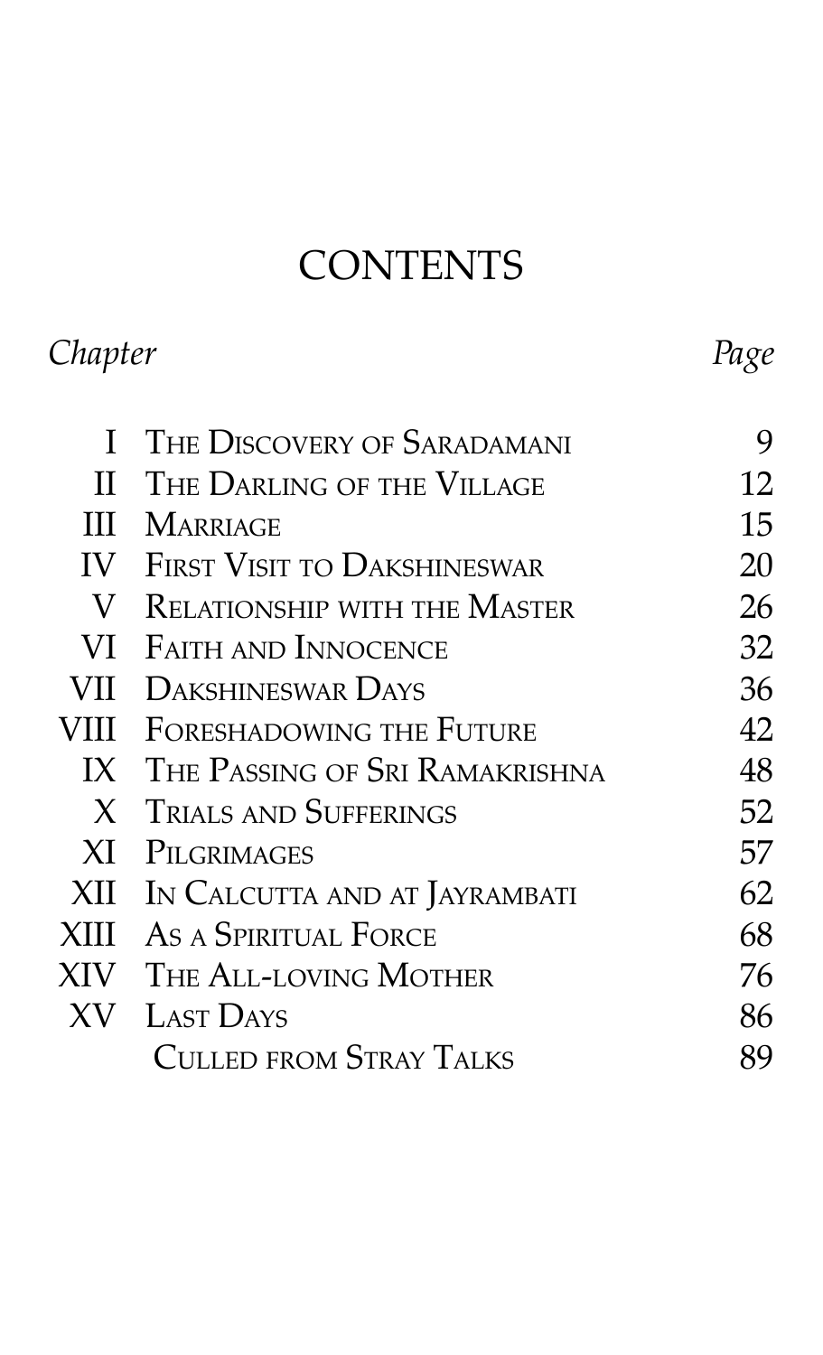# CONTENTS

| *Chapter* | | *Page* |
|---|---|---|
| I | The Discovery of Saradamani | 9 |
| II | The Darling of the Village | 12 |
| III | Marriage | 15 |
| IV | First Visit to Dakshineswar | 20 |
| V | Relationship with the Master | 26 |
| VI | Faith and Innocence | 32 |
| VII | Dakshineswar Days | 36 |
| VIII | Foreshadowing the Future | 42 |
| IX | The Passing of Sri Ramakrishna | 48 |
| X | Trials and Sufferings | 52 |
| XI | Pilgrimages | 57 |
| XII | In Calcutta and at Jayrambati | 62 |
| XIII | As a Spiritual Force | 68 |
| XIV | The All-loving Mother | 76 |
| XV | Last Days | 86 |
| | Culled from Stray Talks | 89 |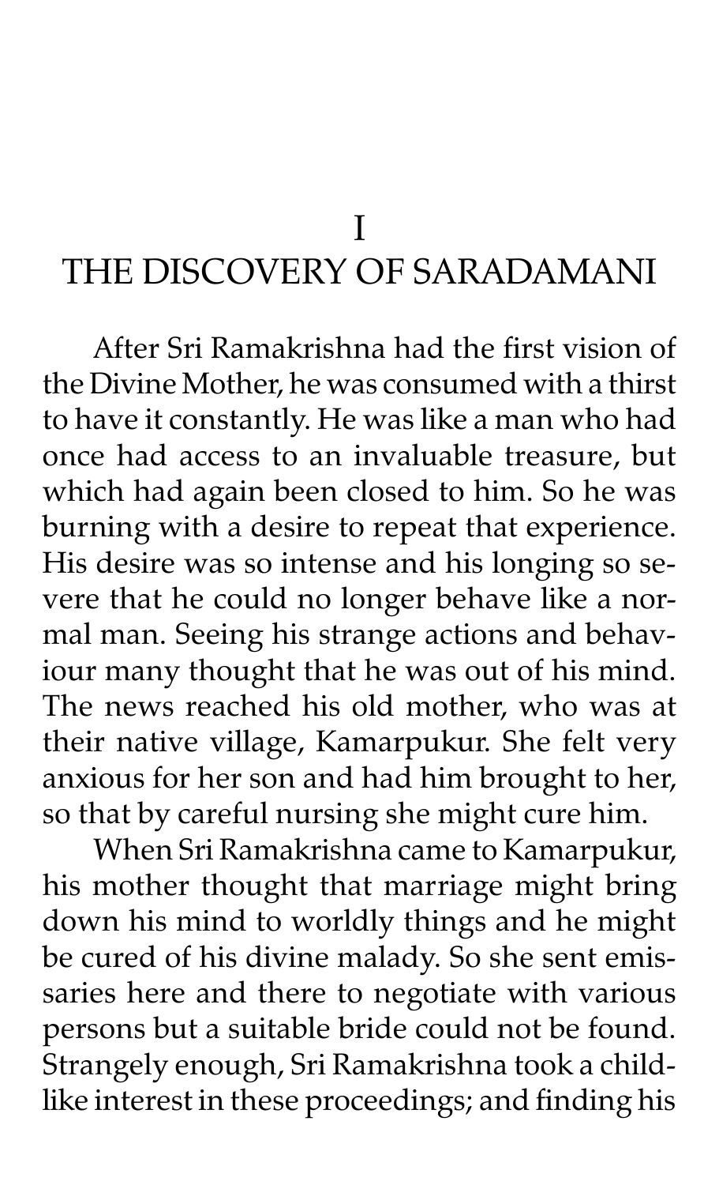# I

# THE DISCOVERY OF SARADAMANI

After Sri Ramakrishna had the first vision of the Divine Mother, he was consumed with a thirst to have it constantly. He was like a man who had once had access to an invaluable treasure, but which had again been closed to him. So he was burning with a desire to repeat that experience. His desire was so intense and his longing so severe that he could no longer behave like a normal man. Seeing his strange actions and behaviour many thought that he was out of his mind. The news reached his old mother, who was at their native village, Kamarpukur. She felt very anxious for her son and had him brought to her, so that by careful nursing she might cure him.

When Sri Ramakrishna came to Kamarpukur, his mother thought that marriage might bring down his mind to worldly things and he might be cured of his divine malady. So she sent emissaries here and there to negotiate with various persons but a suitable bride could not be found. Strangely enough, Sri Ramakrishna took a childlike interest in these proceedings; and finding his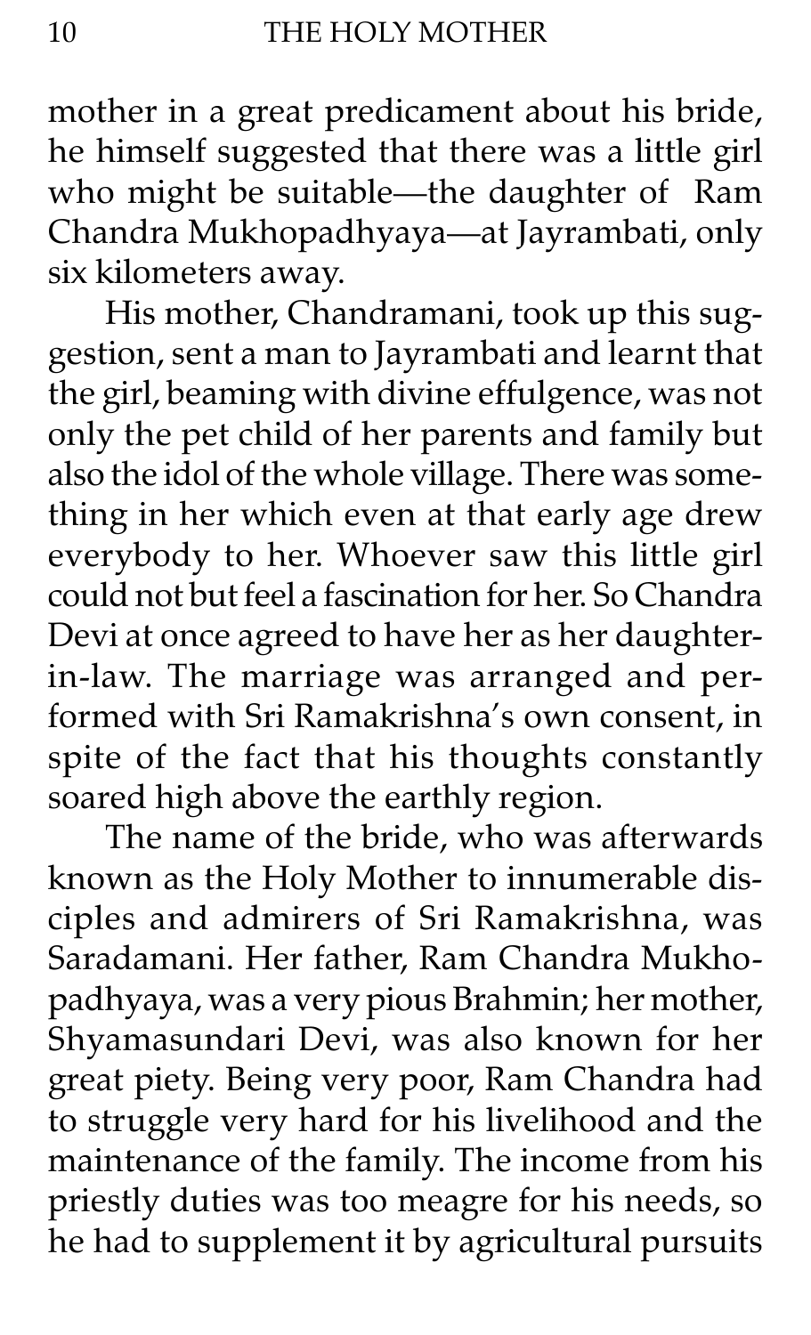mother in a great predicament about his bride, he himself suggested that there was a little girl who might be suitable—the daughter of Ram Chandra Mukhopadhyaya—at Jayrambati, only six kilometers away.

His mother, Chandramani, took up this suggestion, sent a man to Jayrambati and learnt that the girl, beaming with divine effulgence, was not only the pet child of her parents and family but also the idol of the whole village. There was something in her which even at that early age drew everybody to her. Whoever saw this little girl could not but feel a fascination for her. So Chandra Devi at once agreed to have her as her daughter-in-law. The marriage was arranged and performed with Sri Ramakrishna's own consent, in spite of the fact that his thoughts constantly soared high above the earthly region.

The name of the bride, who was afterwards known as the Holy Mother to innumerable disciples and admirers of Sri Ramakrishna, was Saradamani. Her father, Ram Chandra Mukhopadhyaya, was a very pious Brahmin; her mother, Shyamasundari Devi, was also known for her great piety. Being very poor, Ram Chandra had to struggle very hard for his livelihood and the maintenance of the family. The income from his priestly duties was too meagre for his needs, so he had to supplement it by agricultural pursuits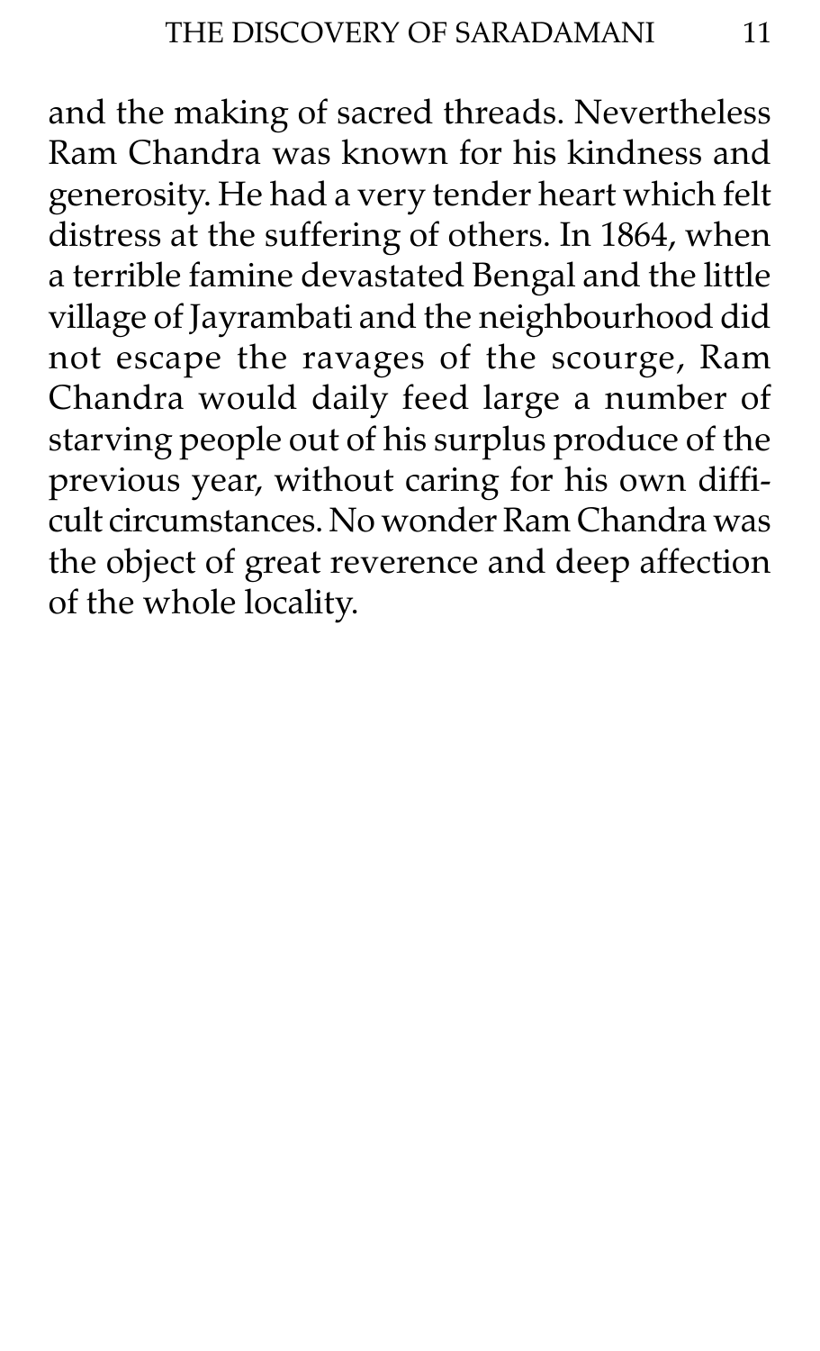and the making of sacred threads. Nevertheless Ram Chandra was known for his kindness and generosity. He had a very tender heart which felt distress at the suffering of others. In 1864, when a terrible famine devastated Bengal and the little village of Jayrambati and the neighbourhood did not escape the ravages of the scourge, Ram Chandra would daily feed large a number of starving people out of his surplus produce of the previous year, without caring for his own difficult circumstances. No wonder Ram Chandra was the object of great reverence and deep affection of the whole locality.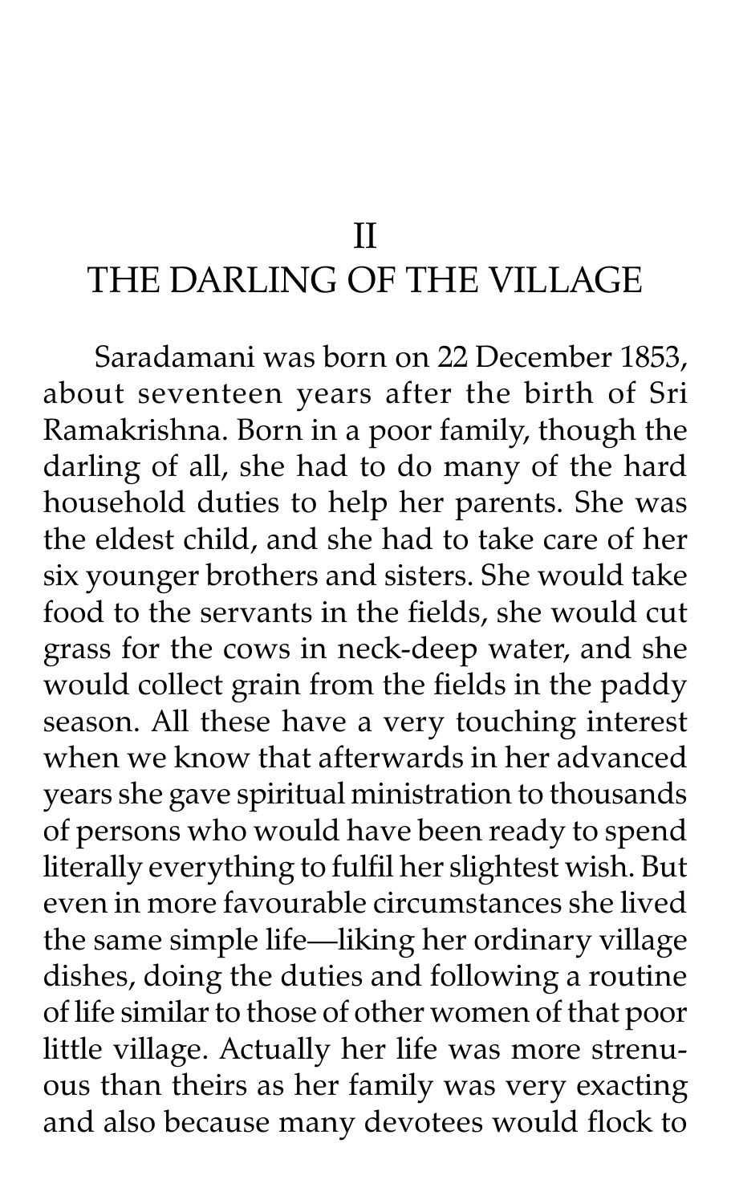## II
## THE DARLING OF THE VILLAGE

Saradamani was born on 22 December 1853, about seventeen years after the birth of Sri Ramakrishna. Born in a poor family, though the darling of all, she had to do many of the hard household duties to help her parents. She was the eldest child, and she had to take care of her six younger brothers and sisters. She would take food to the servants in the fields, she would cut grass for the cows in neck-deep water, and she would collect grain from the fields in the paddy season. All these have a very touching interest when we know that afterwards in her advanced years she gave spiritual ministration to thousands of persons who would have been ready to spend literally everything to fulfil her slightest wish. But even in more favourable circumstances she lived the same simple life—liking her ordinary village dishes, doing the duties and following a routine of life similar to those of other women of that poor little village. Actually her life was more strenuous than theirs as her family was very exacting and also because many devotees would flock to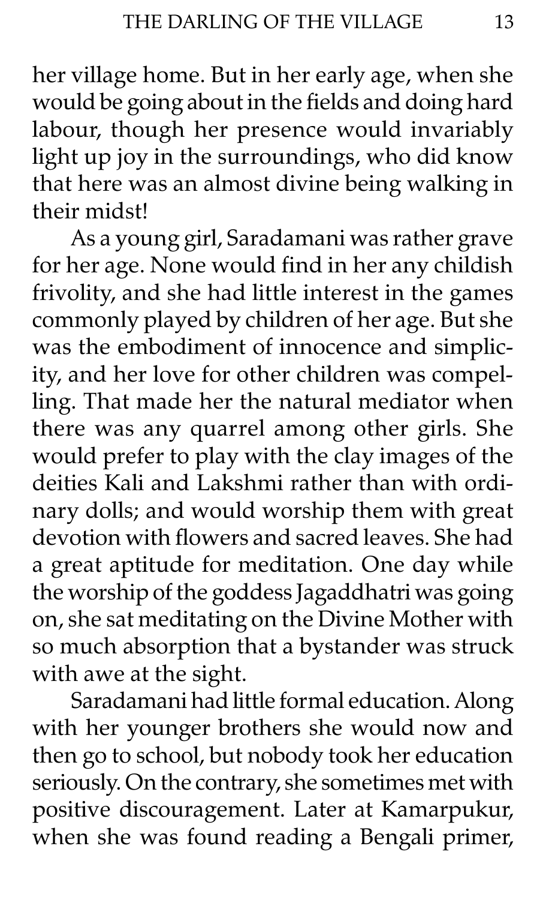her village home. But in her early age, when she would be going about in the fields and doing hard labour, though her presence would invariably light up joy in the surroundings, who did know that here was an almost divine being walking in their midst!

As a young girl, Saradamani was rather grave for her age. None would find in her any childish frivolity, and she had little interest in the games commonly played by children of her age. But she was the embodiment of innocence and simplicity, and her love for other children was compelling. That made her the natural mediator when there was any quarrel among other girls. She would prefer to play with the clay images of the deities Kali and Lakshmi rather than with ordinary dolls; and would worship them with great devotion with flowers and sacred leaves. She had a great aptitude for meditation. One day while the worship of the goddess Jagaddhatri was going on, she sat meditating on the Divine Mother with so much absorption that a bystander was struck with awe at the sight.

Saradamani had little formal education. Along with her younger brothers she would now and then go to school, but nobody took her education seriously. On the contrary, she sometimes met with positive discouragement. Later at Kamarpukur, when she was found reading a Bengali primer,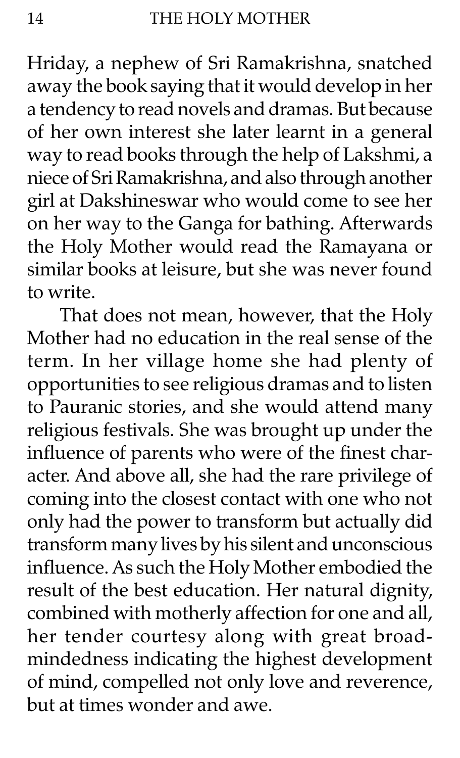Hriday, a nephew of Sri Ramakrishna, snatched away the book saying that it would develop in her a tendency to read novels and dramas. But because of her own interest she later learnt in a general way to read books through the help of Lakshmi, a niece of Sri Ramakrishna, and also through another girl at Dakshineswar who would come to see her on her way to the Ganga for bathing. Afterwards the Holy Mother would read the Ramayana or similar books at leisure, but she was never found to write.

That does not mean, however, that the Holy Mother had no education in the real sense of the term. In her village home she had plenty of opportunities to see religious dramas and to listen to Pauranic stories, and she would attend many religious festivals. She was brought up under the influence of parents who were of the finest character. And above all, she had the rare privilege of coming into the closest contact with one who not only had the power to transform but actually did transform many lives by his silent and unconscious influence. As such the Holy Mother embodied the result of the best education. Her natural dignity, combined with motherly affection for one and all, her tender courtesy along with great broad-mindedness indicating the highest development of mind, compelled not only love and reverence, but at times wonder and awe.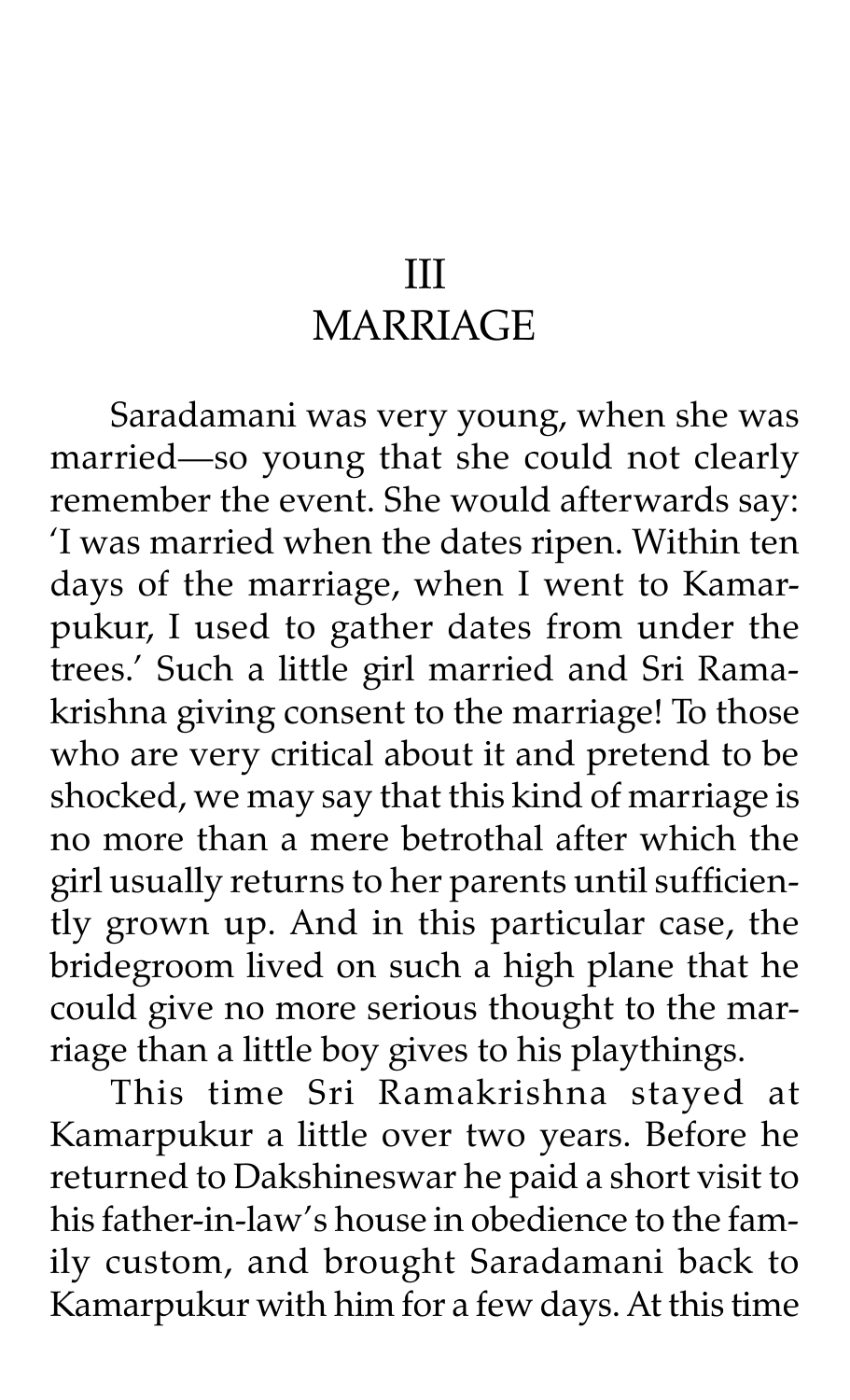# III
# MARRIAGE

Saradamani was very young, when she was married—so young that she could not clearly remember the event. She would afterwards say: 'I was married when the dates ripen. Within ten days of the marriage, when I went to Kamarpukur, I used to gather dates from under the trees.' Such a little girl married and Sri Ramakrishna giving consent to the marriage! To those who are very critical about it and pretend to be shocked, we may say that this kind of marriage is no more than a mere betrothal after which the girl usually returns to her parents until sufficiently grown up. And in this particular case, the bridegroom lived on such a high plane that he could give no more serious thought to the marriage than a little boy gives to his playthings.

This time Sri Ramakrishna stayed at Kamarpukur a little over two years. Before he returned to Dakshineswar he paid a short visit to his father-in-law's house in obedience to the family custom, and brought Saradamani back to Kamarpukur with him for a few days. At this time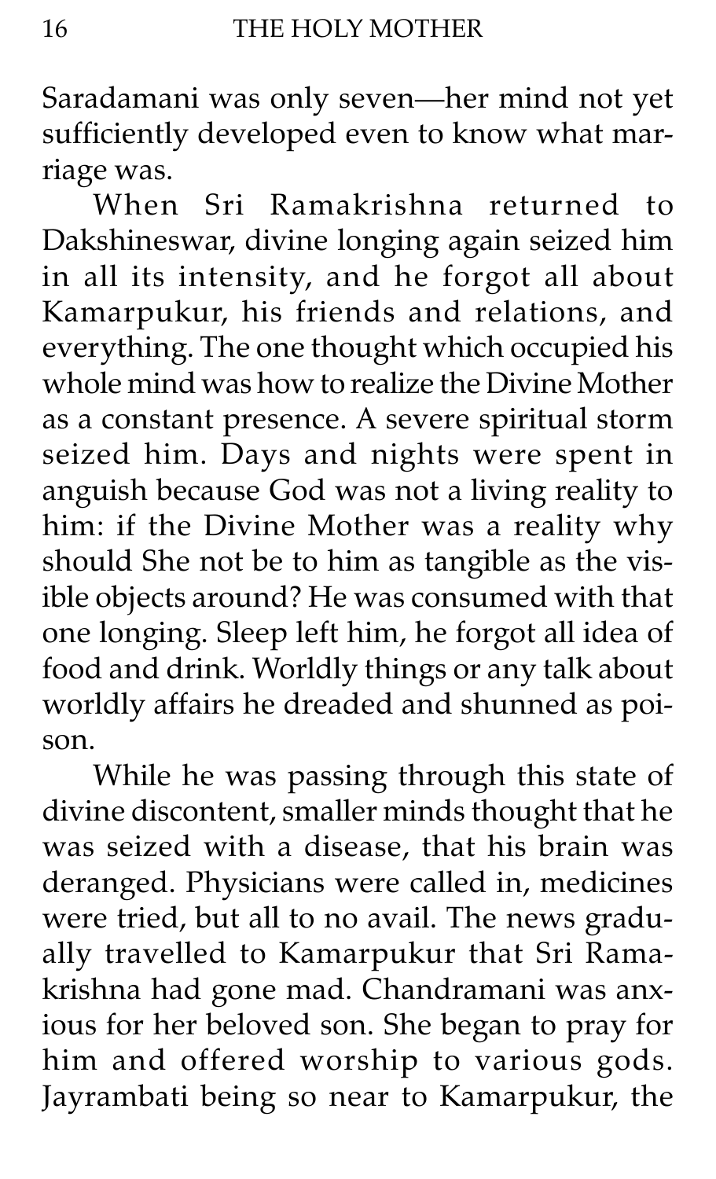Saradamani was only seven—her mind not yet sufficiently developed even to know what marriage was.

When Sri Ramakrishna returned to Dakshineswar, divine longing again seized him in all its intensity, and he forgot all about Kamarpukur, his friends and relations, and everything. The one thought which occupied his whole mind was how to realize the Divine Mother as a constant presence. A severe spiritual storm seized him. Days and nights were spent in anguish because God was not a living reality to him: if the Divine Mother was a reality why should She not be to him as tangible as the visible objects around? He was consumed with that one longing. Sleep left him, he forgot all idea of food and drink. Worldly things or any talk about worldly affairs he dreaded and shunned as poison.

While he was passing through this state of divine discontent, smaller minds thought that he was seized with a disease, that his brain was deranged. Physicians were called in, medicines were tried, but all to no avail. The news gradually travelled to Kamarpukur that Sri Ramakrishna had gone mad. Chandramani was anxious for her beloved son. She began to pray for him and offered worship to various gods. Jayrambati being so near to Kamarpukur, the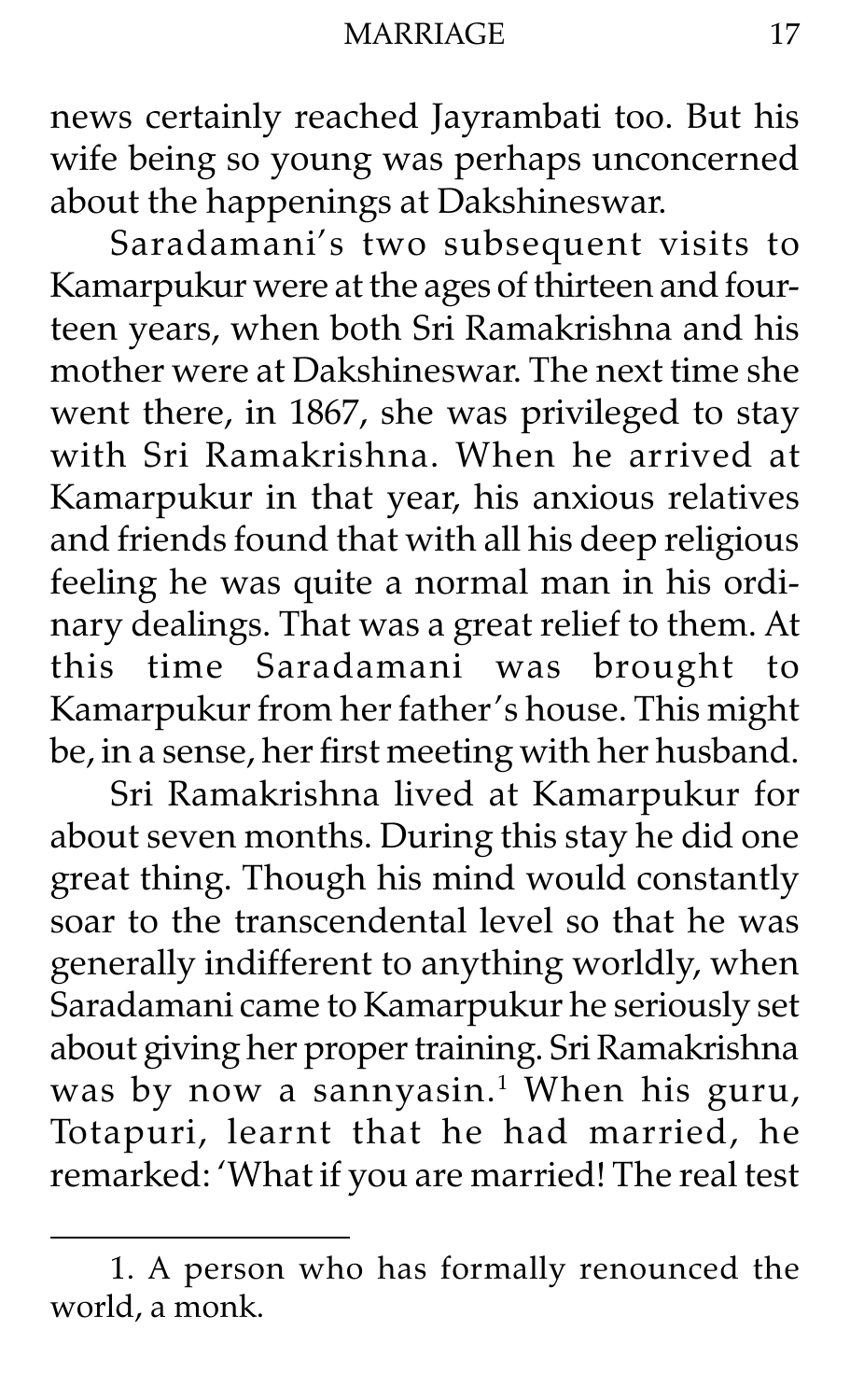news certainly reached Jayrambati too. But his wife being so young was perhaps unconcerned about the happenings at Dakshineswar.

Saradamani's two subsequent visits to Kamarpukur were at the ages of thirteen and fourteen years, when both Sri Ramakrishna and his mother were at Dakshineswar. The next time she went there, in 1867, she was privileged to stay with Sri Ramakrishna. When he arrived at Kamarpukur in that year, his anxious relatives and friends found that with all his deep religious feeling he was quite a normal man in his ordinary dealings. That was a great relief to them. At this time Saradamani was brought to Kamarpukur from her father's house. This might be, in a sense, her first meeting with her husband.

Sri Ramakrishna lived at Kamarpukur for about seven months. During this stay he did one great thing. Though his mind would constantly soar to the transcendental level so that he was generally indifferent to anything worldly, when Saradamani came to Kamarpukur he seriously set about giving her proper training. Sri Ramakrishna was by now a sannyasin.[1] When his guru, Totapuri, learnt that he had married, he remarked: 'What if you are married! The real test

---

1. A person who has formally renounced the world, a monk.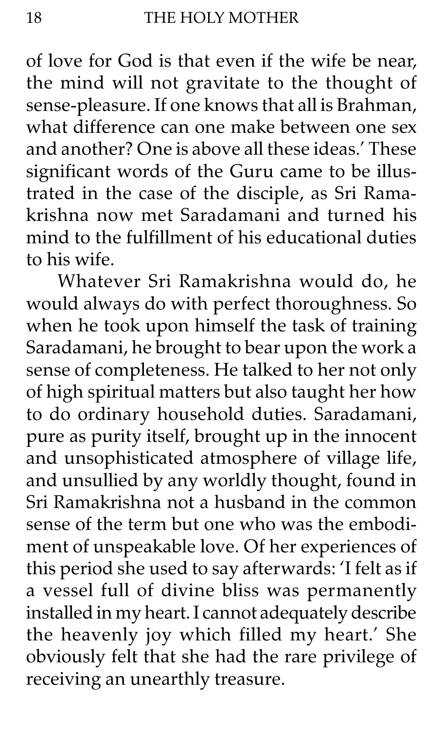of love for God is that even if the wife be near, the mind will not gravitate to the thought of sense-pleasure. If one knows that all is Brahman, what difference can one make between one sex and another? One is above all these ideas.' These significant words of the Guru came to be illustrated in the case of the disciple, as Sri Ramakrishna now met Saradamani and turned his mind to the fulfillment of his educational duties to his wife.

Whatever Sri Ramakrishna would do, he would always do with perfect thoroughness. So when he took upon himself the task of training Saradamani, he brought to bear upon the work a sense of completeness. He talked to her not only of high spiritual matters but also taught her how to do ordinary household duties. Saradamani, pure as purity itself, brought up in the innocent and unsophisticated atmosphere of village life, and unsullied by any worldly thought, found in Sri Ramakrishna not a husband in the common sense of the term but one who was the embodiment of unspeakable love. Of her experiences of this period she used to say afterwards: 'I felt as if a vessel full of divine bliss was permanently installed in my heart. I cannot adequately describe the heavenly joy which filled my heart.' She obviously felt that she had the rare privilege of receiving an unearthly treasure.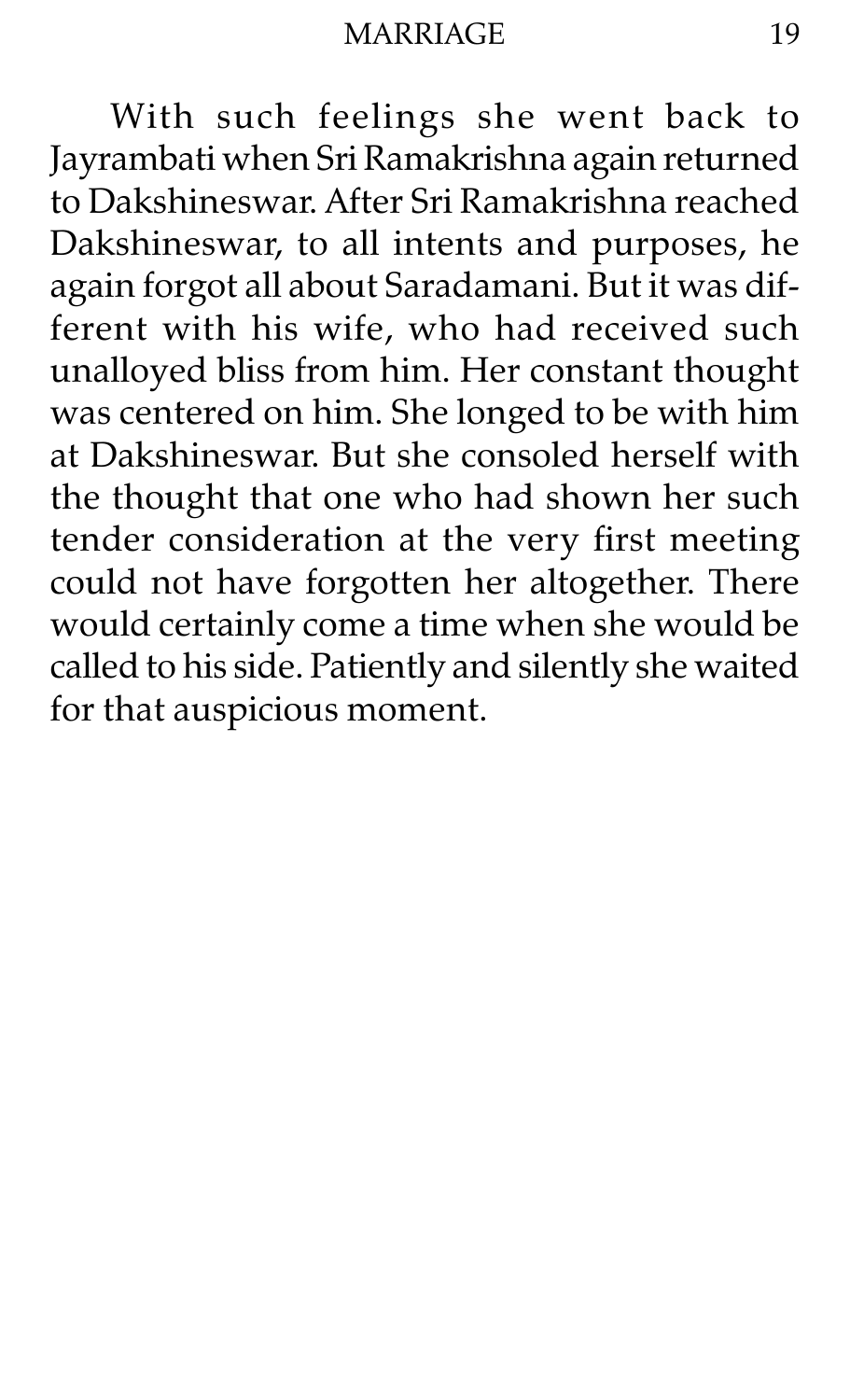With such feelings she went back to Jayrambati when Sri Ramakrishna again returned to Dakshineswar. After Sri Ramakrishna reached Dakshineswar, to all intents and purposes, he again forgot all about Saradamani. But it was different with his wife, who had received such unalloyed bliss from him. Her constant thought was centered on him. She longed to be with him at Dakshineswar. But she consoled herself with the thought that one who had shown her such tender consideration at the very first meeting could not have forgotten her altogether. There would certainly come a time when she would be called to his side. Patiently and silently she waited for that auspicious moment.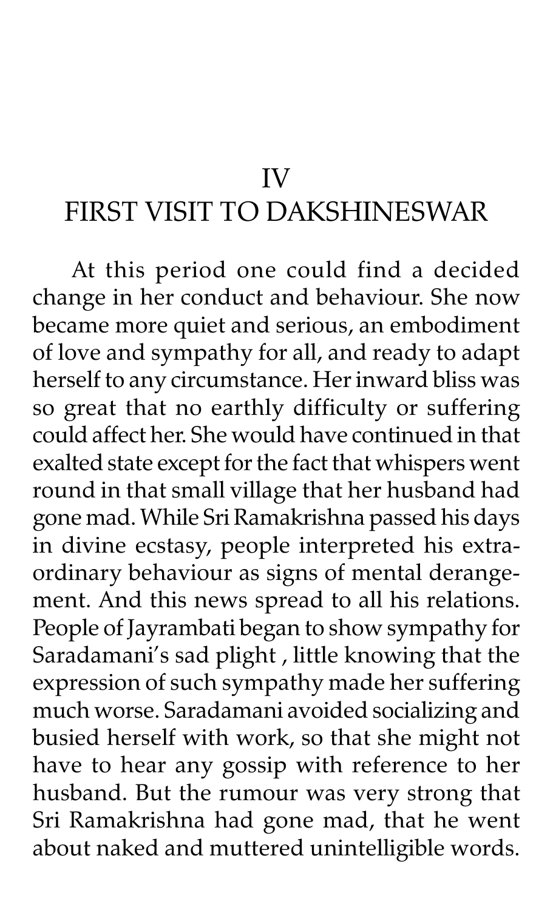## IV
## FIRST VISIT TO DAKSHINESWAR

At this period one could find a decided change in her conduct and behaviour. She now became more quiet and serious, an embodiment of love and sympathy for all, and ready to adapt herself to any circumstance. Her inward bliss was so great that no earthly difficulty or suffering could affect her. She would have continued in that exalted state except for the fact that whispers went round in that small village that her husband had gone mad. While Sri Ramakrishna passed his days in divine ecstasy, people interpreted his extraordinary behaviour as signs of mental derangement. And this news spread to all his relations. People of Jayrambati began to show sympathy for Saradamani's sad plight , little knowing that the expression of such sympathy made her suffering much worse. Saradamani avoided socializing and busied herself with work, so that she might not have to hear any gossip with reference to her husband. But the rumour was very strong that Sri Ramakrishna had gone mad, that he went about naked and muttered unintelligible words.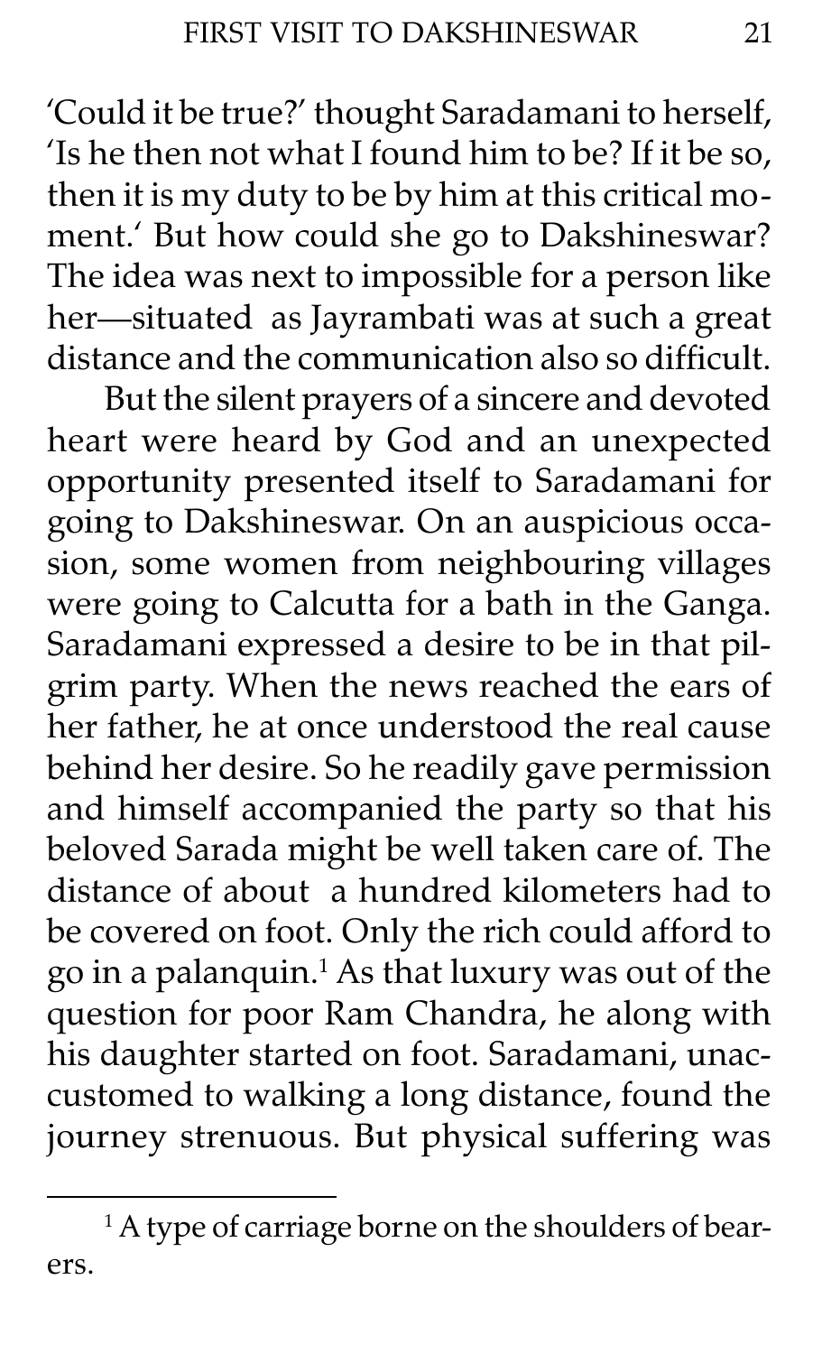'Could it be true?' thought Saradamani to herself, 'Is he then not what I found him to be? If it be so, then it is my duty to be by him at this critical moment.' But how could she go to Dakshineswar? The idea was next to impossible for a person like her—situated as Jayrambati was at such a great distance and the communication also so difficult.

But the silent prayers of a sincere and devoted heart were heard by God and an unexpected opportunity presented itself to Saradamani for going to Dakshineswar. On an auspicious occasion, some women from neighbouring villages were going to Calcutta for a bath in the Ganga. Saradamani expressed a desire to be in that pilgrim party. When the news reached the ears of her father, he at once understood the real cause behind her desire. So he readily gave permission and himself accompanied the party so that his beloved Sarada might be well taken care of. The distance of about a hundred kilometers had to be covered on foot. Only the rich could afford to go in a palanquin.[1] As that luxury was out of the question for poor Ram Chandra, he along with his daughter started on foot. Saradamani, unaccustomed to walking a long distance, found the journey strenuous. But physical suffering was

---

[1] A type of carriage borne on the shoulders of bearers.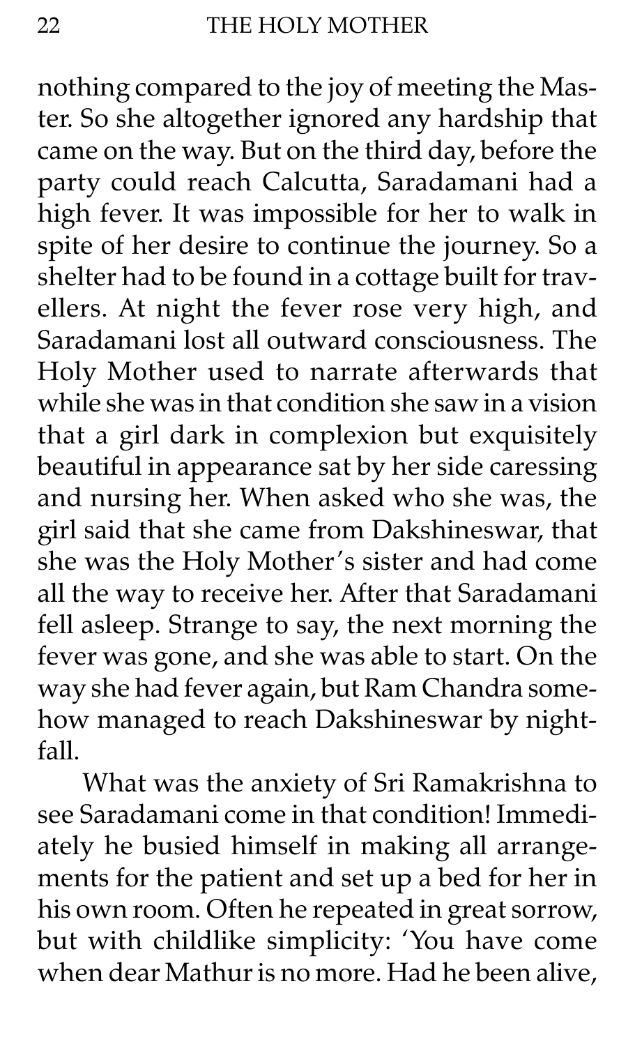nothing compared to the joy of meeting the Master. So she altogether ignored any hardship that came on the way. But on the third day, before the party could reach Calcutta, Saradamani had a high fever. It was impossible for her to walk in spite of her desire to continue the journey. So a shelter had to be found in a cottage built for travellers. At night the fever rose very high, and Saradamani lost all outward consciousness. The Holy Mother used to narrate afterwards that while she was in that condition she saw in a vision that a girl dark in complexion but exquisitely beautiful in appearance sat by her side caressing and nursing her. When asked who she was, the girl said that she came from Dakshineswar, that she was the Holy Mother's sister and had come all the way to receive her. After that Saradamani fell asleep. Strange to say, the next morning the fever was gone, and she was able to start. On the way she had fever again, but Ram Chandra somehow managed to reach Dakshineswar by nightfall.

What was the anxiety of Sri Ramakrishna to see Saradamani come in that condition! Immediately he busied himself in making all arrangements for the patient and set up a bed for her in his own room. Often he repeated in great sorrow, but with childlike simplicity: 'You have come when dear Mathur is no more. Had he been alive,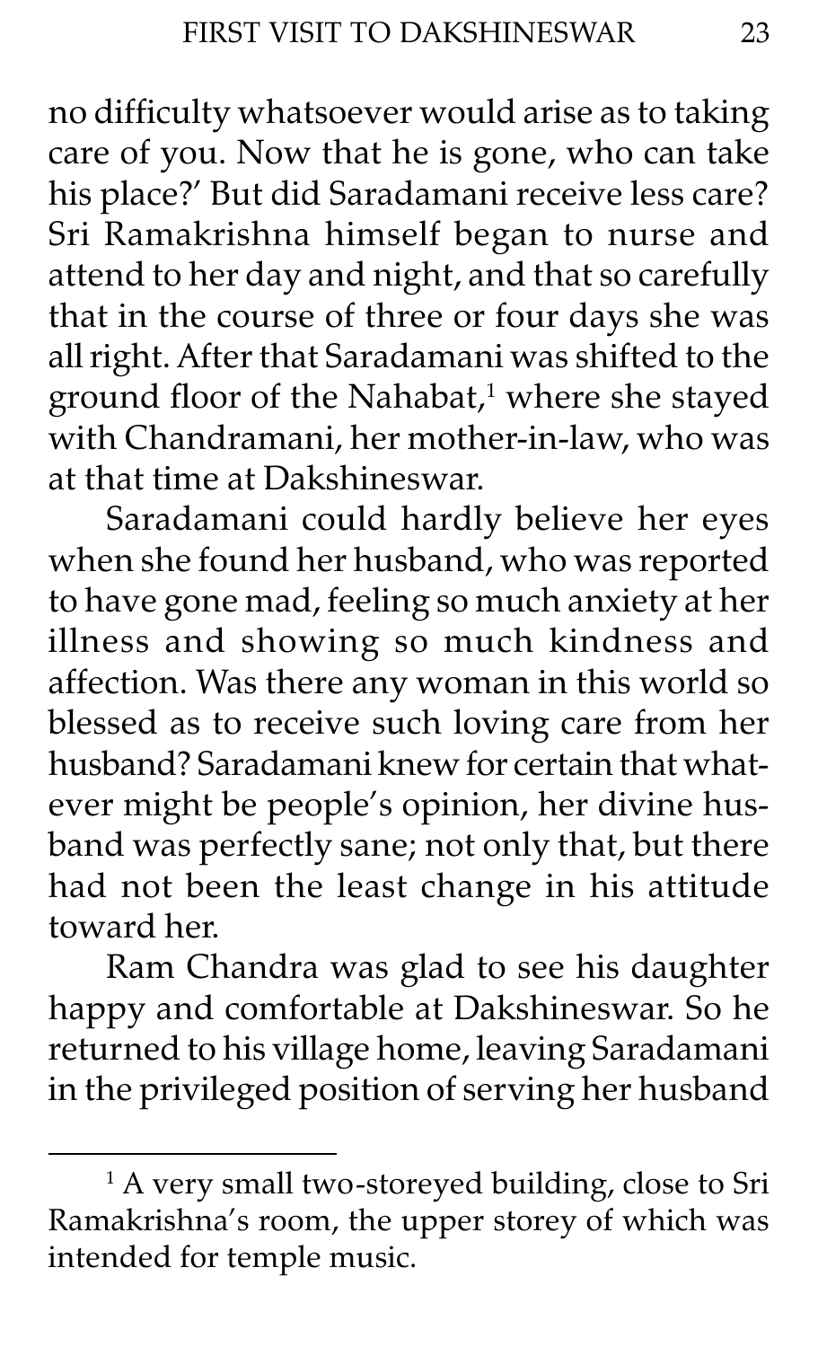no difficulty whatsoever would arise as to taking care of you. Now that he is gone, who can take his place?' But did Saradamani receive less care? Sri Ramakrishna himself began to nurse and attend to her day and night, and that so carefully that in the course of three or four days she was all right. After that Saradamani was shifted to the ground floor of the Nahabat,[1] where she stayed with Chandramani, her mother-in-law, who was at that time at Dakshineswar.

Saradamani could hardly believe her eyes when she found her husband, who was reported to have gone mad, feeling so much anxiety at her illness and showing so much kindness and affection. Was there any woman in this world so blessed as to receive such loving care from her husband? Saradamani knew for certain that whatever might be people's opinion, her divine husband was perfectly sane; not only that, but there had not been the least change in his attitude toward her.

Ram Chandra was glad to see his daughter happy and comfortable at Dakshineswar. So he returned to his village home, leaving Saradamani in the privileged position of serving her husband

---

[1] A very small two-storeyed building, close to Sri Ramakrishna's room, the upper storey of which was intended for temple music.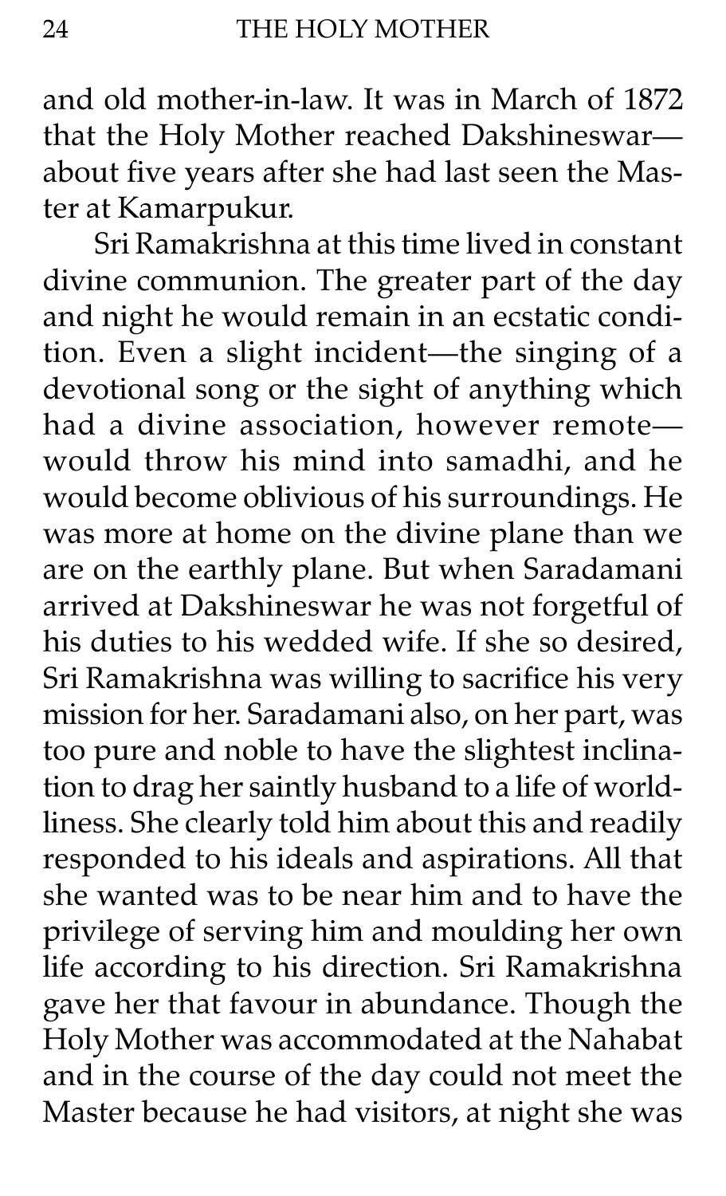and old mother-in-law. It was in March of 1872 that the Holy Mother reached Dakshineswar—about five years after she had last seen the Master at Kamarpukur.

Sri Ramakrishna at this time lived in constant divine communion. The greater part of the day and night he would remain in an ecstatic condition. Even a slight incident—the singing of a devotional song or the sight of anything which had a divine association, however remote—would throw his mind into samadhi, and he would become oblivious of his surroundings. He was more at home on the divine plane than we are on the earthly plane. But when Saradamani arrived at Dakshineswar he was not forgetful of his duties to his wedded wife. If she so desired, Sri Ramakrishna was willing to sacrifice his very mission for her. Saradamani also, on her part, was too pure and noble to have the slightest inclination to drag her saintly husband to a life of worldliness. She clearly told him about this and readily responded to his ideals and aspirations. All that she wanted was to be near him and to have the privilege of serving him and moulding her own life according to his direction. Sri Ramakrishna gave her that favour in abundance. Though the Holy Mother was accommodated at the Nahabat and in the course of the day could not meet the Master because he had visitors, at night she was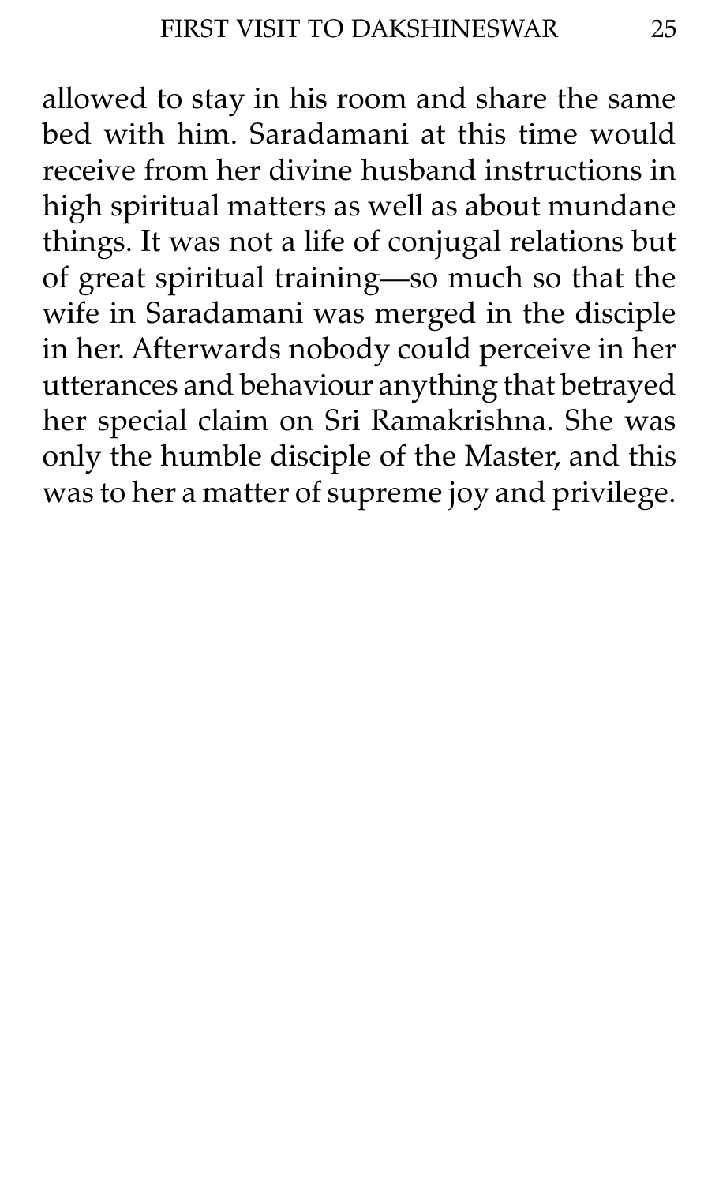allowed to stay in his room and share the same bed with him. Saradamani at this time would receive from her divine husband instructions in high spiritual matters as well as about mundane things. It was not a life of conjugal relations but of great spiritual training—so much so that the wife in Saradamani was merged in the disciple in her. Afterwards nobody could perceive in her utterances and behaviour anything that betrayed her special claim on Sri Ramakrishna. She was only the humble disciple of the Master, and this was to her a matter of supreme joy and privilege.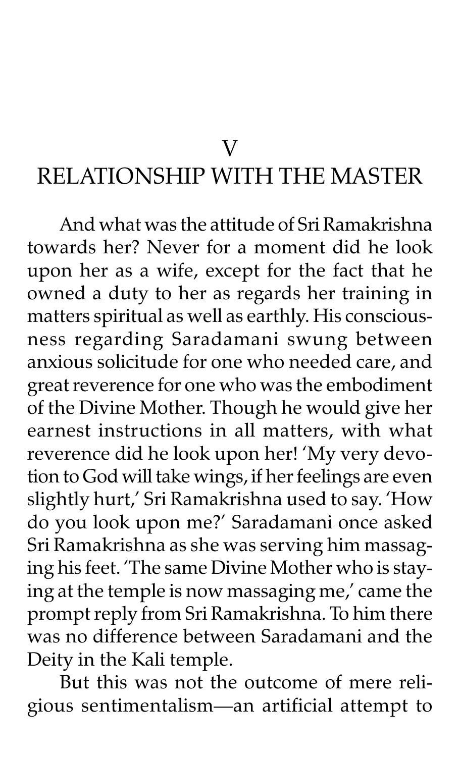## V

## RELATIONSHIP WITH THE MASTER

And what was the attitude of Sri Ramakrishna towards her? Never for a moment did he look upon her as a wife, except for the fact that he owned a duty to her as regards her training in matters spiritual as well as earthly. His consciousness regarding Saradamani swung between anxious solicitude for one who needed care, and great reverence for one who was the embodiment of the Divine Mother. Though he would give her earnest instructions in all matters, with what reverence did he look upon her! 'My very devotion to God will take wings, if her feelings are even slightly hurt,' Sri Ramakrishna used to say. 'How do you look upon me?' Saradamani once asked Sri Ramakrishna as she was serving him massaging his feet. 'The same Divine Mother who is staying at the temple is now massaging me,' came the prompt reply from Sri Ramakrishna. To him there was no difference between Saradamani and the Deity in the Kali temple.

But this was not the outcome of mere religious sentimentalism—an artificial attempt to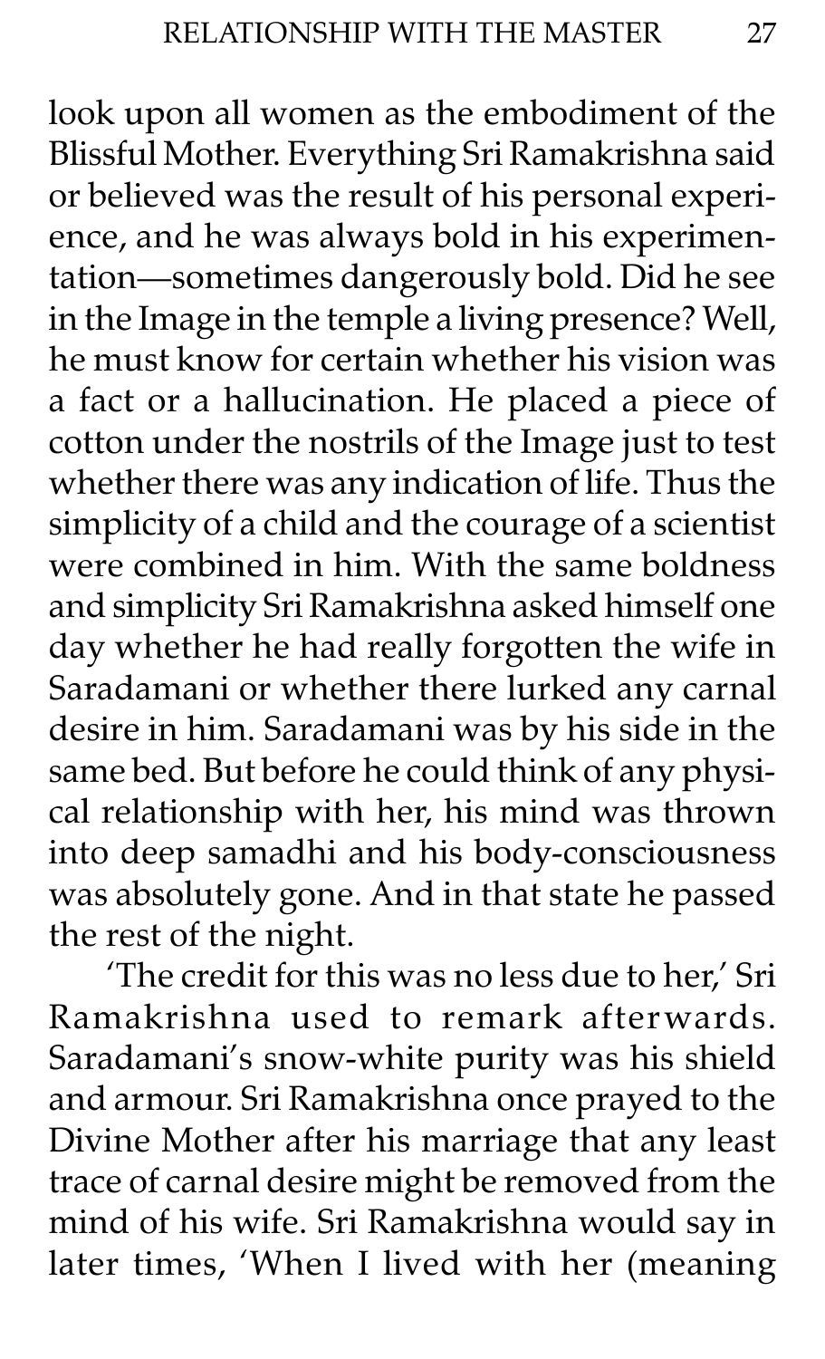look upon all women as the embodiment of the Blissful Mother. Everything Sri Ramakrishna said or believed was the result of his personal experience, and he was always bold in his experimentation—sometimes dangerously bold. Did he see in the Image in the temple a living presence? Well, he must know for certain whether his vision was a fact or a hallucination. He placed a piece of cotton under the nostrils of the Image just to test whether there was any indication of life. Thus the simplicity of a child and the courage of a scientist were combined in him. With the same boldness and simplicity Sri Ramakrishna asked himself one day whether he had really forgotten the wife in Saradamani or whether there lurked any carnal desire in him. Saradamani was by his side in the same bed. But before he could think of any physical relationship with her, his mind was thrown into deep samadhi and his body-consciousness was absolutely gone. And in that state he passed the rest of the night.

'The credit for this was no less due to her,' Sri Ramakrishna used to remark afterwards. Saradamani's snow-white purity was his shield and armour. Sri Ramakrishna once prayed to the Divine Mother after his marriage that any least trace of carnal desire might be removed from the mind of his wife. Sri Ramakrishna would say in later times, 'When I lived with her (meaning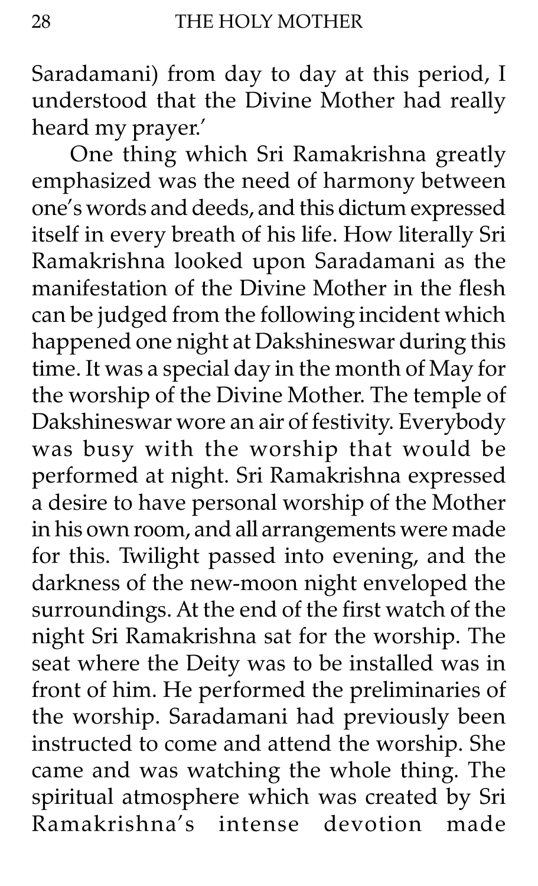Saradamani) from day to day at this period, I understood that the Divine Mother had really heard my prayer.'

One thing which Sri Ramakrishna greatly emphasized was the need of harmony between one's words and deeds, and this dictum expressed itself in every breath of his life. How literally Sri Ramakrishna looked upon Saradamani as the manifestation of the Divine Mother in the flesh can be judged from the following incident which happened one night at Dakshineswar during this time. It was a special day in the month of May for the worship of the Divine Mother. The temple of Dakshineswar wore an air of festivity. Everybody was busy with the worship that would be performed at night. Sri Ramakrishna expressed a desire to have personal worship of the Mother in his own room, and all arrangements were made for this. Twilight passed into evening, and the darkness of the new-moon night enveloped the surroundings. At the end of the first watch of the night Sri Ramakrishna sat for the worship. The seat where the Deity was to be installed was in front of him. He performed the preliminaries of the worship. Saradamani had previously been instructed to come and attend the worship. She came and was watching the whole thing. The spiritual atmosphere which was created by Sri Ramakrishna's intense devotion made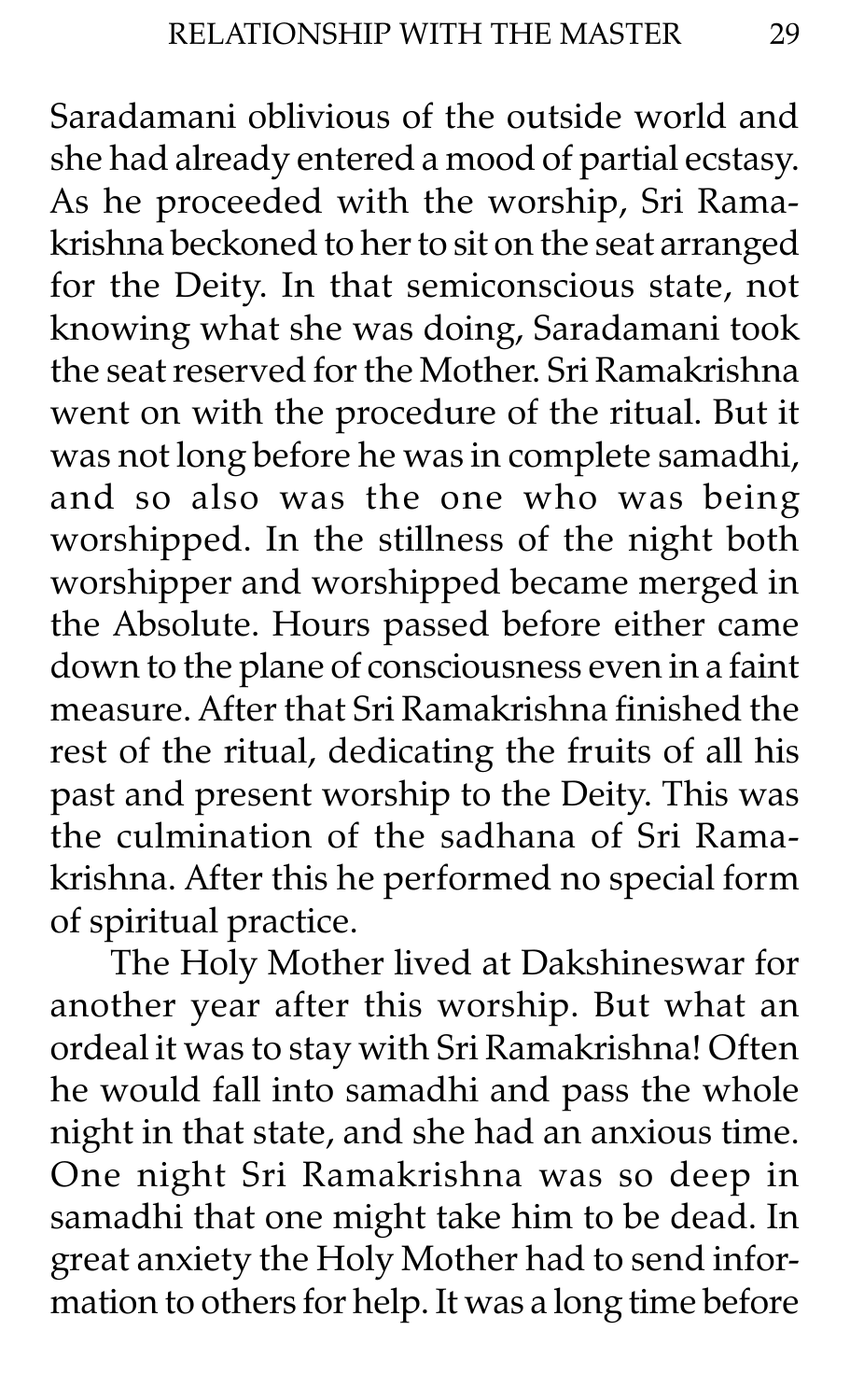Saradamani oblivious of the outside world and she had already entered a mood of partial ecstasy. As he proceeded with the worship, Sri Ramakrishna beckoned to her to sit on the seat arranged for the Deity. In that semiconscious state, not knowing what she was doing, Saradamani took the seat reserved for the Mother. Sri Ramakrishna went on with the procedure of the ritual. But it was not long before he was in complete samadhi, and so also was the one who was being worshipped. In the stillness of the night both worshipper and worshipped became merged in the Absolute. Hours passed before either came down to the plane of consciousness even in a faint measure. After that Sri Ramakrishna finished the rest of the ritual, dedicating the fruits of all his past and present worship to the Deity. This was the culmination of the sadhana of Sri Ramakrishna. After this he performed no special form of spiritual practice.

The Holy Mother lived at Dakshineswar for another year after this worship. But what an ordeal it was to stay with Sri Ramakrishna! Often he would fall into samadhi and pass the whole night in that state, and she had an anxious time. One night Sri Ramakrishna was so deep in samadhi that one might take him to be dead. In great anxiety the Holy Mother had to send information to others for help. It was a long time before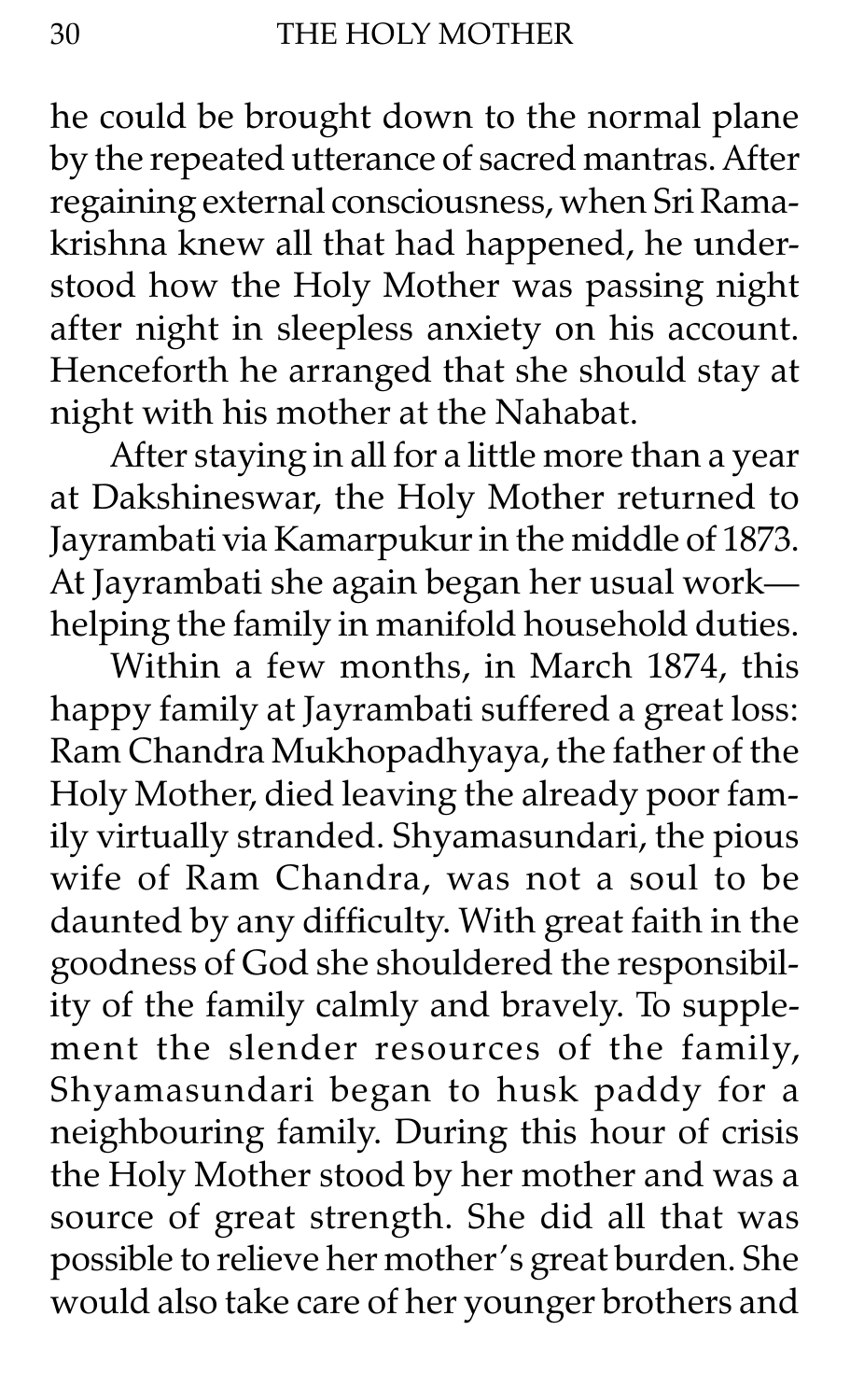he could be brought down to the normal plane by the repeated utterance of sacred mantras. After regaining external consciousness, when Sri Ramakrishna knew all that had happened, he understood how the Holy Mother was passing night after night in sleepless anxiety on his account. Henceforth he arranged that she should stay at night with his mother at the Nahabat.

After staying in all for a little more than a year at Dakshineswar, the Holy Mother returned to Jayrambati via Kamarpukur in the middle of 1873. At Jayrambati she again began her usual work—helping the family in manifold household duties.

Within a few months, in March 1874, this happy family at Jayrambati suffered a great loss: Ram Chandra Mukhopadhyaya, the father of the Holy Mother, died leaving the already poor family virtually stranded. Shyamasundari, the pious wife of Ram Chandra, was not a soul to be daunted by any difficulty. With great faith in the goodness of God she shouldered the responsibility of the family calmly and bravely. To supplement the slender resources of the family, Shyamasundari began to husk paddy for a neighbouring family. During this hour of crisis the Holy Mother stood by her mother and was a source of great strength. She did all that was possible to relieve her mother's great burden. She would also take care of her younger brothers and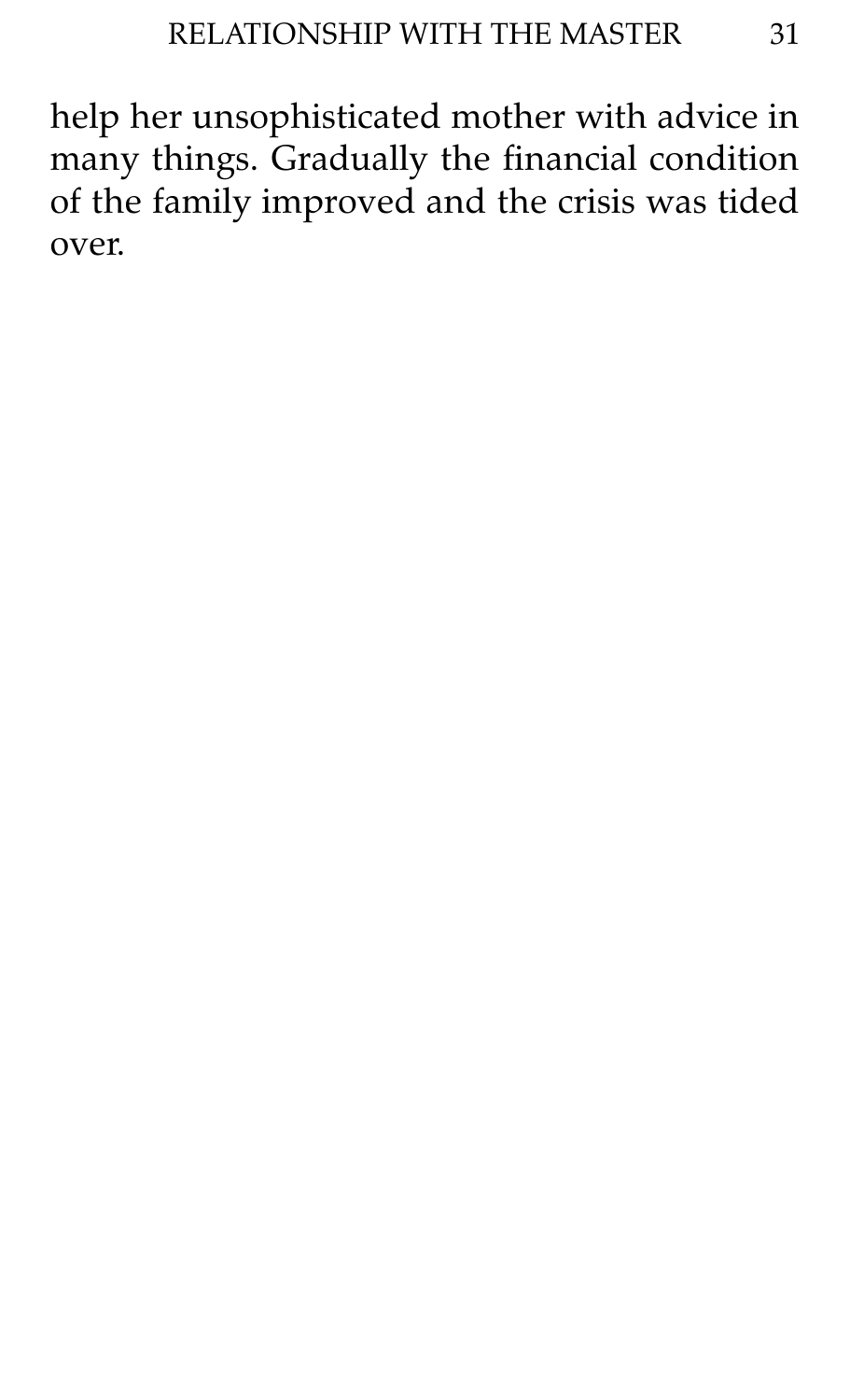help her unsophisticated mother with advice in many things. Gradually the financial condition of the family improved and the crisis was tided over.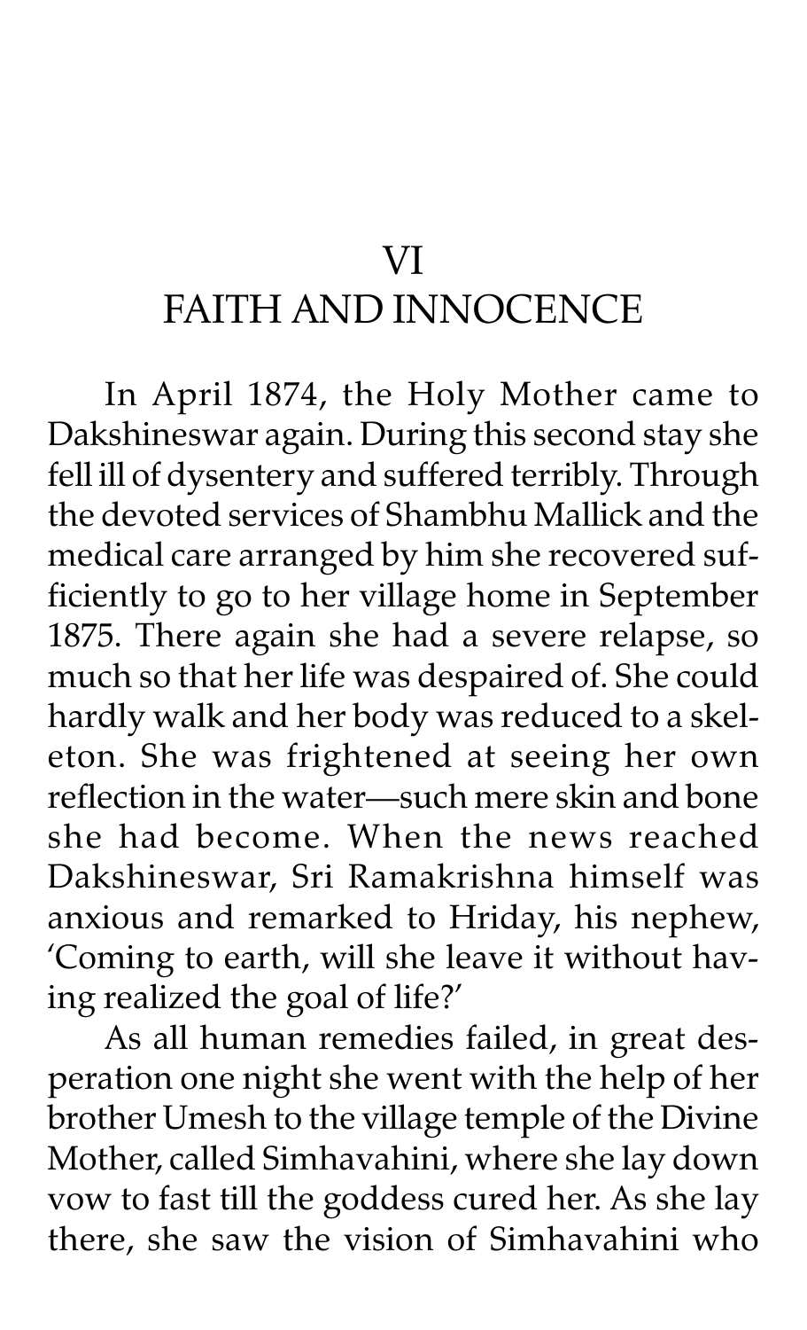# VI
# FAITH AND INNOCENCE

In April 1874, the Holy Mother came to Dakshineswar again. During this second stay she fell ill of dysentery and suffered terribly. Through the devoted services of Shambhu Mallick and the medical care arranged by him she recovered sufficiently to go to her village home in September 1875. There again she had a severe relapse, so much so that her life was despaired of. She could hardly walk and her body was reduced to a skeleton. She was frightened at seeing her own reflection in the water—such mere skin and bone she had become. When the news reached Dakshineswar, Sri Ramakrishna himself was anxious and remarked to Hriday, his nephew, 'Coming to earth, will she leave it without having realized the goal of life?'

As all human remedies failed, in great desperation one night she went with the help of her brother Umesh to the village temple of the Divine Mother, called Simhavahini, where she lay down vow to fast till the goddess cured her. As she lay there, she saw the vision of Simhavahini who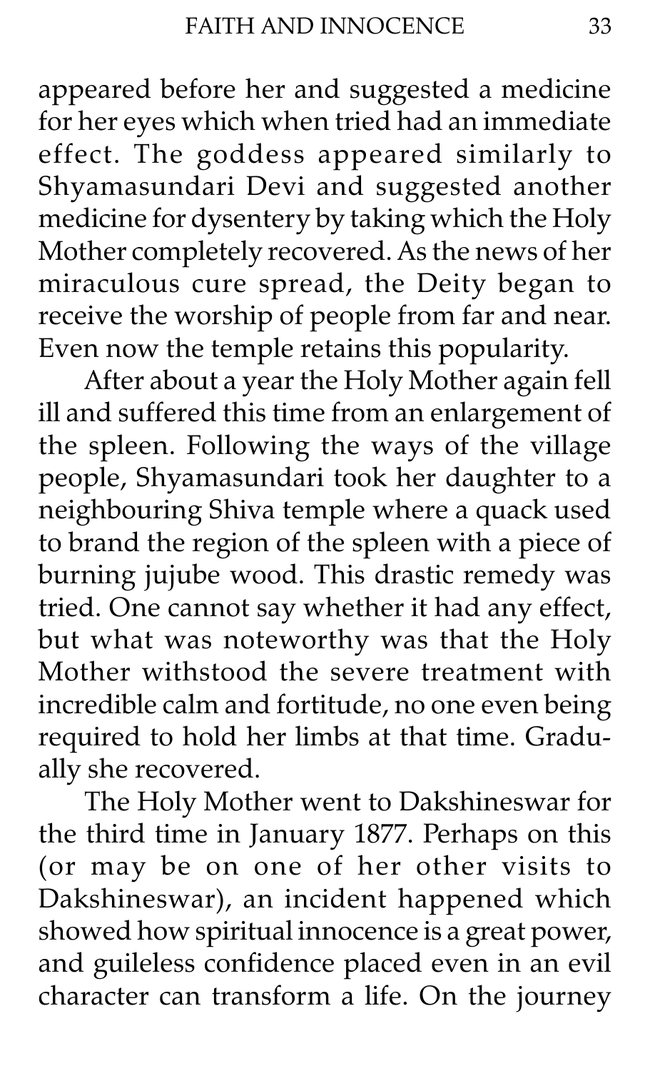appeared before her and suggested a medicine for her eyes which when tried had an immediate effect. The goddess appeared similarly to Shyamasundari Devi and suggested another medicine for dysentery by taking which the Holy Mother completely recovered. As the news of her miraculous cure spread, the Deity began to receive the worship of people from far and near. Even now the temple retains this popularity.

After about a year the Holy Mother again fell ill and suffered this time from an enlargement of the spleen. Following the ways of the village people, Shyamasundari took her daughter to a neighbouring Shiva temple where a quack used to brand the region of the spleen with a piece of burning jujube wood. This drastic remedy was tried. One cannot say whether it had any effect, but what was noteworthy was that the Holy Mother withstood the severe treatment with incredible calm and fortitude, no one even being required to hold her limbs at that time. Gradually she recovered.

The Holy Mother went to Dakshineswar for the third time in January 1877. Perhaps on this (or may be on one of her other visits to Dakshineswar), an incident happened which showed how spiritual innocence is a great power, and guileless confidence placed even in an evil character can transform a life. On the journey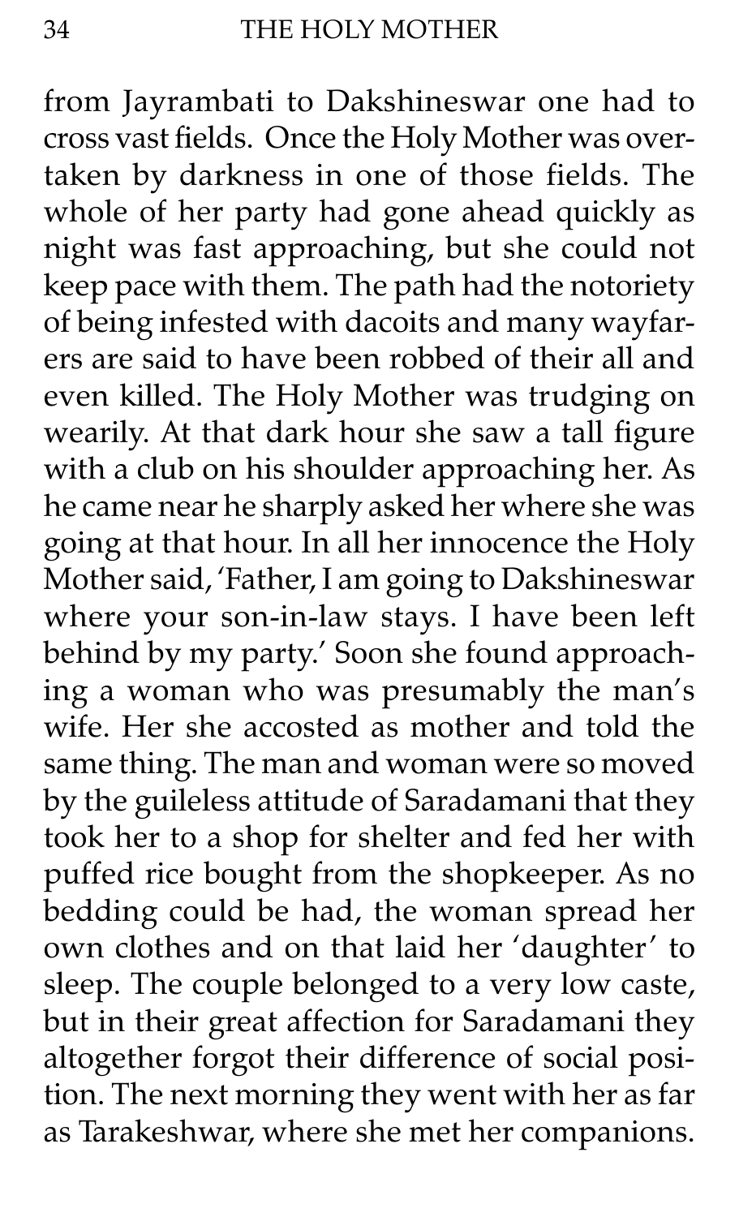from Jayrambati to Dakshineswar one had to cross vast fields. Once the Holy Mother was overtaken by darkness in one of those fields. The whole of her party had gone ahead quickly as night was fast approaching, but she could not keep pace with them. The path had the notoriety of being infested with dacoits and many wayfarers are said to have been robbed of their all and even killed. The Holy Mother was trudging on wearily. At that dark hour she saw a tall figure with a club on his shoulder approaching her. As he came near he sharply asked her where she was going at that hour. In all her innocence the Holy Mother said, 'Father, I am going to Dakshineswar where your son-in-law stays. I have been left behind by my party.' Soon she found approaching a woman who was presumably the man's wife. Her she accosted as mother and told the same thing. The man and woman were so moved by the guileless attitude of Saradamani that they took her to a shop for shelter and fed her with puffed rice bought from the shopkeeper. As no bedding could be had, the woman spread her own clothes and on that laid her 'daughter' to sleep. The couple belonged to a very low caste, but in their great affection for Saradamani they altogether forgot their difference of social position. The next morning they went with her as far as Tarakeshwar, where she met her companions.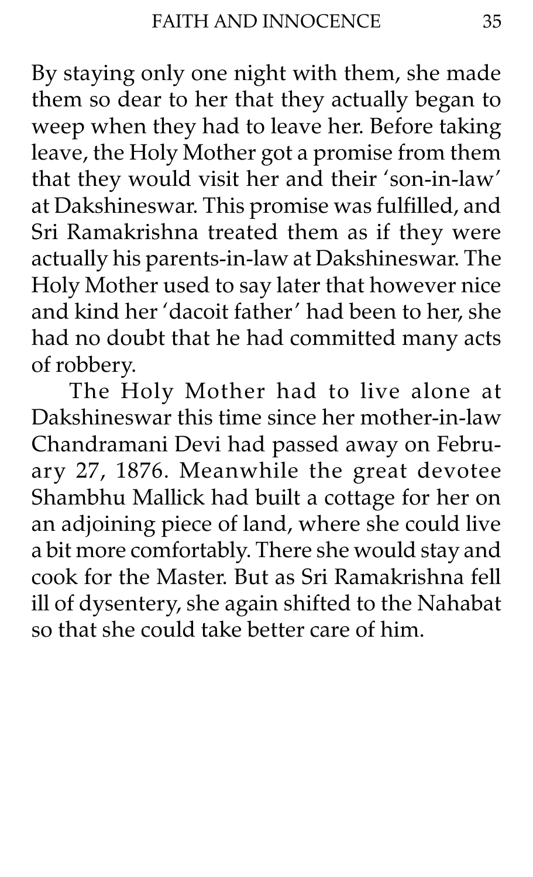By staying only one night with them, she made them so dear to her that they actually began to weep when they had to leave her. Before taking leave, the Holy Mother got a promise from them that they would visit her and their 'son-in-law' at Dakshineswar. This promise was fulfilled, and Sri Ramakrishna treated them as if they were actually his parents-in-law at Dakshineswar. The Holy Mother used to say later that however nice and kind her 'dacoit father' had been to her, she had no doubt that he had committed many acts of robbery.

The Holy Mother had to live alone at Dakshineswar this time since her mother-in-law Chandramani Devi had passed away on February 27, 1876. Meanwhile the great devotee Shambhu Mallick had built a cottage for her on an adjoining piece of land, where she could live a bit more comfortably. There she would stay and cook for the Master. But as Sri Ramakrishna fell ill of dysentery, she again shifted to the Nahabat so that she could take better care of him.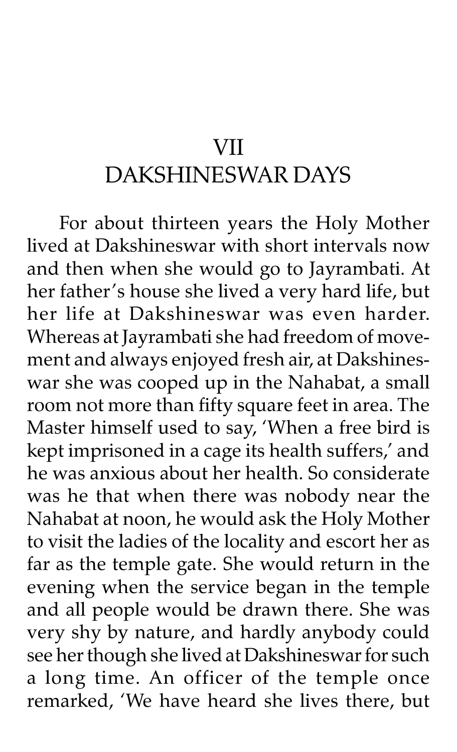# VII
# DAKSHINESWAR DAYS

For about thirteen years the Holy Mother lived at Dakshineswar with short intervals now and then when she would go to Jayrambati. At her father's house she lived a very hard life, but her life at Dakshineswar was even harder. Whereas at Jayrambati she had freedom of movement and always enjoyed fresh air, at Dakshineswar she was cooped up in the Nahabat, a small room not more than fifty square feet in area. The Master himself used to say, 'When a free bird is kept imprisoned in a cage its health suffers,' and he was anxious about her health. So considerate was he that when there was nobody near the Nahabat at noon, he would ask the Holy Mother to visit the ladies of the locality and escort her as far as the temple gate. She would return in the evening when the service began in the temple and all people would be drawn there. She was very shy by nature, and hardly anybody could see her though she lived at Dakshineswar for such a long time. An officer of the temple once remarked, 'We have heard she lives there, but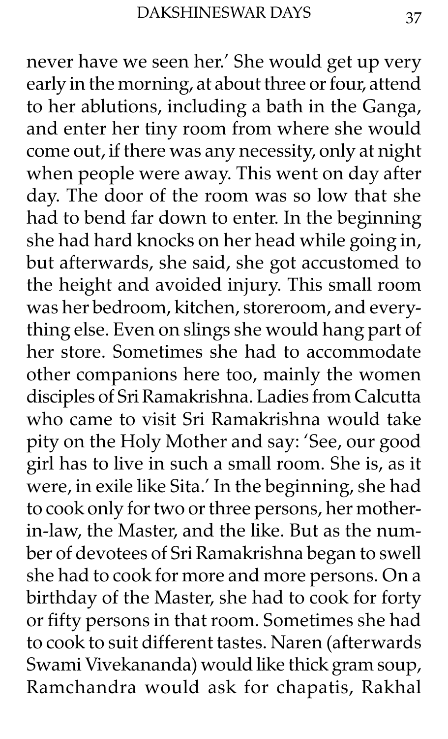never have we seen her.' She would get up very early in the morning, at about three or four, attend to her ablutions, including a bath in the Ganga, and enter her tiny room from where she would come out, if there was any necessity, only at night when people were away. This went on day after day. The door of the room was so low that she had to bend far down to enter. In the beginning she had hard knocks on her head while going in, but afterwards, she said, she got accustomed to the height and avoided injury. This small room was her bedroom, kitchen, storeroom, and everything else. Even on slings she would hang part of her store. Sometimes she had to accommodate other companions here too, mainly the women disciples of Sri Ramakrishna. Ladies from Calcutta who came to visit Sri Ramakrishna would take pity on the Holy Mother and say: 'See, our good girl has to live in such a small room. She is, as it were, in exile like Sita.' In the beginning, she had to cook only for two or three persons, her mother-in-law, the Master, and the like. But as the number of devotees of Sri Ramakrishna began to swell she had to cook for more and more persons. On a birthday of the Master, she had to cook for forty or fifty persons in that room. Sometimes she had to cook to suit different tastes. Naren (afterwards Swami Vivekananda) would like thick gram soup, Ramchandra would ask for chapatis, Rakhal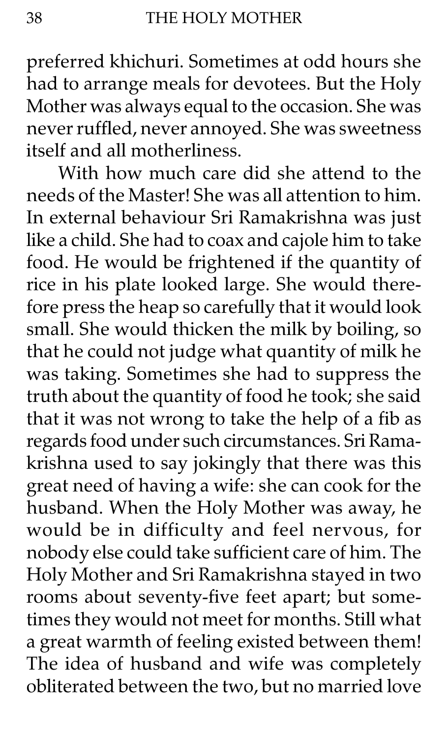preferred khichuri. Sometimes at odd hours she had to arrange meals for devotees. But the Holy Mother was always equal to the occasion. She was never ruffled, never annoyed. She was sweetness itself and all motherliness.

With how much care did she attend to the needs of the Master! She was all attention to him. In external behaviour Sri Ramakrishna was just like a child. She had to coax and cajole him to take food. He would be frightened if the quantity of rice in his plate looked large. She would therefore press the heap so carefully that it would look small. She would thicken the milk by boiling, so that he could not judge what quantity of milk he was taking. Sometimes she had to suppress the truth about the quantity of food he took; she said that it was not wrong to take the help of a fib as regards food under such circumstances. Sri Ramakrishna used to say jokingly that there was this great need of having a wife: she can cook for the husband. When the Holy Mother was away, he would be in difficulty and feel nervous, for nobody else could take sufficient care of him. The Holy Mother and Sri Ramakrishna stayed in two rooms about seventy-five feet apart; but sometimes they would not meet for months. Still what a great warmth of feeling existed between them! The idea of husband and wife was completely obliterated between the two, but no married love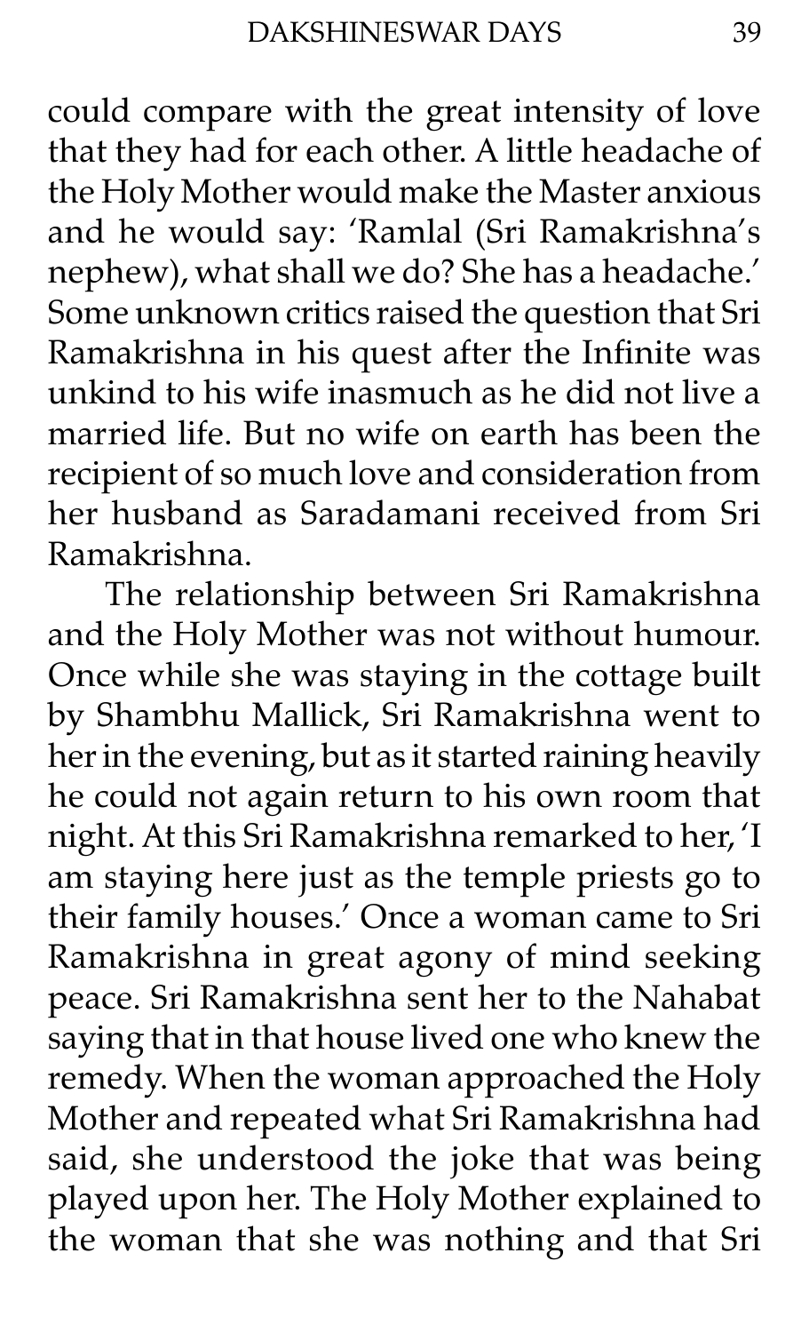could compare with the great intensity of love that they had for each other. A little headache of the Holy Mother would make the Master anxious and he would say: 'Ramlal (Sri Ramakrishna's nephew), what shall we do? She has a headache.' Some unknown critics raised the question that Sri Ramakrishna in his quest after the Infinite was unkind to his wife inasmuch as he did not live a married life. But no wife on earth has been the recipient of so much love and consideration from her husband as Saradamani received from Sri Ramakrishna.

The relationship between Sri Ramakrishna and the Holy Mother was not without humour. Once while she was staying in the cottage built by Shambhu Mallick, Sri Ramakrishna went to her in the evening, but as it started raining heavily he could not again return to his own room that night. At this Sri Ramakrishna remarked to her, 'I am staying here just as the temple priests go to their family houses.' Once a woman came to Sri Ramakrishna in great agony of mind seeking peace. Sri Ramakrishna sent her to the Nahabat saying that in that house lived one who knew the remedy. When the woman approached the Holy Mother and repeated what Sri Ramakrishna had said, she understood the joke that was being played upon her. The Holy Mother explained to the woman that she was nothing and that Sri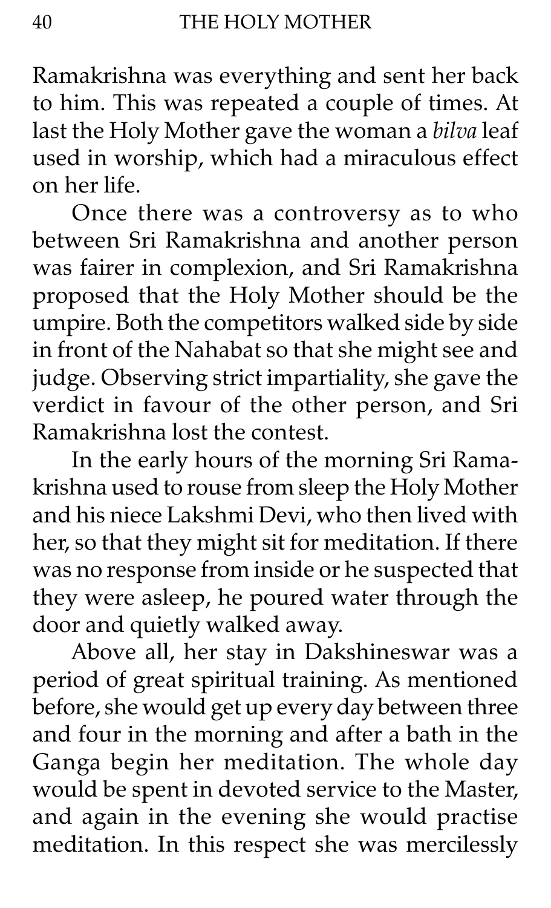Ramakrishna was everything and sent her back to him. This was repeated a couple of times. At last the Holy Mother gave the woman a *bilva* leaf used in worship, which had a miraculous effect on her life.

Once there was a controversy as to who between Sri Ramakrishna and another person was fairer in complexion, and Sri Ramakrishna proposed that the Holy Mother should be the umpire. Both the competitors walked side by side in front of the Nahabat so that she might see and judge. Observing strict impartiality, she gave the verdict in favour of the other person, and Sri Ramakrishna lost the contest.

In the early hours of the morning Sri Ramakrishna used to rouse from sleep the Holy Mother and his niece Lakshmi Devi, who then lived with her, so that they might sit for meditation. If there was no response from inside or he suspected that they were asleep, he poured water through the door and quietly walked away.

Above all, her stay in Dakshineswar was a period of great spiritual training. As mentioned before, she would get up every day between three and four in the morning and after a bath in the Ganga begin her meditation. The whole day would be spent in devoted service to the Master, and again in the evening she would practise meditation. In this respect she was mercilessly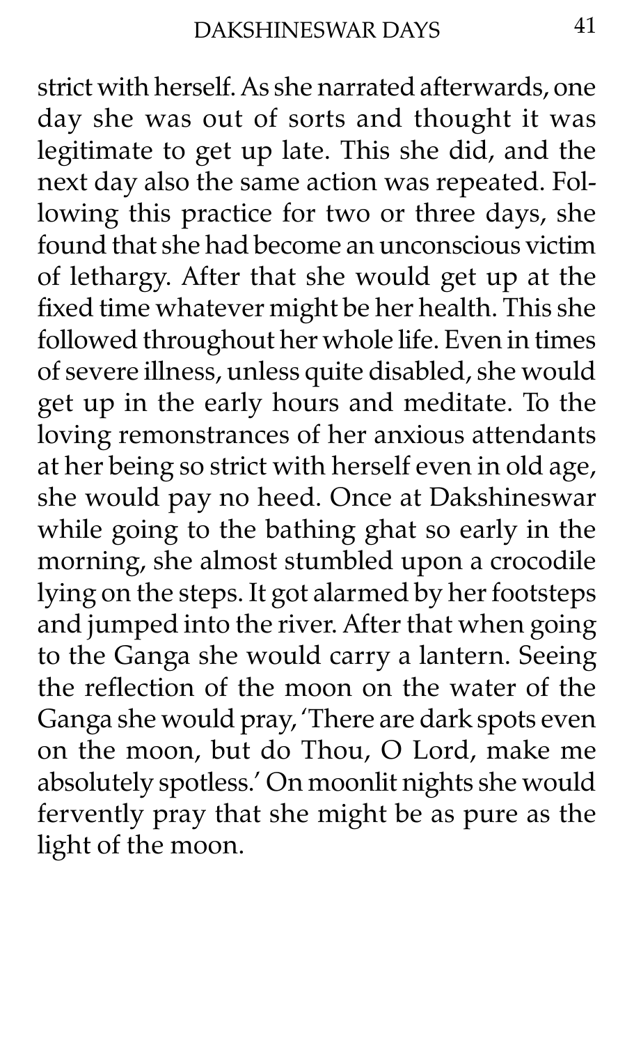strict with herself. As she narrated afterwards, one day she was out of sorts and thought it was legitimate to get up late. This she did, and the next day also the same action was repeated. Following this practice for two or three days, she found that she had become an unconscious victim of lethargy. After that she would get up at the fixed time whatever might be her health. This she followed throughout her whole life. Even in times of severe illness, unless quite disabled, she would get up in the early hours and meditate. To the loving remonstrances of her anxious attendants at her being so strict with herself even in old age, she would pay no heed. Once at Dakshineswar while going to the bathing ghat so early in the morning, she almost stumbled upon a crocodile lying on the steps. It got alarmed by her footsteps and jumped into the river. After that when going to the Ganga she would carry a lantern. Seeing the reflection of the moon on the water of the Ganga she would pray, 'There are dark spots even on the moon, but do Thou, O Lord, make me absolutely spotless.' On moonlit nights she would fervently pray that she might be as pure as the light of the moon.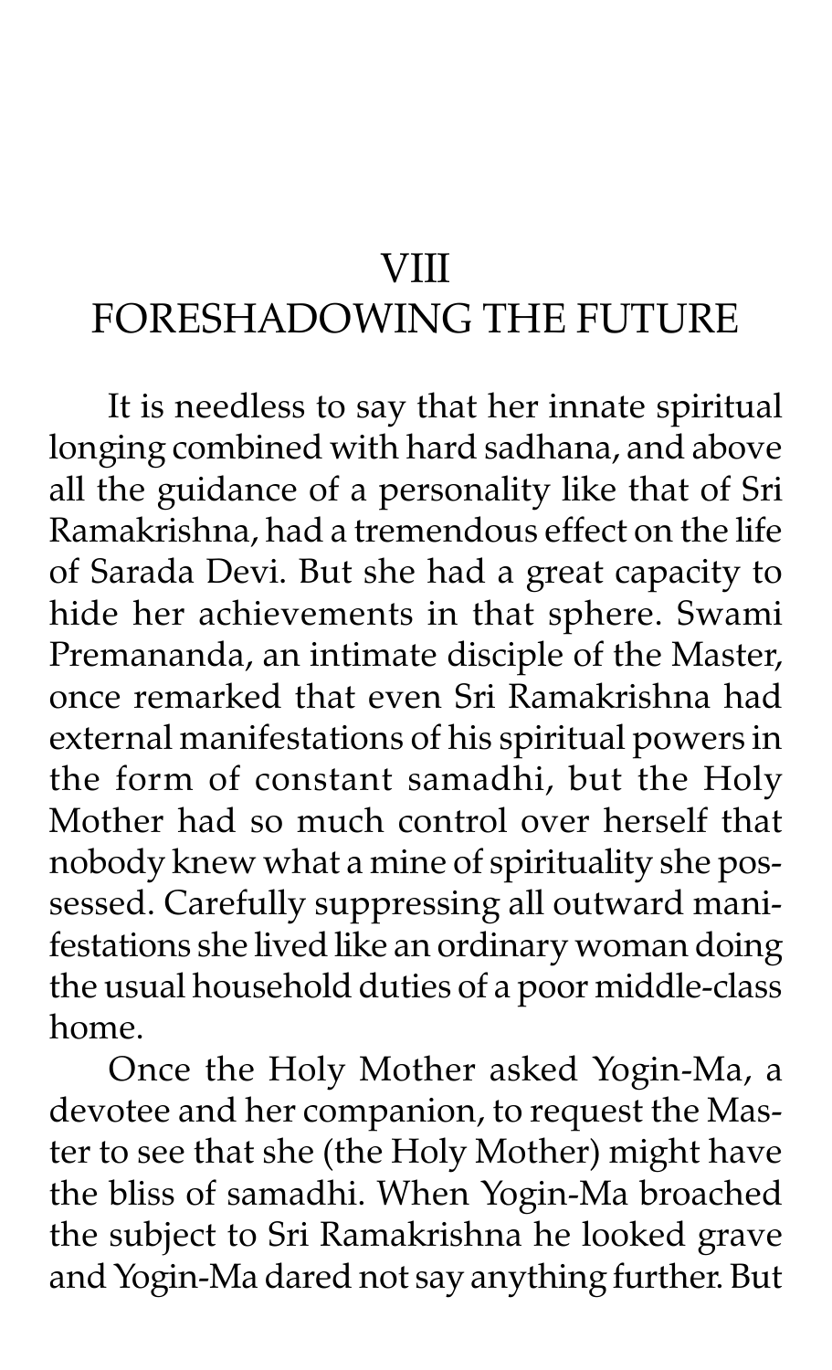## VIII
## FORESHADOWING THE FUTURE

It is needless to say that her innate spiritual longing combined with hard sadhana, and above all the guidance of a personality like that of Sri Ramakrishna, had a tremendous effect on the life of Sarada Devi. But she had a great capacity to hide her achievements in that sphere. Swami Premananda, an intimate disciple of the Master, once remarked that even Sri Ramakrishna had external manifestations of his spiritual powers in the form of constant samadhi, but the Holy Mother had so much control over herself that nobody knew what a mine of spirituality she possessed. Carefully suppressing all outward manifestations she lived like an ordinary woman doing the usual household duties of a poor middle-class home.

Once the Holy Mother asked Yogin-Ma, a devotee and her companion, to request the Master to see that she (the Holy Mother) might have the bliss of samadhi. When Yogin-Ma broached the subject to Sri Ramakrishna he looked grave and Yogin-Ma dared not say anything further. But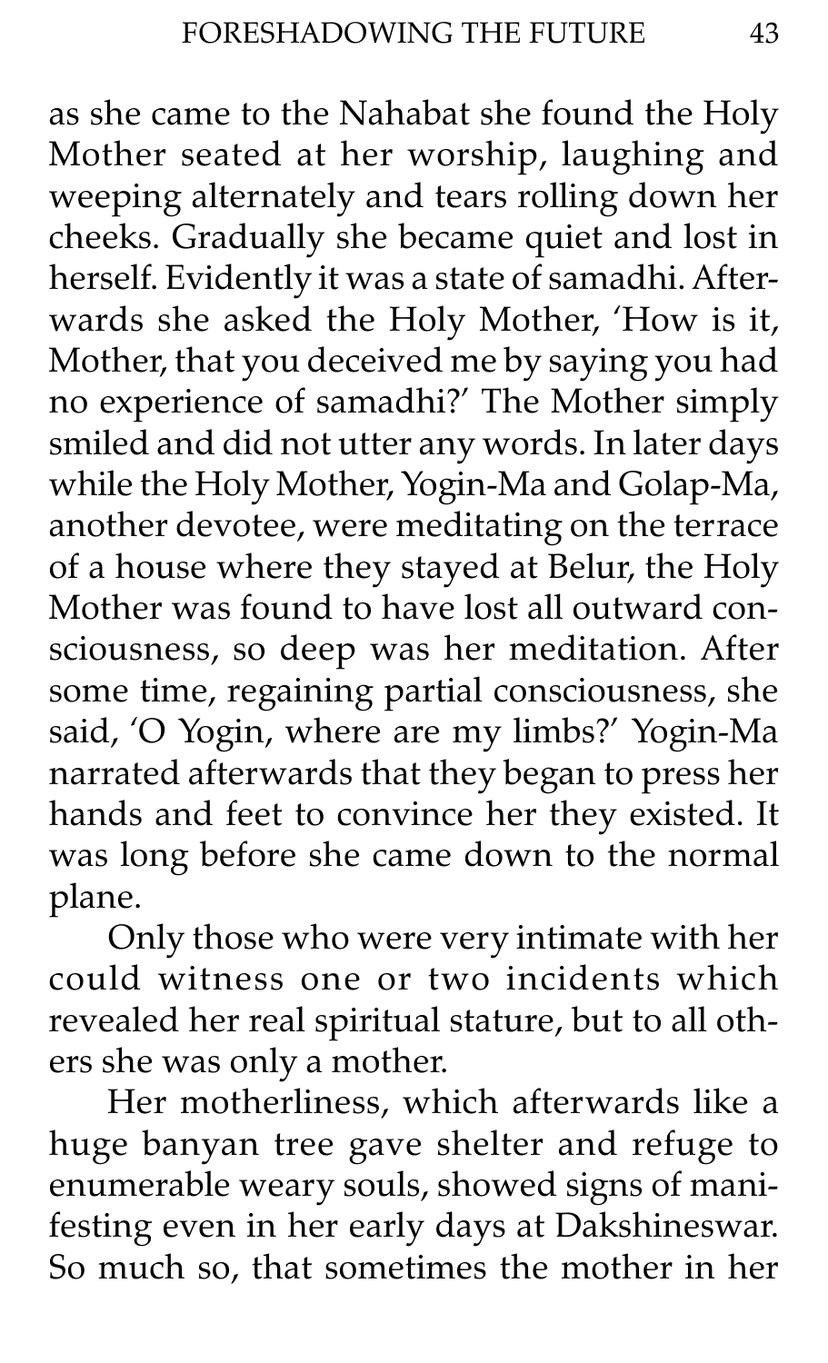as she came to the Nahabat she found the Holy Mother seated at her worship, laughing and weeping alternately and tears rolling down her cheeks. Gradually she became quiet and lost in herself. Evidently it was a state of samadhi. Afterwards she asked the Holy Mother, 'How is it, Mother, that you deceived me by saying you had no experience of samadhi?' The Mother simply smiled and did not utter any words. In later days while the Holy Mother, Yogin-Ma and Golap-Ma, another devotee, were meditating on the terrace of a house where they stayed at Belur, the Holy Mother was found to have lost all outward consciousness, so deep was her meditation. After some time, regaining partial consciousness, she said, 'O Yogin, where are my limbs?' Yogin-Ma narrated afterwards that they began to press her hands and feet to convince her they existed. It was long before she came down to the normal plane.

Only those who were very intimate with her could witness one or two incidents which revealed her real spiritual stature, but to all others she was only a mother.

Her motherliness, which afterwards like a huge banyan tree gave shelter and refuge to enumerable weary souls, showed signs of manifesting even in her early days at Dakshineswar. So much so, that sometimes the mother in her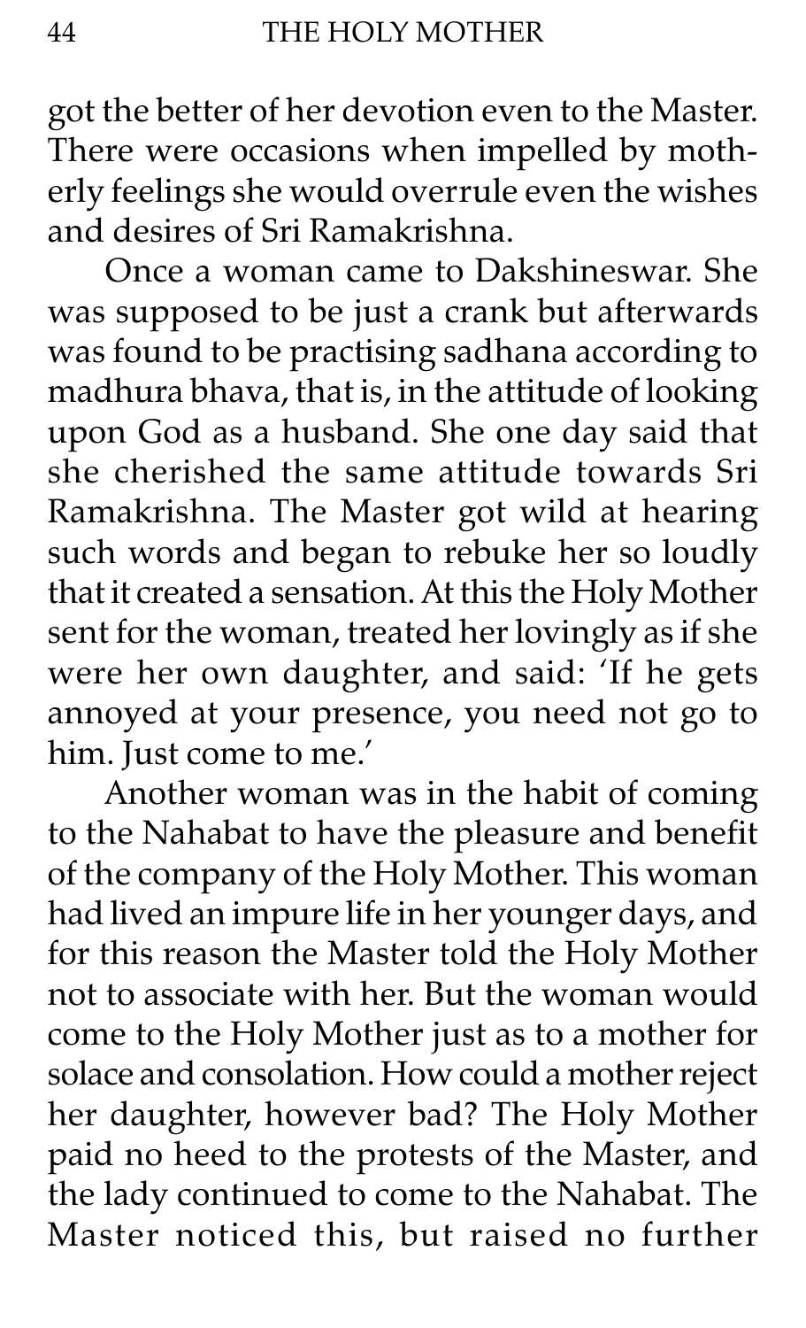got the better of her devotion even to the Master. There were occasions when impelled by motherly feelings she would overrule even the wishes and desires of Sri Ramakrishna.

Once a woman came to Dakshineswar. She was supposed to be just a crank but afterwards was found to be practising sadhana according to madhura bhava, that is, in the attitude of looking upon God as a husband. She one day said that she cherished the same attitude towards Sri Ramakrishna. The Master got wild at hearing such words and began to rebuke her so loudly that it created a sensation. At this the Holy Mother sent for the woman, treated her lovingly as if she were her own daughter, and said: 'If he gets annoyed at your presence, you need not go to him. Just come to me.'

Another woman was in the habit of coming to the Nahabat to have the pleasure and benefit of the company of the Holy Mother. This woman had lived an impure life in her younger days, and for this reason the Master told the Holy Mother not to associate with her. But the woman would come to the Holy Mother just as to a mother for solace and consolation. How could a mother reject her daughter, however bad? The Holy Mother paid no heed to the protests of the Master, and the lady continued to come to the Nahabat. The Master noticed this, but raised no further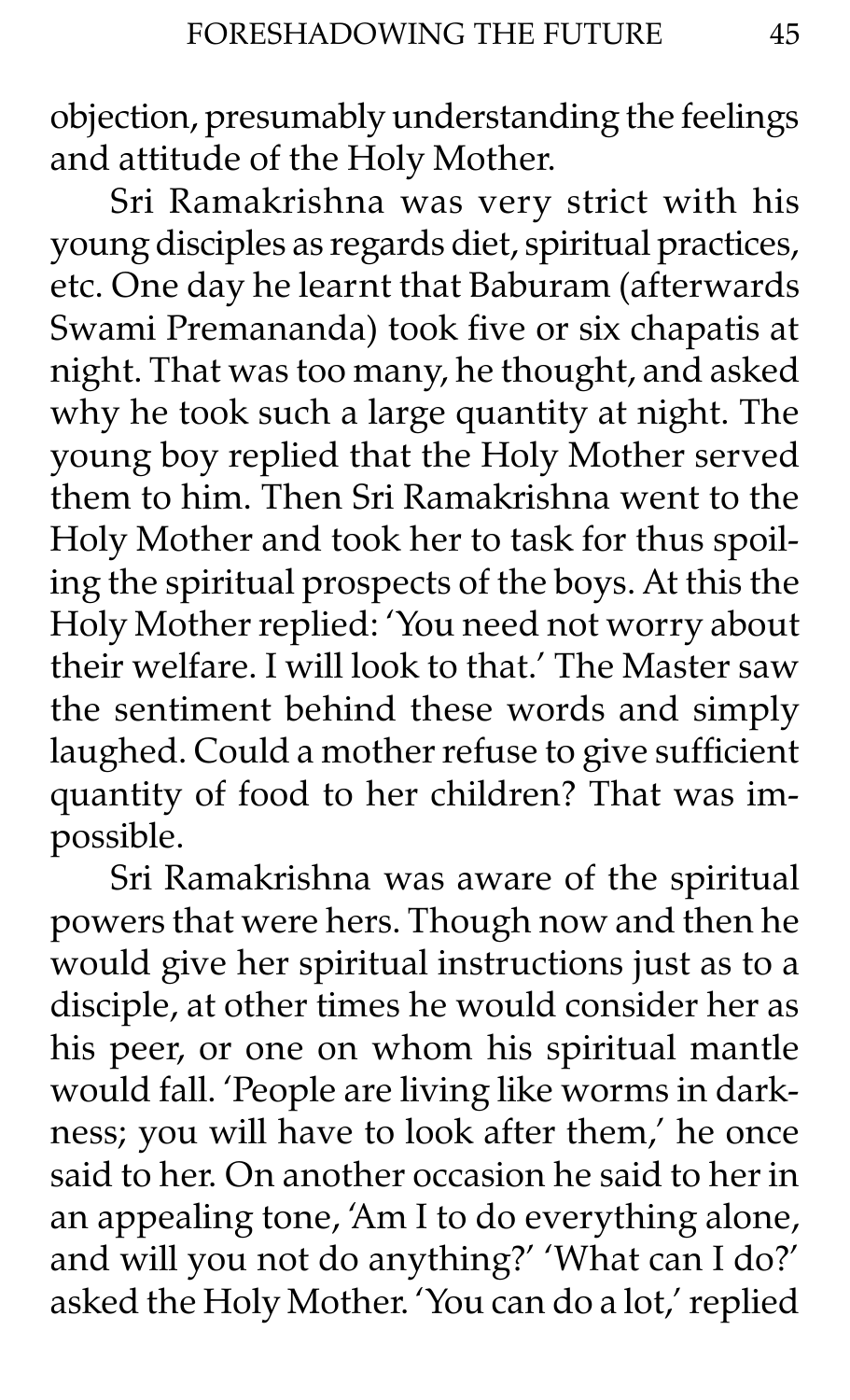objection, presumably understanding the feelings and attitude of the Holy Mother.

Sri Ramakrishna was very strict with his young disciples as regards diet, spiritual practices, etc. One day he learnt that Baburam (afterwards Swami Premananda) took five or six chapatis at night. That was too many, he thought, and asked why he took such a large quantity at night. The young boy replied that the Holy Mother served them to him. Then Sri Ramakrishna went to the Holy Mother and took her to task for thus spoiling the spiritual prospects of the boys. At this the Holy Mother replied: 'You need not worry about their welfare. I will look to that.' The Master saw the sentiment behind these words and simply laughed. Could a mother refuse to give sufficient quantity of food to her children? That was impossible.

Sri Ramakrishna was aware of the spiritual powers that were hers. Though now and then he would give her spiritual instructions just as to a disciple, at other times he would consider her as his peer, or one on whom his spiritual mantle would fall. 'People are living like worms in darkness; you will have to look after them,' he once said to her. On another occasion he said to her in an appealing tone, 'Am I to do everything alone, and will you not do anything?' 'What can I do?' asked the Holy Mother. 'You can do a lot,' replied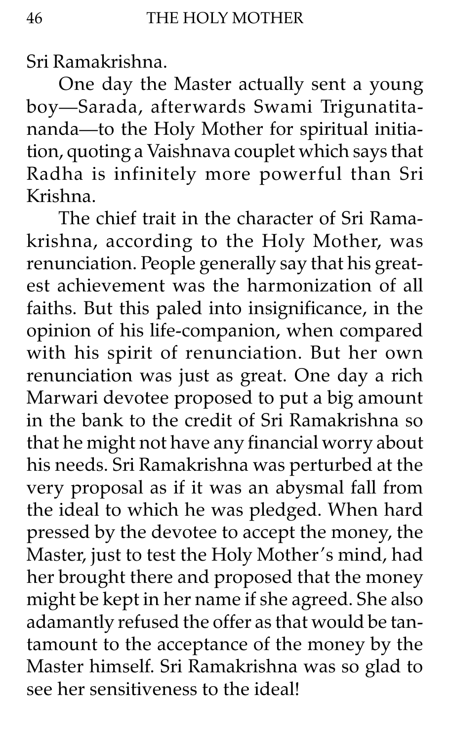Sri Ramakrishna.

One day the Master actually sent a young boy—Sarada, afterwards Swami Trigunatitananda—to the Holy Mother for spiritual initiation, quoting a Vaishnava couplet which says that Radha is infinitely more powerful than Sri Krishna.

The chief trait in the character of Sri Ramakrishna, according to the Holy Mother, was renunciation. People generally say that his greatest achievement was the harmonization of all faiths. But this paled into insignificance, in the opinion of his life-companion, when compared with his spirit of renunciation. But her own renunciation was just as great. One day a rich Marwari devotee proposed to put a big amount in the bank to the credit of Sri Ramakrishna so that he might not have any financial worry about his needs. Sri Ramakrishna was perturbed at the very proposal as if it was an abysmal fall from the ideal to which he was pledged. When hard pressed by the devotee to accept the money, the Master, just to test the Holy Mother's mind, had her brought there and proposed that the money might be kept in her name if she agreed. She also adamantly refused the offer as that would be tantamount to the acceptance of the money by the Master himself. Sri Ramakrishna was so glad to see her sensitiveness to the ideal!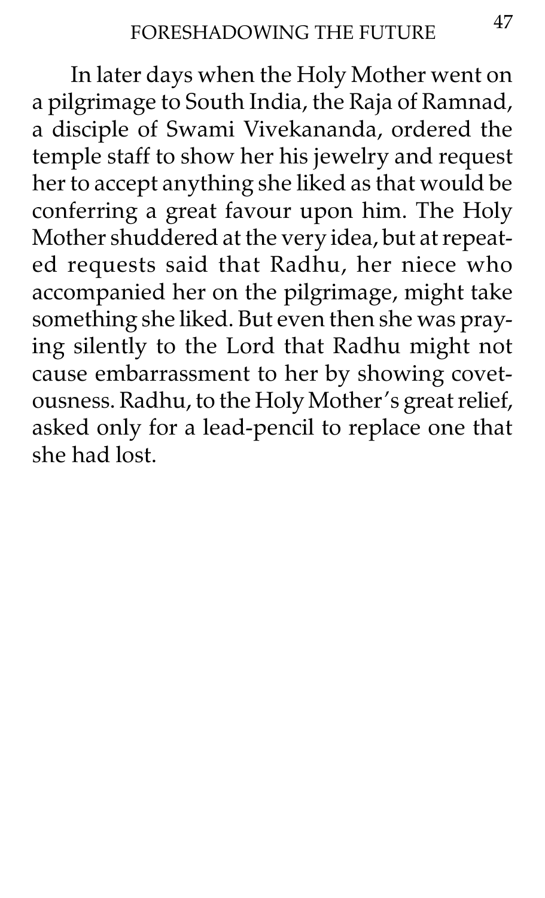In later days when the Holy Mother went on a pilgrimage to South India, the Raja of Ramnad, a disciple of Swami Vivekananda, ordered the temple staff to show her his jewelry and request her to accept anything she liked as that would be conferring a great favour upon him. The Holy Mother shuddered at the very idea, but at repeated requests said that Radhu, her niece who accompanied her on the pilgrimage, might take something she liked. But even then she was praying silently to the Lord that Radhu might not cause embarrassment to her by showing covetousness. Radhu, to the Holy Mother's great relief, asked only for a lead-pencil to replace one that she had lost.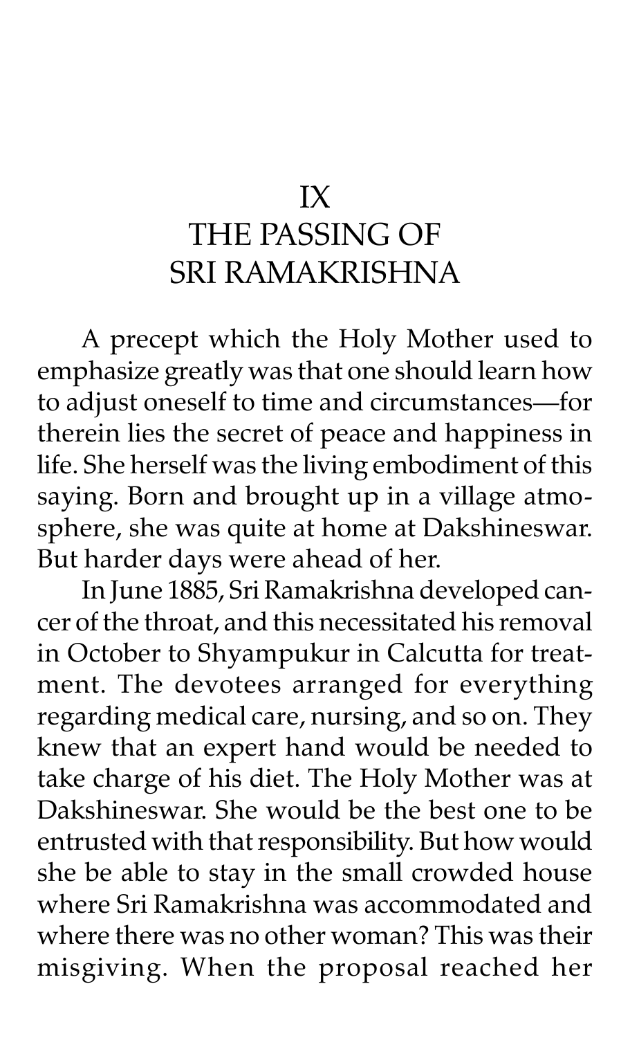# IX
# THE PASSING OF SRI RAMAKRISHNA

A precept which the Holy Mother used to emphasize greatly was that one should learn how to adjust oneself to time and circumstances—for therein lies the secret of peace and happiness in life. She herself was the living embodiment of this saying. Born and brought up in a village atmosphere, she was quite at home at Dakshineswar. But harder days were ahead of her.

In June 1885, Sri Ramakrishna developed cancer of the throat, and this necessitated his removal in October to Shyampukur in Calcutta for treatment. The devotees arranged for everything regarding medical care, nursing, and so on. They knew that an expert hand would be needed to take charge of his diet. The Holy Mother was at Dakshineswar. She would be the best one to be entrusted with that responsibility. But how would she be able to stay in the small crowded house where Sri Ramakrishna was accommodated and where there was no other woman? This was their misgiving. When the proposal reached her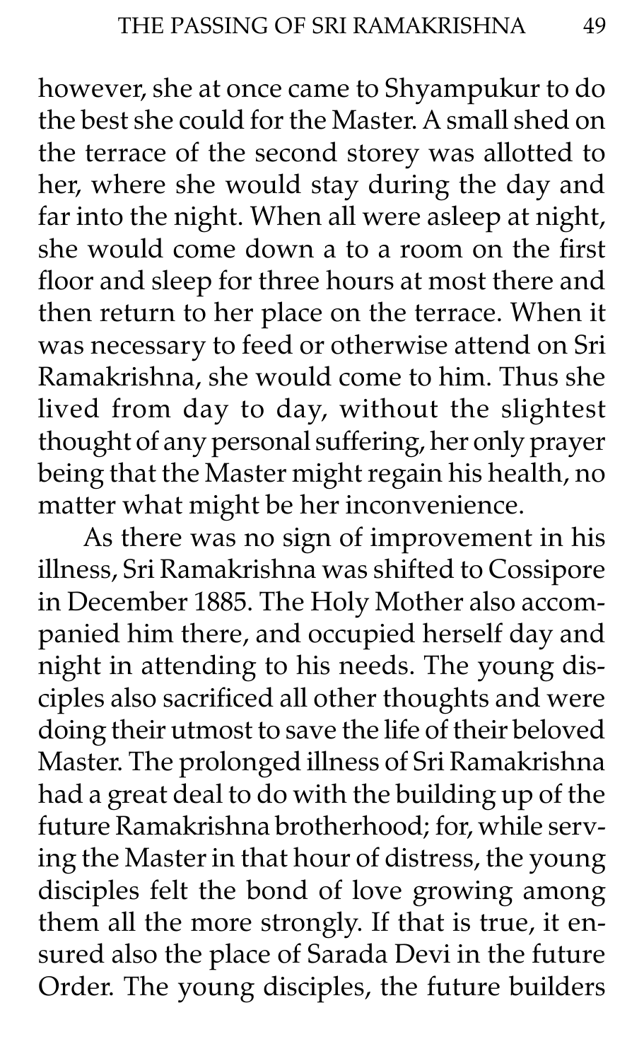however, she at once came to Shyampukur to do the best she could for the Master. A small shed on the terrace of the second storey was allotted to her, where she would stay during the day and far into the night. When all were asleep at night, she would come down a to a room on the first floor and sleep for three hours at most there and then return to her place on the terrace. When it was necessary to feed or otherwise attend on Sri Ramakrishna, she would come to him. Thus she lived from day to day, without the slightest thought of any personal suffering, her only prayer being that the Master might regain his health, no matter what might be her inconvenience.

As there was no sign of improvement in his illness, Sri Ramakrishna was shifted to Cossipore in December 1885. The Holy Mother also accompanied him there, and occupied herself day and night in attending to his needs. The young disciples also sacrificed all other thoughts and were doing their utmost to save the life of their beloved Master. The prolonged illness of Sri Ramakrishna had a great deal to do with the building up of the future Ramakrishna brotherhood; for, while serving the Master in that hour of distress, the young disciples felt the bond of love growing among them all the more strongly. If that is true, it ensured also the place of Sarada Devi in the future Order. The young disciples, the future builders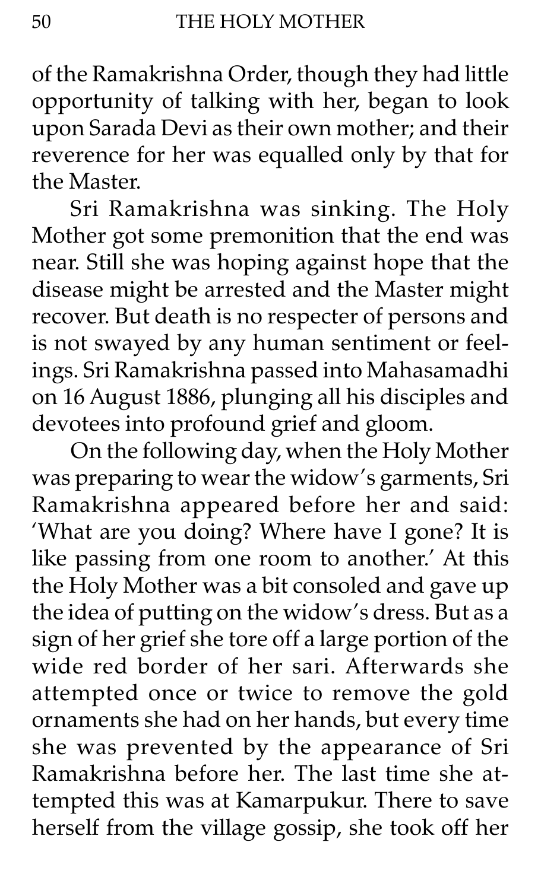of the Ramakrishna Order, though they had little opportunity of talking with her, began to look upon Sarada Devi as their own mother; and their reverence for her was equalled only by that for the Master.

Sri Ramakrishna was sinking. The Holy Mother got some premonition that the end was near. Still she was hoping against hope that the disease might be arrested and the Master might recover. But death is no respecter of persons and is not swayed by any human sentiment or feelings. Sri Ramakrishna passed into Mahasamadhi on 16 August 1886, plunging all his disciples and devotees into profound grief and gloom.

On the following day, when the Holy Mother was preparing to wear the widow's garments, Sri Ramakrishna appeared before her and said: 'What are you doing? Where have I gone? It is like passing from one room to another.' At this the Holy Mother was a bit consoled and gave up the idea of putting on the widow's dress. But as a sign of her grief she tore off a large portion of the wide red border of her sari. Afterwards she attempted once or twice to remove the gold ornaments she had on her hands, but every time she was prevented by the appearance of Sri Ramakrishna before her. The last time she attempted this was at Kamarpukur. There to save herself from the village gossip, she took off her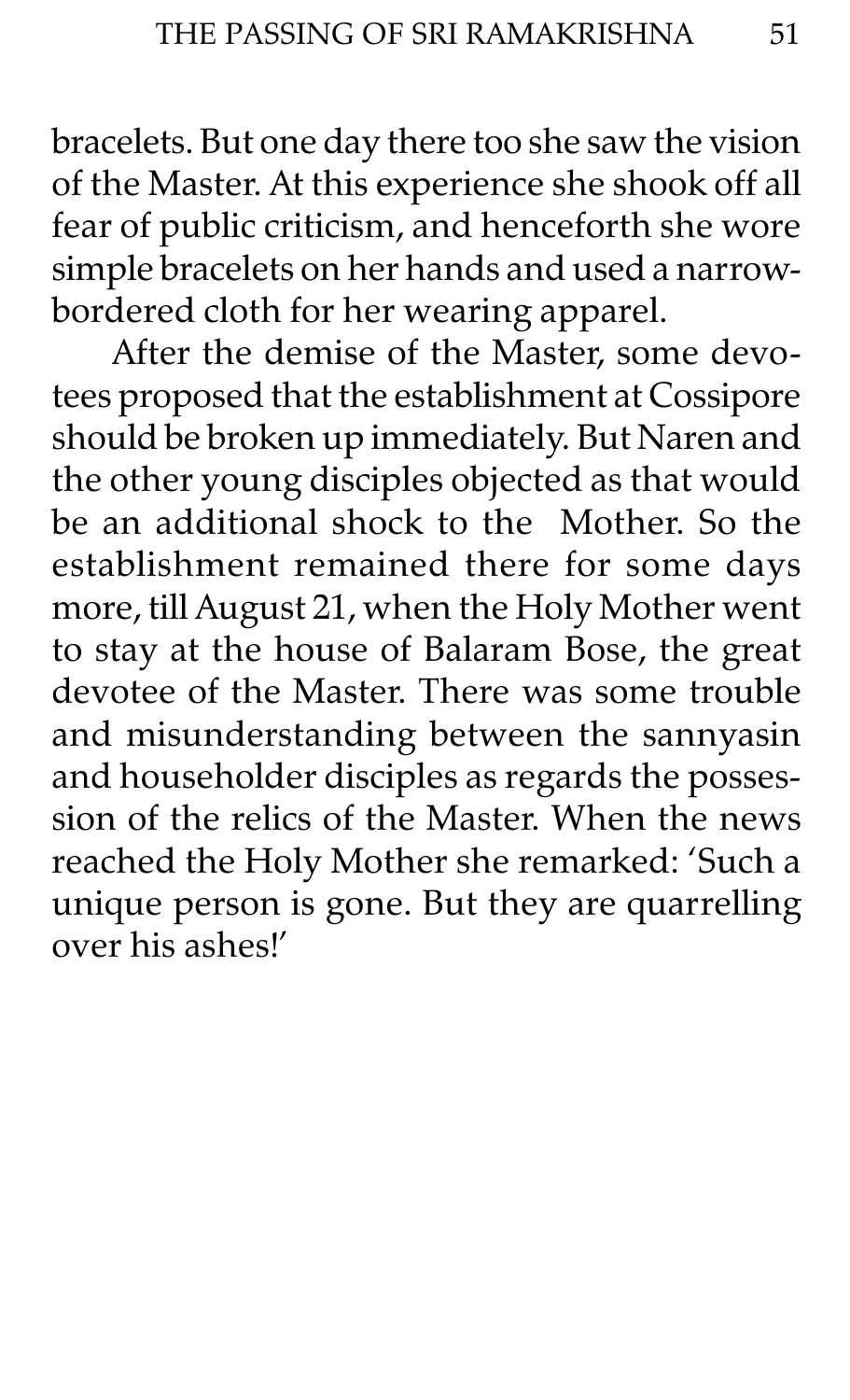bracelets. But one day there too she saw the vision of the Master. At this experience she shook off all fear of public criticism, and henceforth she wore simple bracelets on her hands and used a narrow-bordered cloth for her wearing apparel.

After the demise of the Master, some devotees proposed that the establishment at Cossipore should be broken up immediately. But Naren and the other young disciples objected as that would be an additional shock to the Mother. So the establishment remained there for some days more, till August 21, when the Holy Mother went to stay at the house of Balaram Bose, the great devotee of the Master. There was some trouble and misunderstanding between the sannyasin and householder disciples as regards the possession of the relics of the Master. When the news reached the Holy Mother she remarked: 'Such a unique person is gone. But they are quarrelling over his ashes!'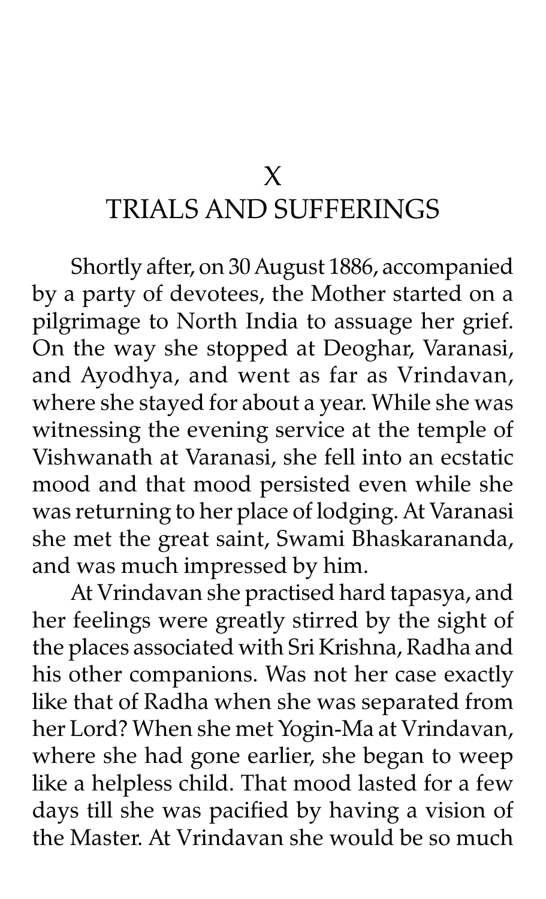# X
# TRIALS AND SUFFERINGS

Shortly after, on 30 August 1886, accompanied by a party of devotees, the Mother started on a pilgrimage to North India to assuage her grief. On the way she stopped at Deoghar, Varanasi, and Ayodhya, and went as far as Vrindavan, where she stayed for about a year. While she was witnessing the evening service at the temple of Vishwanath at Varanasi, she fell into an ecstatic mood and that mood persisted even while she was returning to her place of lodging. At Varanasi she met the great saint, Swami Bhaskarananda, and was much impressed by him.

At Vrindavan she practised hard tapasya, and her feelings were greatly stirred by the sight of the places associated with Sri Krishna, Radha and his other companions. Was not her case exactly like that of Radha when she was separated from her Lord? When she met Yogin-Ma at Vrindavan, where she had gone earlier, she began to weep like a helpless child. That mood lasted for a few days till she was pacified by having a vision of the Master. At Vrindavan she would be so much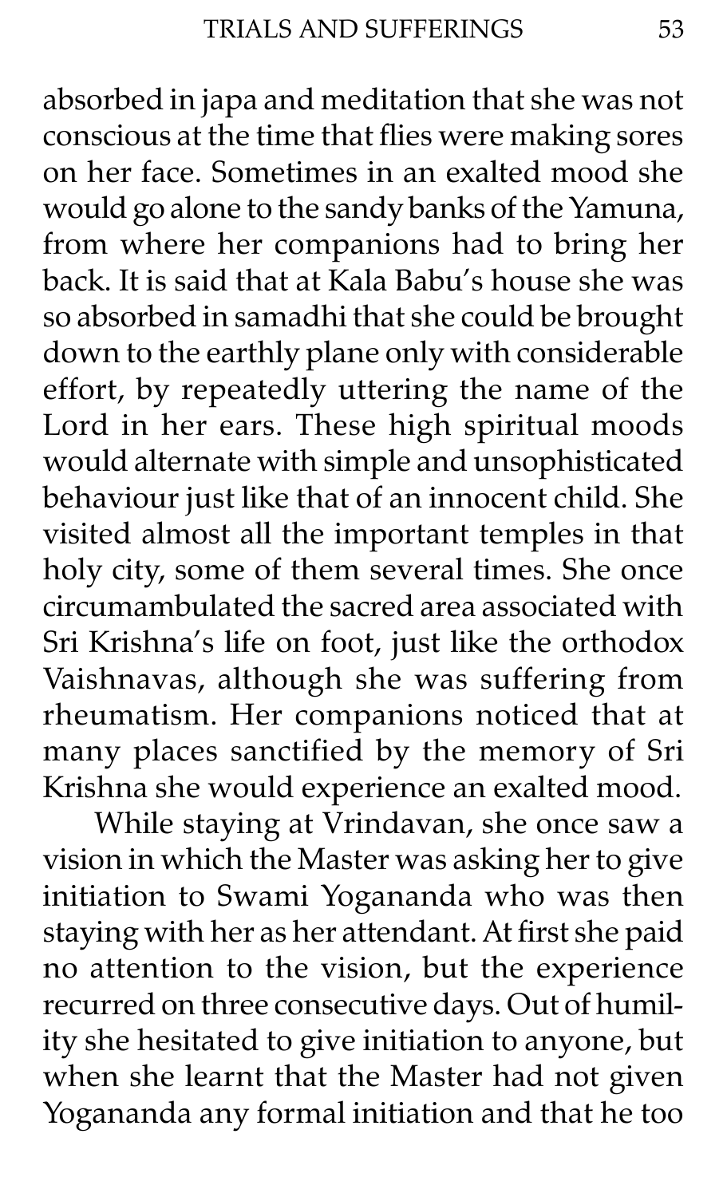absorbed in japa and meditation that she was not conscious at the time that flies were making sores on her face. Sometimes in an exalted mood she would go alone to the sandy banks of the Yamuna, from where her companions had to bring her back. It is said that at Kala Babu's house she was so absorbed in samadhi that she could be brought down to the earthly plane only with considerable effort, by repeatedly uttering the name of the Lord in her ears. These high spiritual moods would alternate with simple and unsophisticated behaviour just like that of an innocent child. She visited almost all the important temples in that holy city, some of them several times. She once circumambulated the sacred area associated with Sri Krishna's life on foot, just like the orthodox Vaishnavas, although she was suffering from rheumatism. Her companions noticed that at many places sanctified by the memory of Sri Krishna she would experience an exalted mood.

While staying at Vrindavan, she once saw a vision in which the Master was asking her to give initiation to Swami Yogananda who was then staying with her as her attendant. At first she paid no attention to the vision, but the experience recurred on three consecutive days. Out of humility she hesitated to give initiation to anyone, but when she learnt that the Master had not given Yogananda any formal initiation and that he too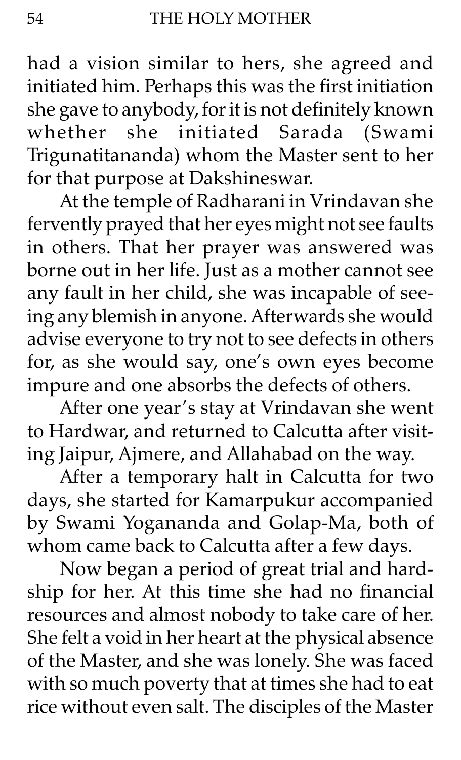had a vision similar to hers, she agreed and initiated him. Perhaps this was the first initiation she gave to anybody, for it is not definitely known whether she initiated Sarada (Swami Trigunatitananda) whom the Master sent to her for that purpose at Dakshineswar.

At the temple of Radharani in Vrindavan she fervently prayed that her eyes might not see faults in others. That her prayer was answered was borne out in her life. Just as a mother cannot see any fault in her child, she was incapable of seeing any blemish in anyone. Afterwards she would advise everyone to try not to see defects in others for, as she would say, one's own eyes become impure and one absorbs the defects of others.

After one year's stay at Vrindavan she went to Hardwar, and returned to Calcutta after visiting Jaipur, Ajmere, and Allahabad on the way.

After a temporary halt in Calcutta for two days, she started for Kamarpukur accompanied by Swami Yogananda and Golap-Ma, both of whom came back to Calcutta after a few days.

Now began a period of great trial and hardship for her. At this time she had no financial resources and almost nobody to take care of her. She felt a void in her heart at the physical absence of the Master, and she was lonely. She was faced with so much poverty that at times she had to eat rice without even salt. The disciples of the Master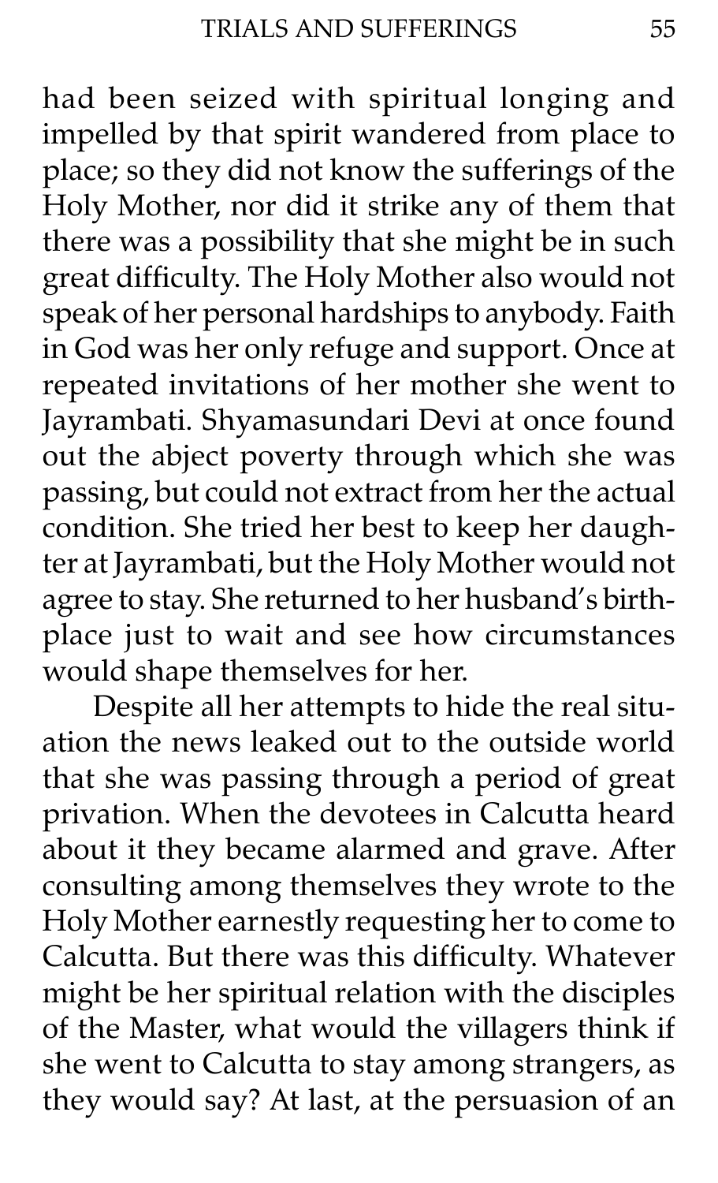had been seized with spiritual longing and impelled by that spirit wandered from place to place; so they did not know the sufferings of the Holy Mother, nor did it strike any of them that there was a possibility that she might be in such great difficulty. The Holy Mother also would not speak of her personal hardships to anybody. Faith in God was her only refuge and support. Once at repeated invitations of her mother she went to Jayrambati. Shyamasundari Devi at once found out the abject poverty through which she was passing, but could not extract from her the actual condition. She tried her best to keep her daughter at Jayrambati, but the Holy Mother would not agree to stay. She returned to her husband's birthplace just to wait and see how circumstances would shape themselves for her.

Despite all her attempts to hide the real situation the news leaked out to the outside world that she was passing through a period of great privation. When the devotees in Calcutta heard about it they became alarmed and grave. After consulting among themselves they wrote to the Holy Mother earnestly requesting her to come to Calcutta. But there was this difficulty. Whatever might be her spiritual relation with the disciples of the Master, what would the villagers think if she went to Calcutta to stay among strangers, as they would say? At last, at the persuasion of an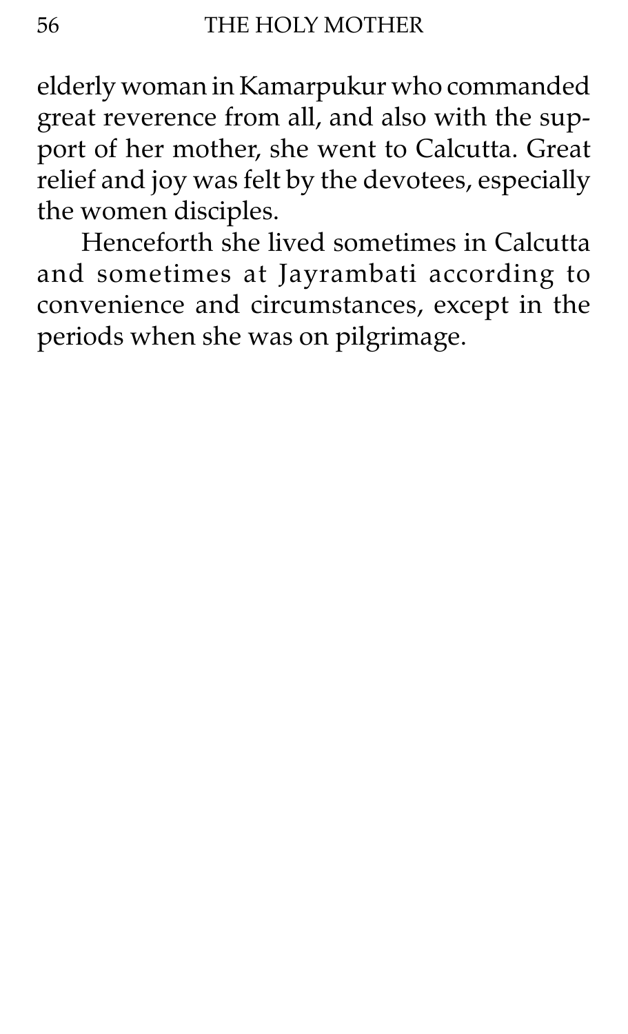elderly woman in Kamarpukur who commanded great reverence from all, and also with the support of her mother, she went to Calcutta. Great relief and joy was felt by the devotees, especially the women disciples.

Henceforth she lived sometimes in Calcutta and sometimes at Jayrambati according to convenience and circumstances, except in the periods when she was on pilgrimage.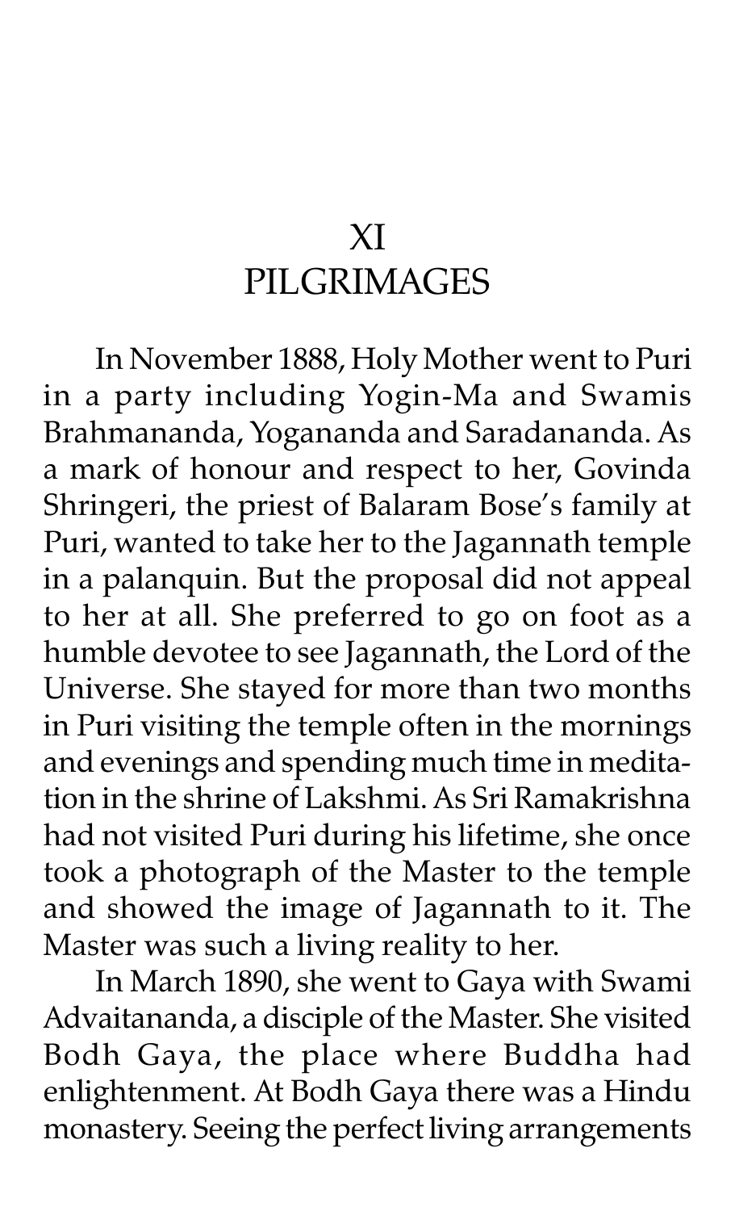# XI
# PILGRIMAGES

In November 1888, Holy Mother went to Puri in a party including Yogin-Ma and Swamis Brahmananda, Yogananda and Saradananda. As a mark of honour and respect to her, Govinda Shringeri, the priest of Balaram Bose's family at Puri, wanted to take her to the Jagannath temple in a palanquin. But the proposal did not appeal to her at all. She preferred to go on foot as a humble devotee to see Jagannath, the Lord of the Universe. She stayed for more than two months in Puri visiting the temple often in the mornings and evenings and spending much time in meditation in the shrine of Lakshmi. As Sri Ramakrishna had not visited Puri during his lifetime, she once took a photograph of the Master to the temple and showed the image of Jagannath to it. The Master was such a living reality to her.

In March 1890, she went to Gaya with Swami Advaitananda, a disciple of the Master. She visited Bodh Gaya, the place where Buddha had enlightenment. At Bodh Gaya there was a Hindu monastery. Seeing the perfect living arrangements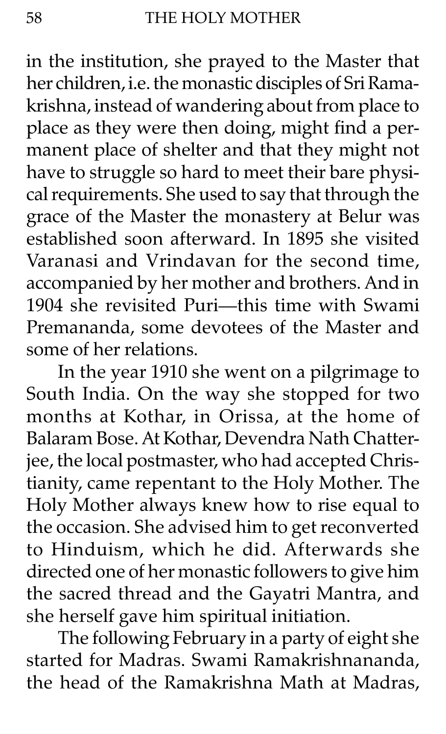in the institution, she prayed to the Master that her children, i.e. the monastic disciples of Sri Ramakrishna, instead of wandering about from place to place as they were then doing, might find a permanent place of shelter and that they might not have to struggle so hard to meet their bare physical requirements. She used to say that through the grace of the Master the monastery at Belur was established soon afterward. In 1895 she visited Varanasi and Vrindavan for the second time, accompanied by her mother and brothers. And in 1904 she revisited Puri—this time with Swami Premananda, some devotees of the Master and some of her relations.

In the year 1910 she went on a pilgrimage to South India. On the way she stopped for two months at Kothar, in Orissa, at the home of Balaram Bose. At Kothar, Devendra Nath Chatterjee, the local postmaster, who had accepted Christianity, came repentant to the Holy Mother. The Holy Mother always knew how to rise equal to the occasion. She advised him to get reconverted to Hinduism, which he did. Afterwards she directed one of her monastic followers to give him the sacred thread and the Gayatri Mantra, and she herself gave him spiritual initiation.

The following February in a party of eight she started for Madras. Swami Ramakrishnananda, the head of the Ramakrishna Math at Madras,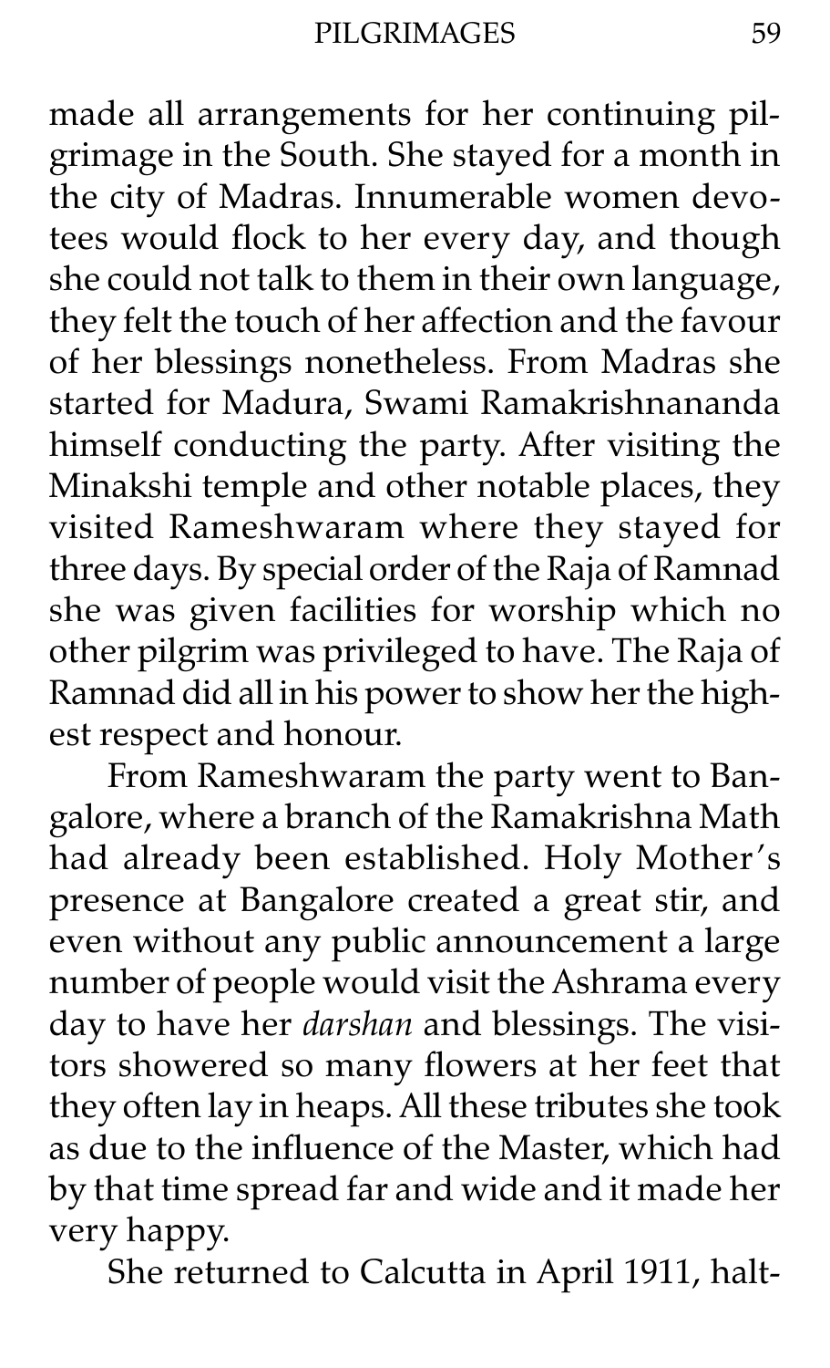made all arrangements for her continuing pilgrimage in the South. She stayed for a month in the city of Madras. Innumerable women devotees would flock to her every day, and though she could not talk to them in their own language, they felt the touch of her affection and the favour of her blessings nonetheless. From Madras she started for Madura, Swami Ramakrishnananda himself conducting the party. After visiting the Minakshi temple and other notable places, they visited Rameshwaram where they stayed for three days. By special order of the Raja of Ramnad she was given facilities for worship which no other pilgrim was privileged to have. The Raja of Ramnad did all in his power to show her the highest respect and honour.

From Rameshwaram the party went to Bangalore, where a branch of the Ramakrishna Math had already been established. Holy Mother's presence at Bangalore created a great stir, and even without any public announcement a large number of people would visit the Ashrama every day to have her *darshan* and blessings. The visitors showered so many flowers at her feet that they often lay in heaps. All these tributes she took as due to the influence of the Master, which had by that time spread far and wide and it made her very happy.

She returned to Calcutta in April 1911, halt-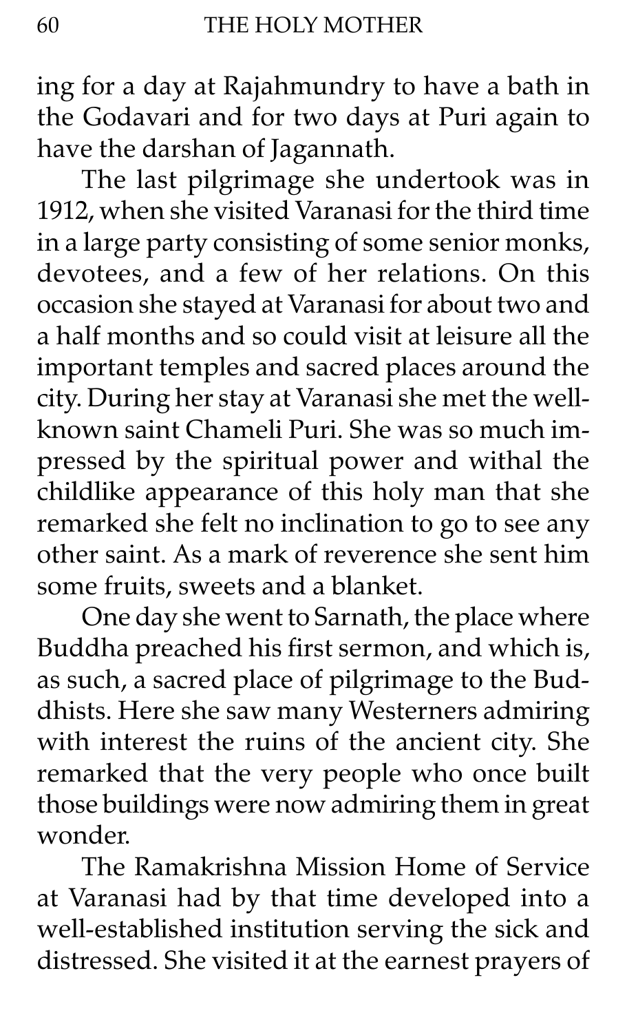ing for a day at Rajahmundry to have a bath in the Godavari and for two days at Puri again to have the darshan of Jagannath.

The last pilgrimage she undertook was in 1912, when she visited Varanasi for the third time in a large party consisting of some senior monks, devotees, and a few of her relations. On this occasion she stayed at Varanasi for about two and a half months and so could visit at leisure all the important temples and sacred places around the city. During her stay at Varanasi she met the well-known saint Chameli Puri. She was so much impressed by the spiritual power and withal the childlike appearance of this holy man that she remarked she felt no inclination to go to see any other saint. As a mark of reverence she sent him some fruits, sweets and a blanket.

One day she went to Sarnath, the place where Buddha preached his first sermon, and which is, as such, a sacred place of pilgrimage to the Buddhists. Here she saw many Westerners admiring with interest the ruins of the ancient city. She remarked that the very people who once built those buildings were now admiring them in great wonder.

The Ramakrishna Mission Home of Service at Varanasi had by that time developed into a well-established institution serving the sick and distressed. She visited it at the earnest prayers of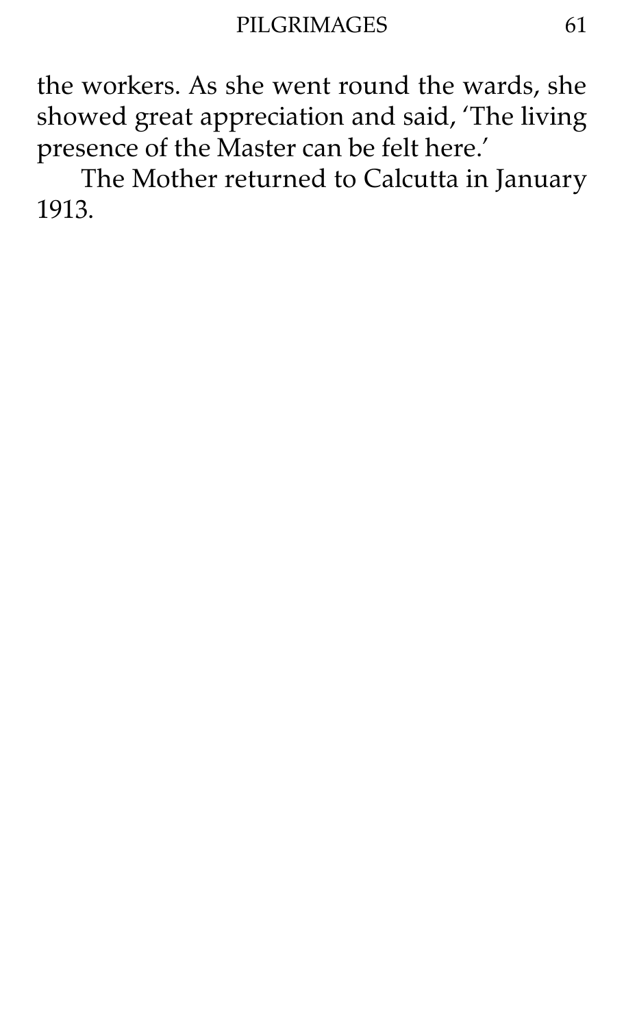the workers. As she went round the wards, she showed great appreciation and said, 'The living presence of the Master can be felt here.'

The Mother returned to Calcutta in January 1913.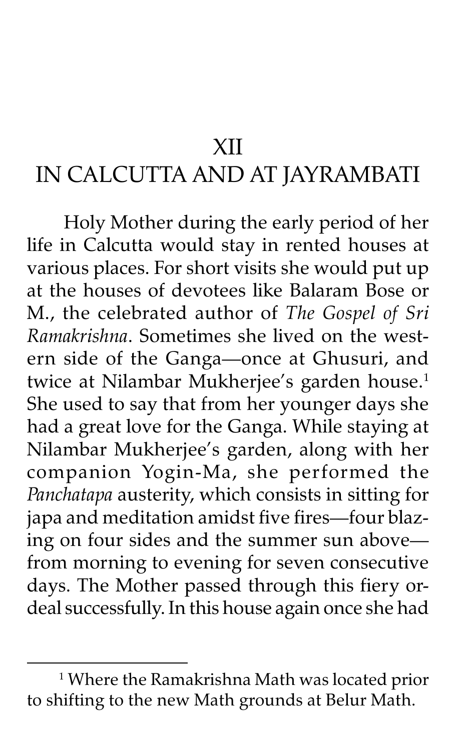# XII
# IN CALCUTTA AND AT JAYRAMBATI

Holy Mother during the early period of her life in Calcutta would stay in rented houses at various places. For short visits she would put up at the houses of devotees like Balaram Bose or M., the celebrated author of *The Gospel of Sri Ramakrishna*. Sometimes she lived on the western side of the Ganga—once at Ghusuri, and twice at Nilambar Mukherjee's garden house.[1] She used to say that from her younger days she had a great love for the Ganga. While staying at Nilambar Mukherjee's garden, along with her companion Yogin-Ma, she performed the *Panchatapa* austerity, which consists in sitting for japa and meditation amidst five fires—four blazing on four sides and the summer sun above—from morning to evening for seven consecutive days. The Mother passed through this fiery ordeal successfully. In this house again once she had

---

[1] Where the Ramakrishna Math was located prior to shifting to the new Math grounds at Belur Math.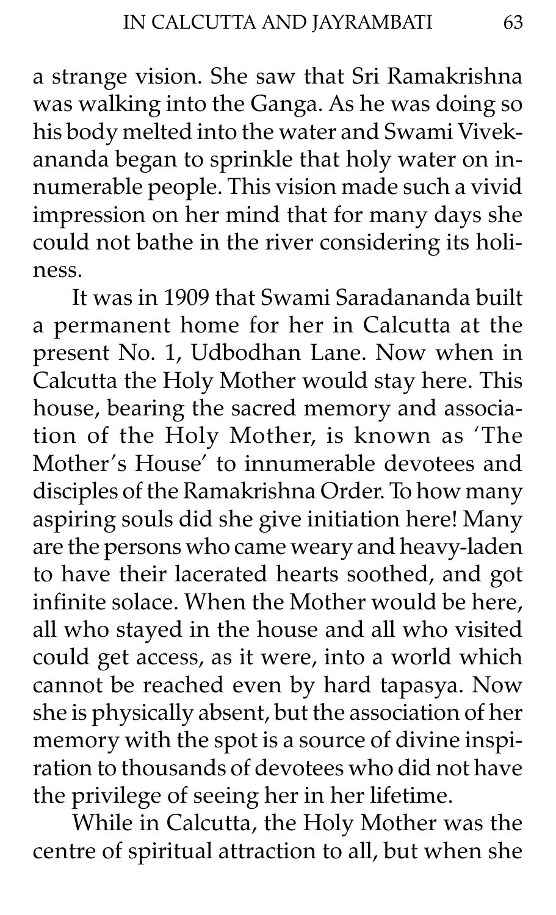a strange vision. She saw that Sri Ramakrishna was walking into the Ganga. As he was doing so his body melted into the water and Swami Vivekananda began to sprinkle that holy water on innumerable people. This vision made such a vivid impression on her mind that for many days she could not bathe in the river considering its holiness.

It was in 1909 that Swami Saradananda built a permanent home for her in Calcutta at the present No. 1, Udbodhan Lane. Now when in Calcutta the Holy Mother would stay here. This house, bearing the sacred memory and association of the Holy Mother, is known as 'The Mother's House' to innumerable devotees and disciples of the Ramakrishna Order. To how many aspiring souls did she give initiation here! Many are the persons who came weary and heavy-laden to have their lacerated hearts soothed, and got infinite solace. When the Mother would be here, all who stayed in the house and all who visited could get access, as it were, into a world which cannot be reached even by hard tapasya. Now she is physically absent, but the association of her memory with the spot is a source of divine inspiration to thousands of devotees who did not have the privilege of seeing her in her lifetime.

While in Calcutta, the Holy Mother was the centre of spiritual attraction to all, but when she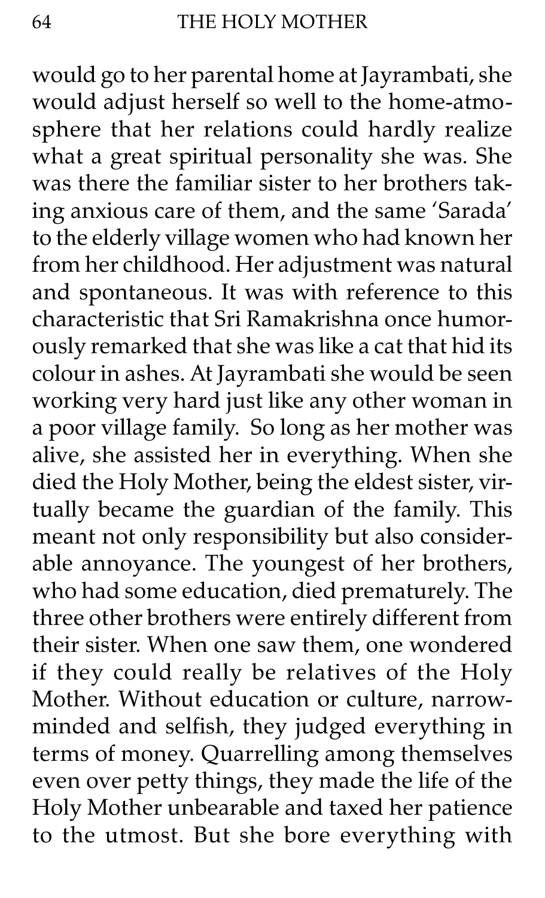would go to her parental home at Jayrambati, she would adjust herself so well to the home-atmosphere that her relations could hardly realize what a great spiritual personality she was. She was there the familiar sister to her brothers taking anxious care of them, and the same 'Sarada' to the elderly village women who had known her from her childhood. Her adjustment was natural and spontaneous. It was with reference to this characteristic that Sri Ramakrishna once humorously remarked that she was like a cat that hid its colour in ashes. At Jayrambati she would be seen working very hard just like any other woman in a poor village family. So long as her mother was alive, she assisted her in everything. When she died the Holy Mother, being the eldest sister, virtually became the guardian of the family. This meant not only responsibility but also considerable annoyance. The youngest of her brothers, who had some education, died prematurely. The three other brothers were entirely different from their sister. When one saw them, one wondered if they could really be relatives of the Holy Mother. Without education or culture, narrow-minded and selfish, they judged everything in terms of money. Quarrelling among themselves even over petty things, they made the life of the Holy Mother unbearable and taxed her patience to the utmost. But she bore everything with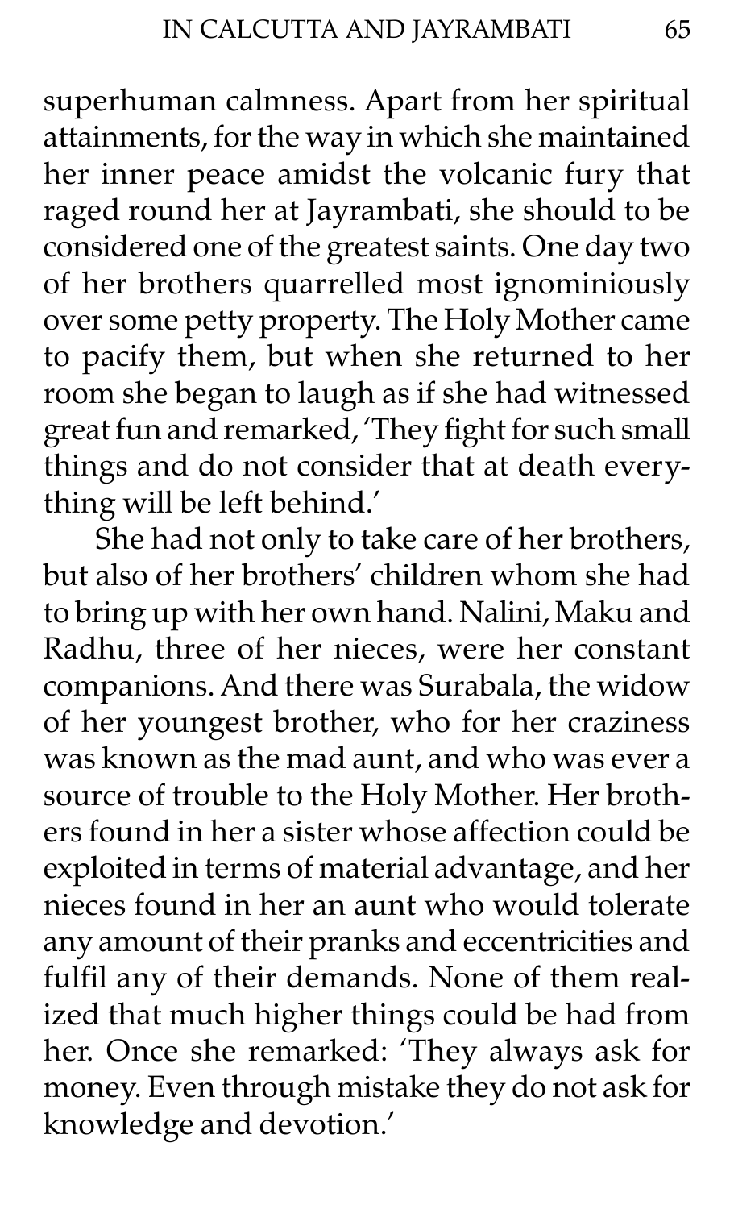superhuman calmness. Apart from her spiritual attainments, for the way in which she maintained her inner peace amidst the volcanic fury that raged round her at Jayrambati, she should to be considered one of the greatest saints. One day two of her brothers quarrelled most ignominiously over some petty property. The Holy Mother came to pacify them, but when she returned to her room she began to laugh as if she had witnessed great fun and remarked, 'They fight for such small things and do not consider that at death everything will be left behind.'

She had not only to take care of her brothers, but also of her brothers' children whom she had to bring up with her own hand. Nalini, Maku and Radhu, three of her nieces, were her constant companions. And there was Surabala, the widow of her youngest brother, who for her craziness was known as the mad aunt, and who was ever a source of trouble to the Holy Mother. Her brothers found in her a sister whose affection could be exploited in terms of material advantage, and her nieces found in her an aunt who would tolerate any amount of their pranks and eccentricities and fulfil any of their demands. None of them realized that much higher things could be had from her. Once she remarked: 'They always ask for money. Even through mistake they do not ask for knowledge and devotion.'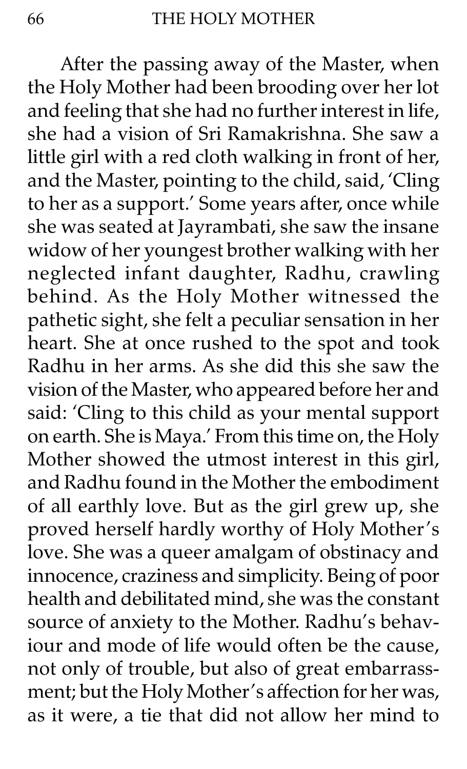After the passing away of the Master, when the Holy Mother had been brooding over her lot and feeling that she had no further interest in life, she had a vision of Sri Ramakrishna. She saw a little girl with a red cloth walking in front of her, and the Master, pointing to the child, said, 'Cling to her as a support.' Some years after, once while she was seated at Jayrambati, she saw the insane widow of her youngest brother walking with her neglected infant daughter, Radhu, crawling behind. As the Holy Mother witnessed the pathetic sight, she felt a peculiar sensation in her heart. She at once rushed to the spot and took Radhu in her arms. As she did this she saw the vision of the Master, who appeared before her and said: 'Cling to this child as your mental support on earth. She is Maya.' From this time on, the Holy Mother showed the utmost interest in this girl, and Radhu found in the Mother the embodiment of all earthly love. But as the girl grew up, she proved herself hardly worthy of Holy Mother's love. She was a queer amalgam of obstinacy and innocence, craziness and simplicity. Being of poor health and debilitated mind, she was the constant source of anxiety to the Mother. Radhu's behaviour and mode of life would often be the cause, not only of trouble, but also of great embarrassment; but the Holy Mother's affection for her was, as it were, a tie that did not allow her mind to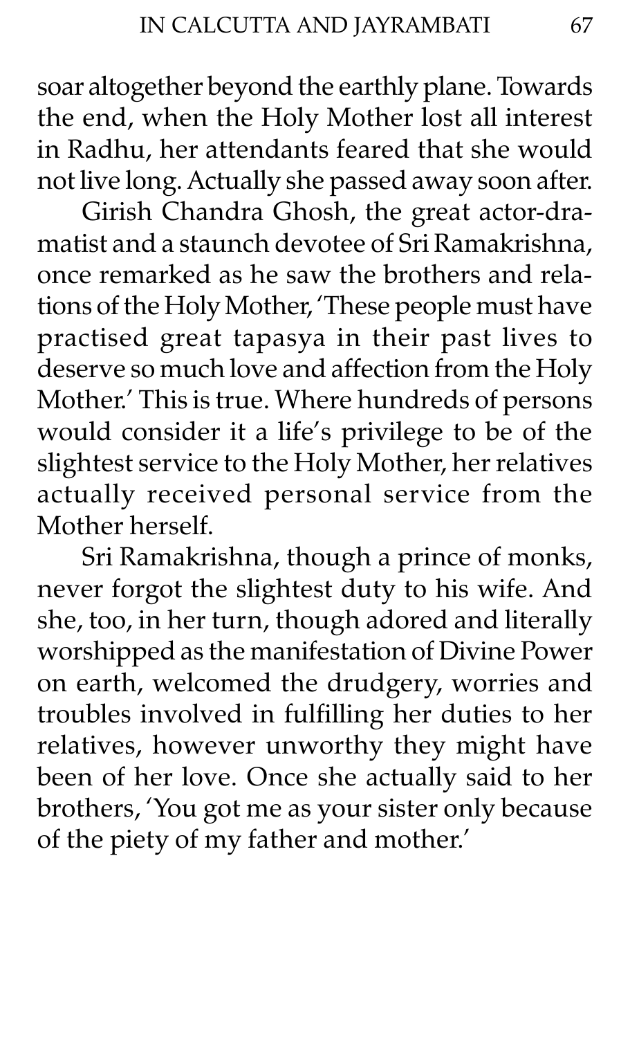soar altogether beyond the earthly plane. Towards the end, when the Holy Mother lost all interest in Radhu, her attendants feared that she would not live long. Actually she passed away soon after.

Girish Chandra Ghosh, the great actor-dramatist and a staunch devotee of Sri Ramakrishna, once remarked as he saw the brothers and relations of the Holy Mother, 'These people must have practised great tapasya in their past lives to deserve so much love and affection from the Holy Mother.' This is true. Where hundreds of persons would consider it a life's privilege to be of the slightest service to the Holy Mother, her relatives actually received personal service from the Mother herself.

Sri Ramakrishna, though a prince of monks, never forgot the slightest duty to his wife. And she, too, in her turn, though adored and literally worshipped as the manifestation of Divine Power on earth, welcomed the drudgery, worries and troubles involved in fulfilling her duties to her relatives, however unworthy they might have been of her love. Once she actually said to her brothers, 'You got me as your sister only because of the piety of my father and mother.'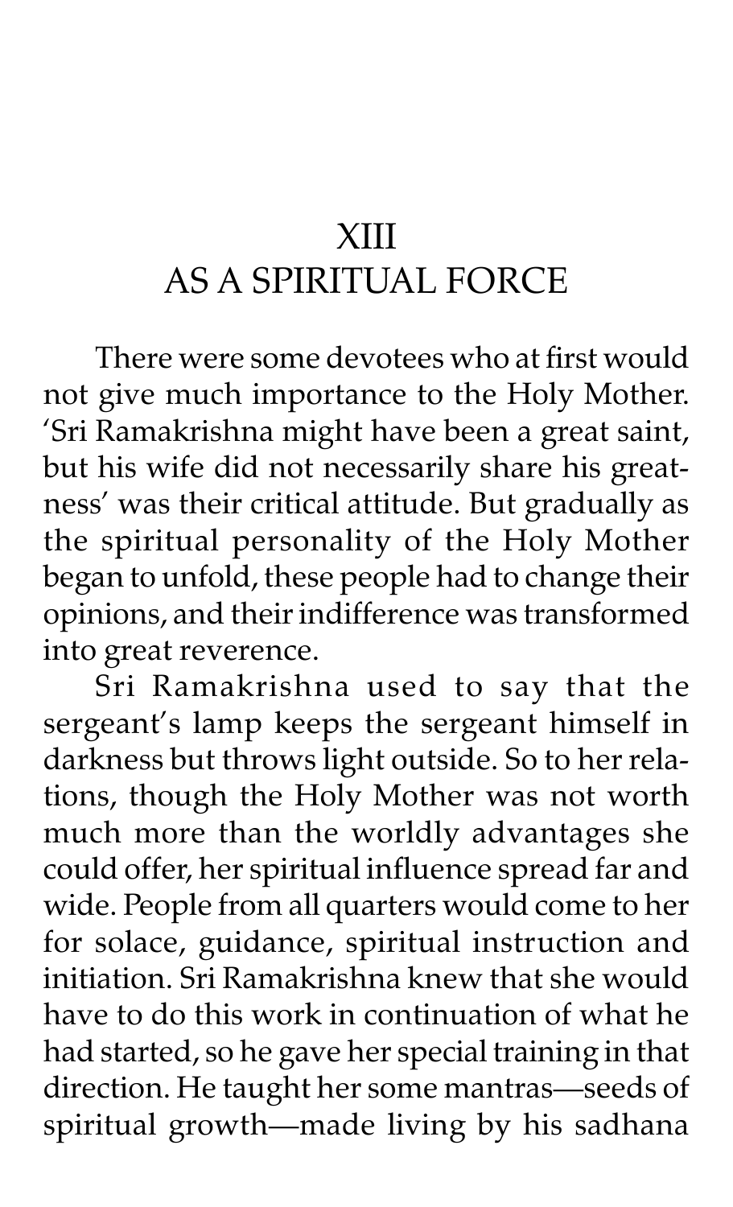# XIII
# AS A SPIRITUAL FORCE

There were some devotees who at first would not give much importance to the Holy Mother. 'Sri Ramakrishna might have been a great saint, but his wife did not necessarily share his greatness' was their critical attitude. But gradually as the spiritual personality of the Holy Mother began to unfold, these people had to change their opinions, and their indifference was transformed into great reverence.

Sri Ramakrishna used to say that the sergeant's lamp keeps the sergeant himself in darkness but throws light outside. So to her relations, though the Holy Mother was not worth much more than the worldly advantages she could offer, her spiritual influence spread far and wide. People from all quarters would come to her for solace, guidance, spiritual instruction and initiation. Sri Ramakrishna knew that she would have to do this work in continuation of what he had started, so he gave her special training in that direction. He taught her some mantras—seeds of spiritual growth—made living by his sadhana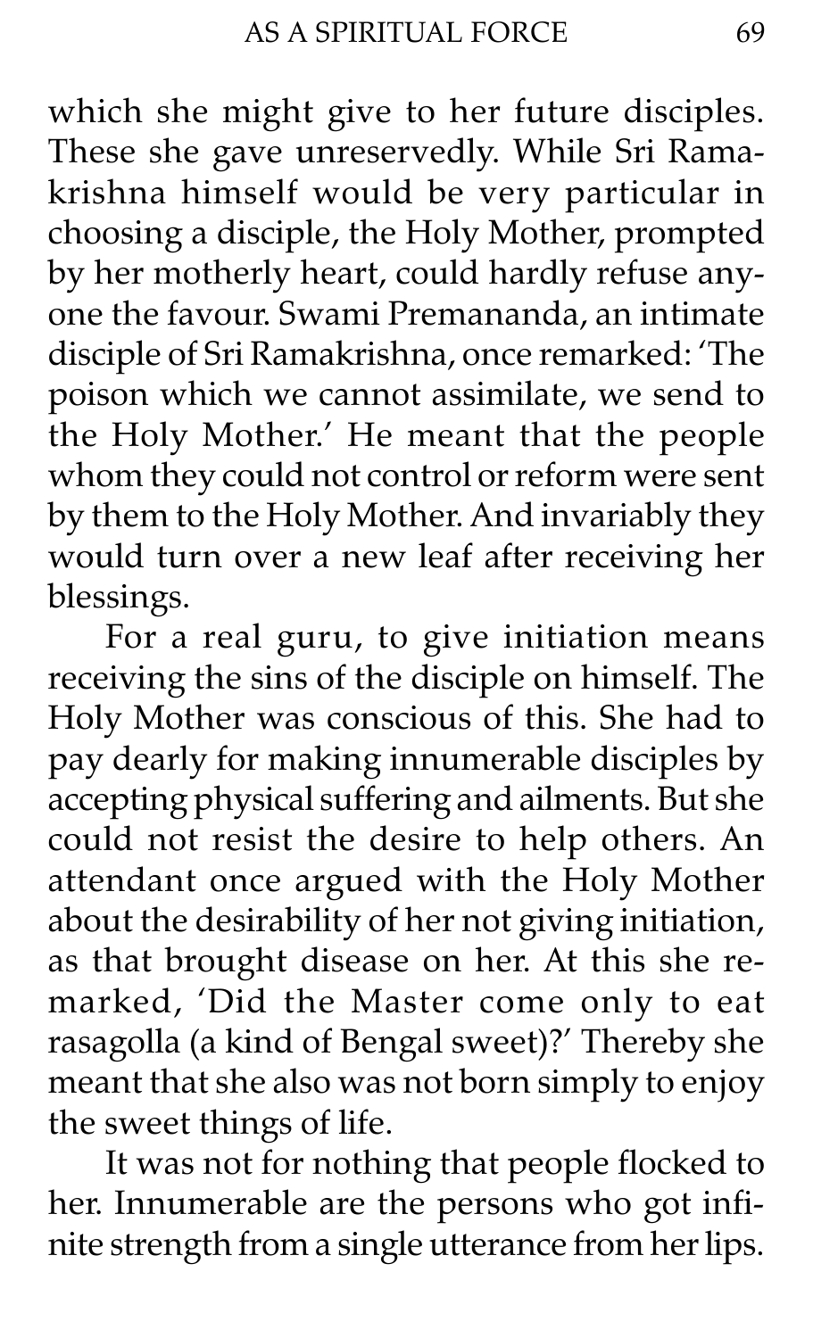which she might give to her future disciples. These she gave unreservedly. While Sri Ramakrishna himself would be very particular in choosing a disciple, the Holy Mother, prompted by her motherly heart, could hardly refuse anyone the favour. Swami Premananda, an intimate disciple of Sri Ramakrishna, once remarked: 'The poison which we cannot assimilate, we send to the Holy Mother.' He meant that the people whom they could not control or reform were sent by them to the Holy Mother. And invariably they would turn over a new leaf after receiving her blessings.

For a real guru, to give initiation means receiving the sins of the disciple on himself. The Holy Mother was conscious of this. She had to pay dearly for making innumerable disciples by accepting physical suffering and ailments. But she could not resist the desire to help others. An attendant once argued with the Holy Mother about the desirability of her not giving initiation, as that brought disease on her. At this she remarked, 'Did the Master come only to eat rasagolla (a kind of Bengal sweet)?' Thereby she meant that she also was not born simply to enjoy the sweet things of life.

It was not for nothing that people flocked to her. Innumerable are the persons who got infinite strength from a single utterance from her lips.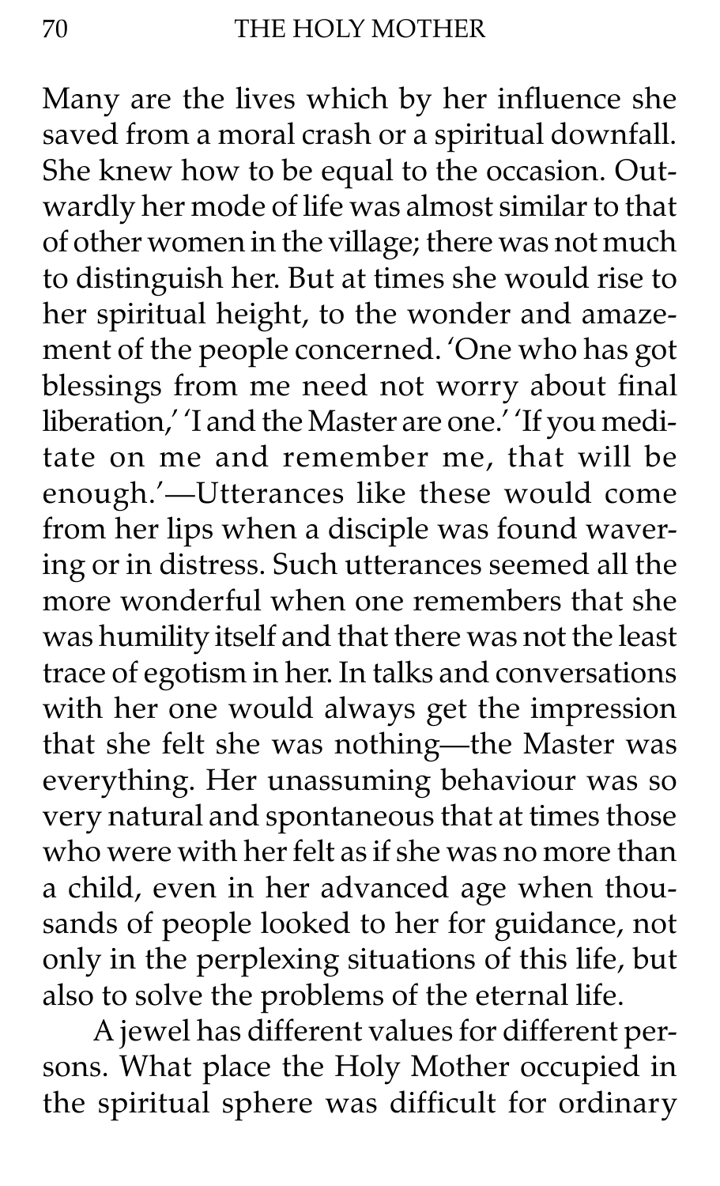Many are the lives which by her influence she saved from a moral crash or a spiritual downfall. She knew how to be equal to the occasion. Outwardly her mode of life was almost similar to that of other women in the village; there was not much to distinguish her. But at times she would rise to her spiritual height, to the wonder and amazement of the people concerned. 'One who has got blessings from me need not worry about final liberation,' 'I and the Master are one.' 'If you meditate on me and remember me, that will be enough.'—Utterances like these would come from her lips when a disciple was found wavering or in distress. Such utterances seemed all the more wonderful when one remembers that she was humility itself and that there was not the least trace of egotism in her. In talks and conversations with her one would always get the impression that she felt she was nothing—the Master was everything. Her unassuming behaviour was so very natural and spontaneous that at times those who were with her felt as if she was no more than a child, even in her advanced age when thousands of people looked to her for guidance, not only in the perplexing situations of this life, but also to solve the problems of the eternal life.

A jewel has different values for different persons. What place the Holy Mother occupied in the spiritual sphere was difficult for ordinary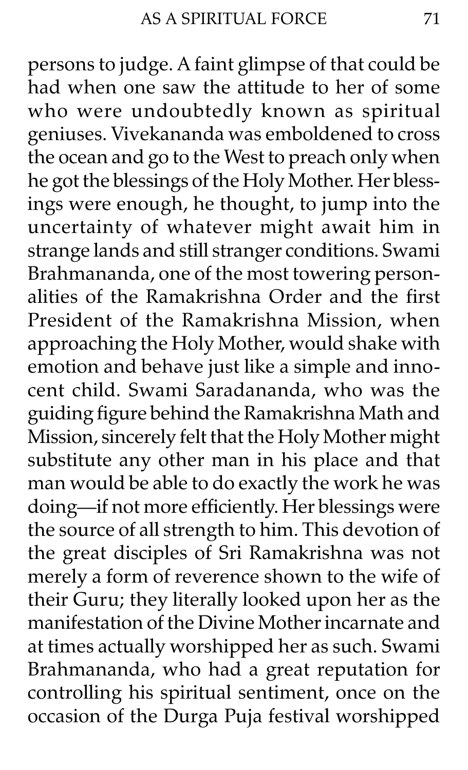persons to judge. A faint glimpse of that could be had when one saw the attitude to her of some who were undoubtedly known as spiritual geniuses. Vivekananda was emboldened to cross the ocean and go to the West to preach only when he got the blessings of the Holy Mother. Her blessings were enough, he thought, to jump into the uncertainty of whatever might await him in strange lands and still stranger conditions. Swami Brahmananda, one of the most towering personalities of the Ramakrishna Order and the first President of the Ramakrishna Mission, when approaching the Holy Mother, would shake with emotion and behave just like a simple and innocent child. Swami Saradananda, who was the guiding figure behind the Ramakrishna Math and Mission, sincerely felt that the Holy Mother might substitute any other man in his place and that man would be able to do exactly the work he was doing—if not more efficiently. Her blessings were the source of all strength to him. This devotion of the great disciples of Sri Ramakrishna was not merely a form of reverence shown to the wife of their Guru; they literally looked upon her as the manifestation of the Divine Mother incarnate and at times actually worshipped her as such. Swami Brahmananda, who had a great reputation for controlling his spiritual sentiment, once on the occasion of the Durga Puja festival worshipped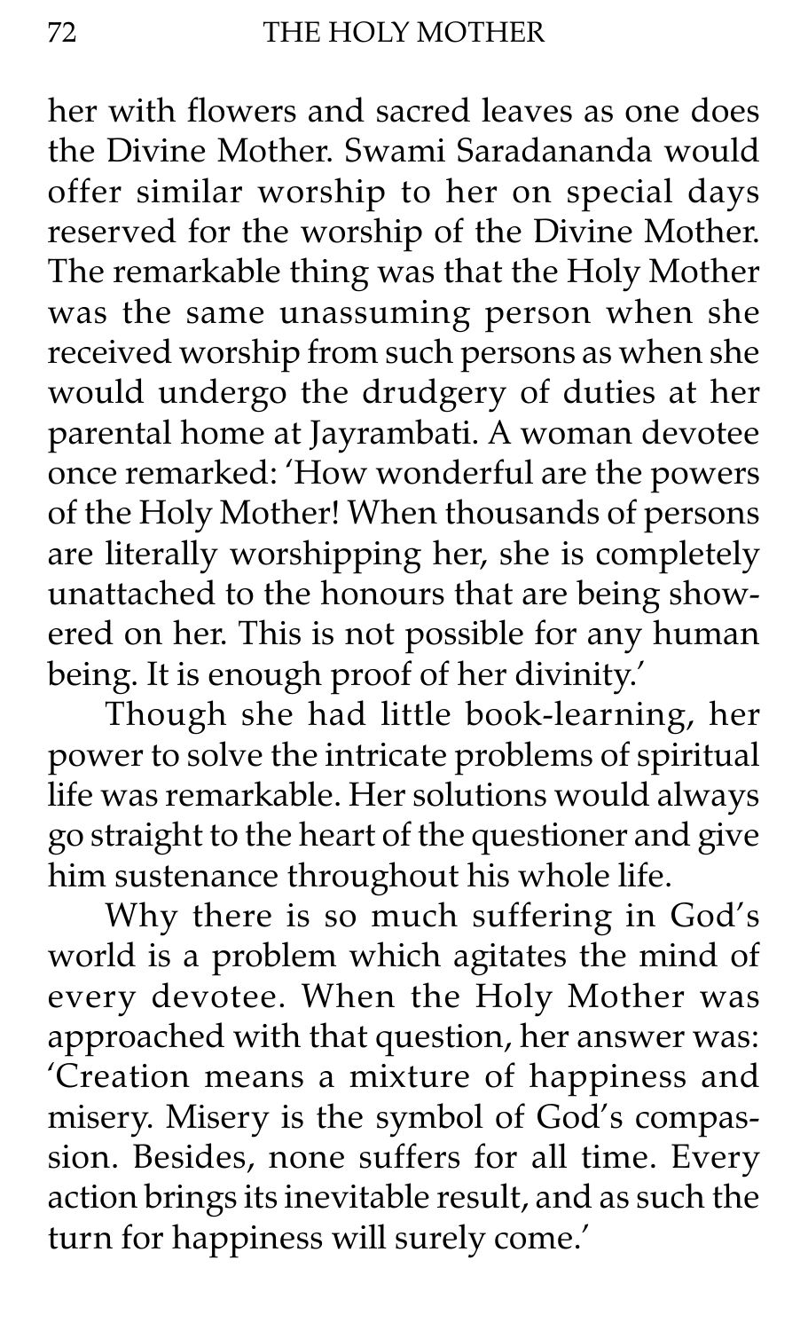her with flowers and sacred leaves as one does the Divine Mother. Swami Saradananda would offer similar worship to her on special days reserved for the worship of the Divine Mother. The remarkable thing was that the Holy Mother was the same unassuming person when she received worship from such persons as when she would undergo the drudgery of duties at her parental home at Jayrambati. A woman devotee once remarked: 'How wonderful are the powers of the Holy Mother! When thousands of persons are literally worshipping her, she is completely unattached to the honours that are being showered on her. This is not possible for any human being. It is enough proof of her divinity.'

Though she had little book-learning, her power to solve the intricate problems of spiritual life was remarkable. Her solutions would always go straight to the heart of the questioner and give him sustenance throughout his whole life.

Why there is so much suffering in God's world is a problem which agitates the mind of every devotee. When the Holy Mother was approached with that question, her answer was: 'Creation means a mixture of happiness and misery. Misery is the symbol of God's compassion. Besides, none suffers for all time. Every action brings its inevitable result, and as such the turn for happiness will surely come.'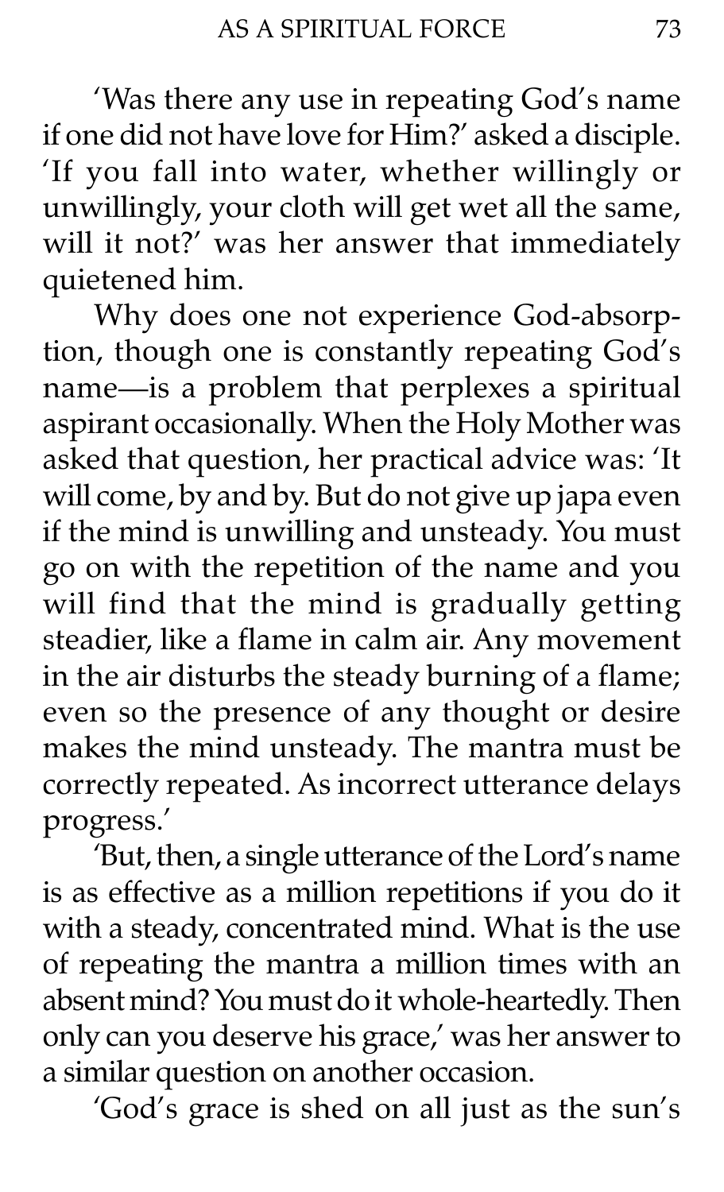'Was there any use in repeating God's name if one did not have love for Him?' asked a disciple. 'If you fall into water, whether willingly or unwillingly, your cloth will get wet all the same, will it not?' was her answer that immediately quietened him.

Why does one not experience God-absorption, though one is constantly repeating God's name—is a problem that perplexes a spiritual aspirant occasionally. When the Holy Mother was asked that question, her practical advice was: 'It will come, by and by. But do not give up japa even if the mind is unwilling and unsteady. You must go on with the repetition of the name and you will find that the mind is gradually getting steadier, like a flame in calm air. Any movement in the air disturbs the steady burning of a flame; even so the presence of any thought or desire makes the mind unsteady. The mantra must be correctly repeated. As incorrect utterance delays progress.'

'But, then, a single utterance of the Lord's name is as effective as a million repetitions if you do it with a steady, concentrated mind. What is the use of repeating the mantra a million times with an absent mind? You must do it whole-heartedly. Then only can you deserve his grace,' was her answer to a similar question on another occasion.

'God's grace is shed on all just as the sun's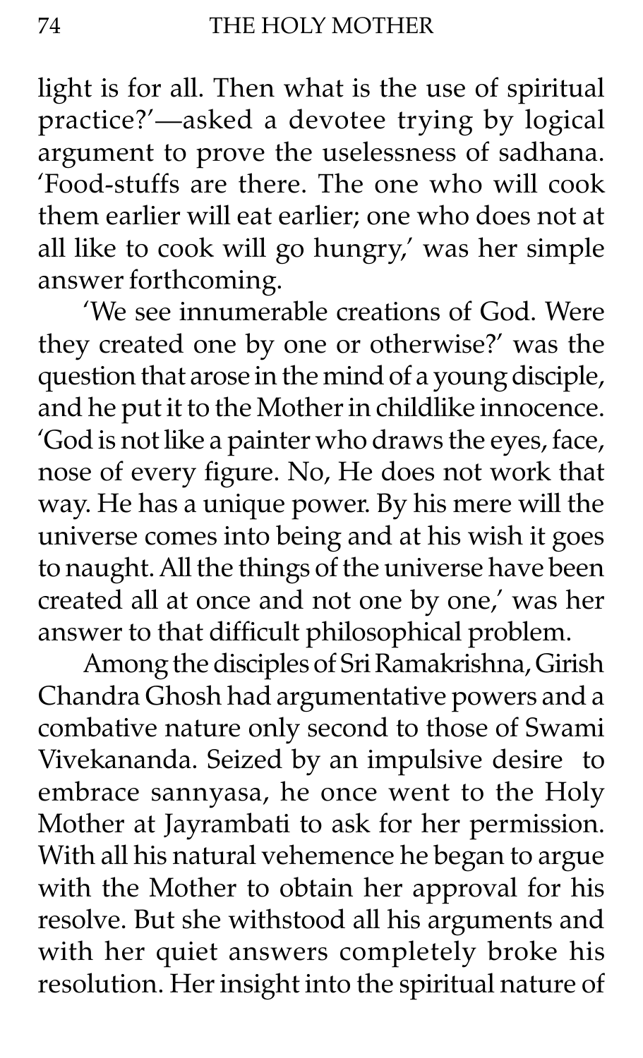light is for all. Then what is the use of spiritual practice?'—asked a devotee trying by logical argument to prove the uselessness of sadhana. 'Food-stuffs are there. The one who will cook them earlier will eat earlier; one who does not at all like to cook will go hungry,' was her simple answer forthcoming.

'We see innumerable creations of God. Were they created one by one or otherwise?' was the question that arose in the mind of a young disciple, and he put it to the Mother in childlike innocence. 'God is not like a painter who draws the eyes, face, nose of every figure. No, He does not work that way. He has a unique power. By his mere will the universe comes into being and at his wish it goes to naught. All the things of the universe have been created all at once and not one by one,' was her answer to that difficult philosophical problem.

Among the disciples of Sri Ramakrishna, Girish Chandra Ghosh had argumentative powers and a combative nature only second to those of Swami Vivekananda. Seized by an impulsive desire to embrace sannyasa, he once went to the Holy Mother at Jayrambati to ask for her permission. With all his natural vehemence he began to argue with the Mother to obtain her approval for his resolve. But she withstood all his arguments and with her quiet answers completely broke his resolution. Her insight into the spiritual nature of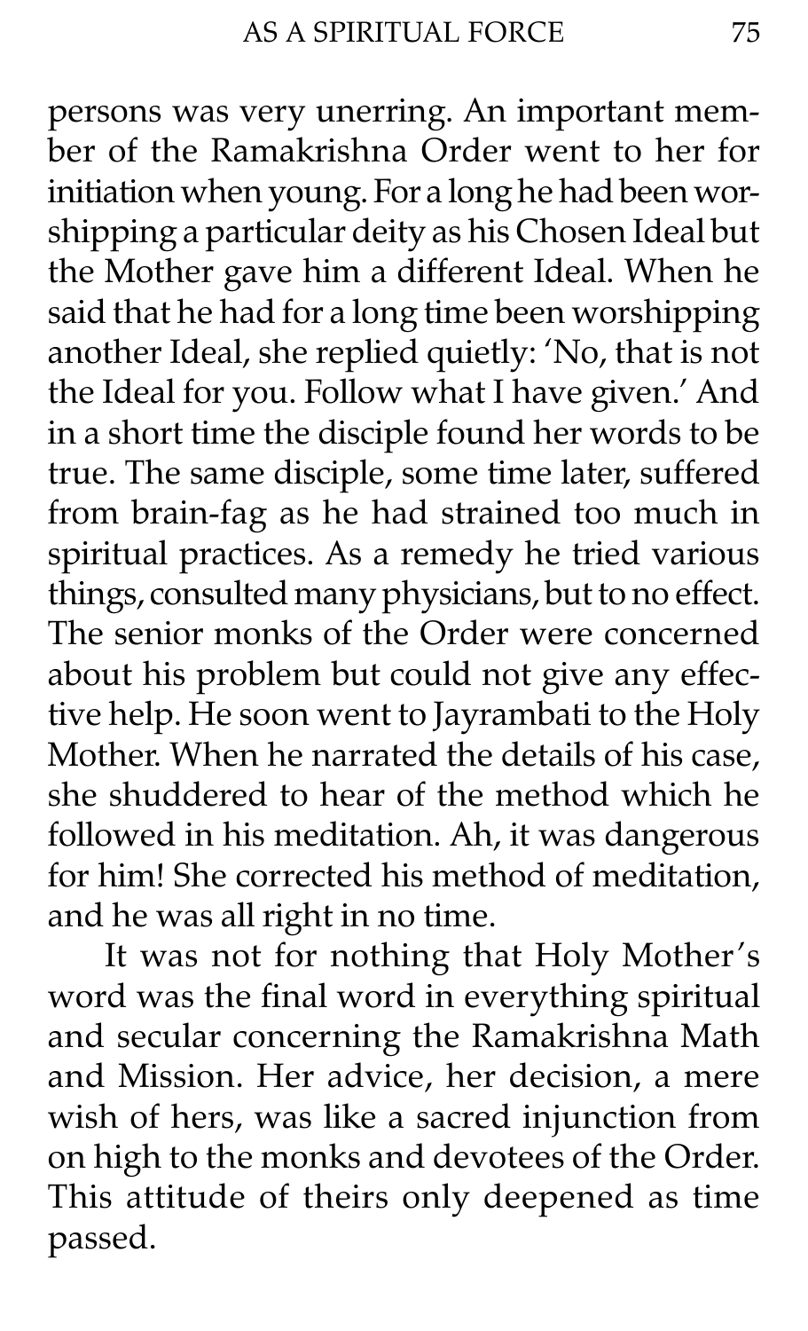persons was very unerring. An important member of the Ramakrishna Order went to her for initiation when young. For a long he had been worshipping a particular deity as his Chosen Ideal but the Mother gave him a different Ideal. When he said that he had for a long time been worshipping another Ideal, she replied quietly: 'No, that is not the Ideal for you. Follow what I have given.' And in a short time the disciple found her words to be true. The same disciple, some time later, suffered from brain-fag as he had strained too much in spiritual practices. As a remedy he tried various things, consulted many physicians, but to no effect. The senior monks of the Order were concerned about his problem but could not give any effective help. He soon went to Jayrambati to the Holy Mother. When he narrated the details of his case, she shuddered to hear of the method which he followed in his meditation. Ah, it was dangerous for him! She corrected his method of meditation, and he was all right in no time.

It was not for nothing that Holy Mother's word was the final word in everything spiritual and secular concerning the Ramakrishna Math and Mission. Her advice, her decision, a mere wish of hers, was like a sacred injunction from on high to the monks and devotees of the Order. This attitude of theirs only deepened as time passed.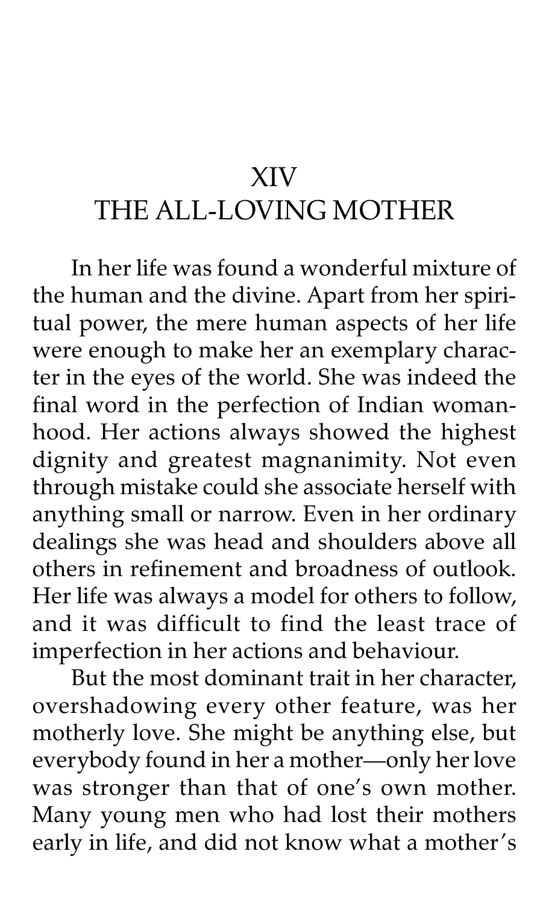# XIV
# THE ALL-LOVING MOTHER

In her life was found a wonderful mixture of the human and the divine. Apart from her spiritual power, the mere human aspects of her life were enough to make her an exemplary character in the eyes of the world. She was indeed the final word in the perfection of Indian womanhood. Her actions always showed the highest dignity and greatest magnanimity. Not even through mistake could she associate herself with anything small or narrow. Even in her ordinary dealings she was head and shoulders above all others in refinement and broadness of outlook. Her life was always a model for others to follow, and it was difficult to find the least trace of imperfection in her actions and behaviour.

But the most dominant trait in her character, overshadowing every other feature, was her motherly love. She might be anything else, but everybody found in her a mother—only her love was stronger than that of one's own mother. Many young men who had lost their mothers early in life, and did not know what a mother's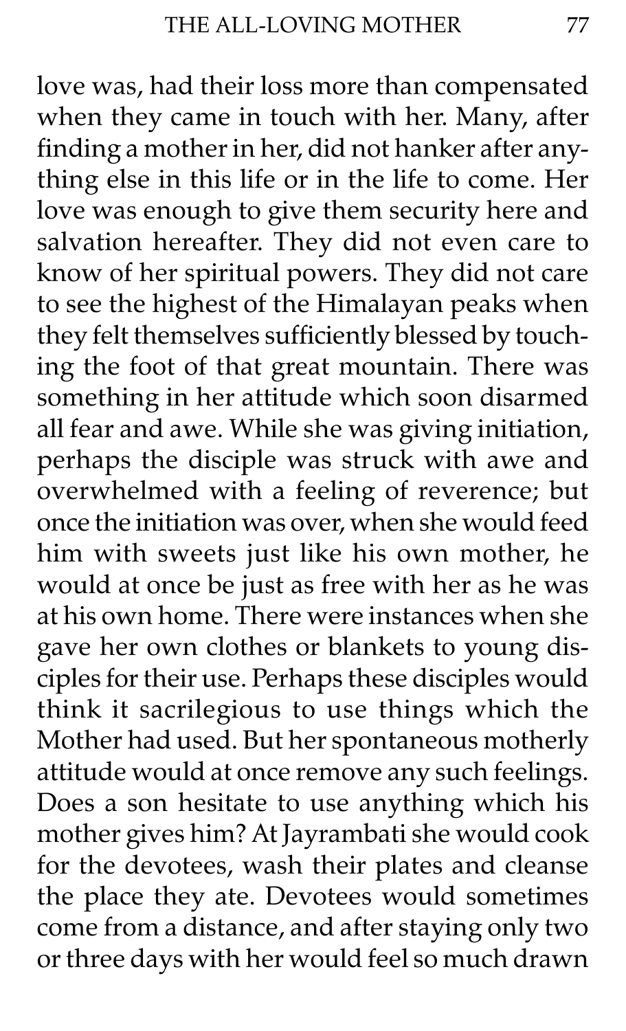love was, had their loss more than compensated when they came in touch with her. Many, after finding a mother in her, did not hanker after anything else in this life or in the life to come. Her love was enough to give them security here and salvation hereafter. They did not even care to know of her spiritual powers. They did not care to see the highest of the Himalayan peaks when they felt themselves sufficiently blessed by touching the foot of that great mountain. There was something in her attitude which soon disarmed all fear and awe. While she was giving initiation, perhaps the disciple was struck with awe and overwhelmed with a feeling of reverence; but once the initiation was over, when she would feed him with sweets just like his own mother, he would at once be just as free with her as he was at his own home. There were instances when she gave her own clothes or blankets to young disciples for their use. Perhaps these disciples would think it sacrilegious to use things which the Mother had used. But her spontaneous motherly attitude would at once remove any such feelings. Does a son hesitate to use anything which his mother gives him? At Jayrambati she would cook for the devotees, wash their plates and cleanse the place they ate. Devotees would sometimes come from a distance, and after staying only two or three days with her would feel so much drawn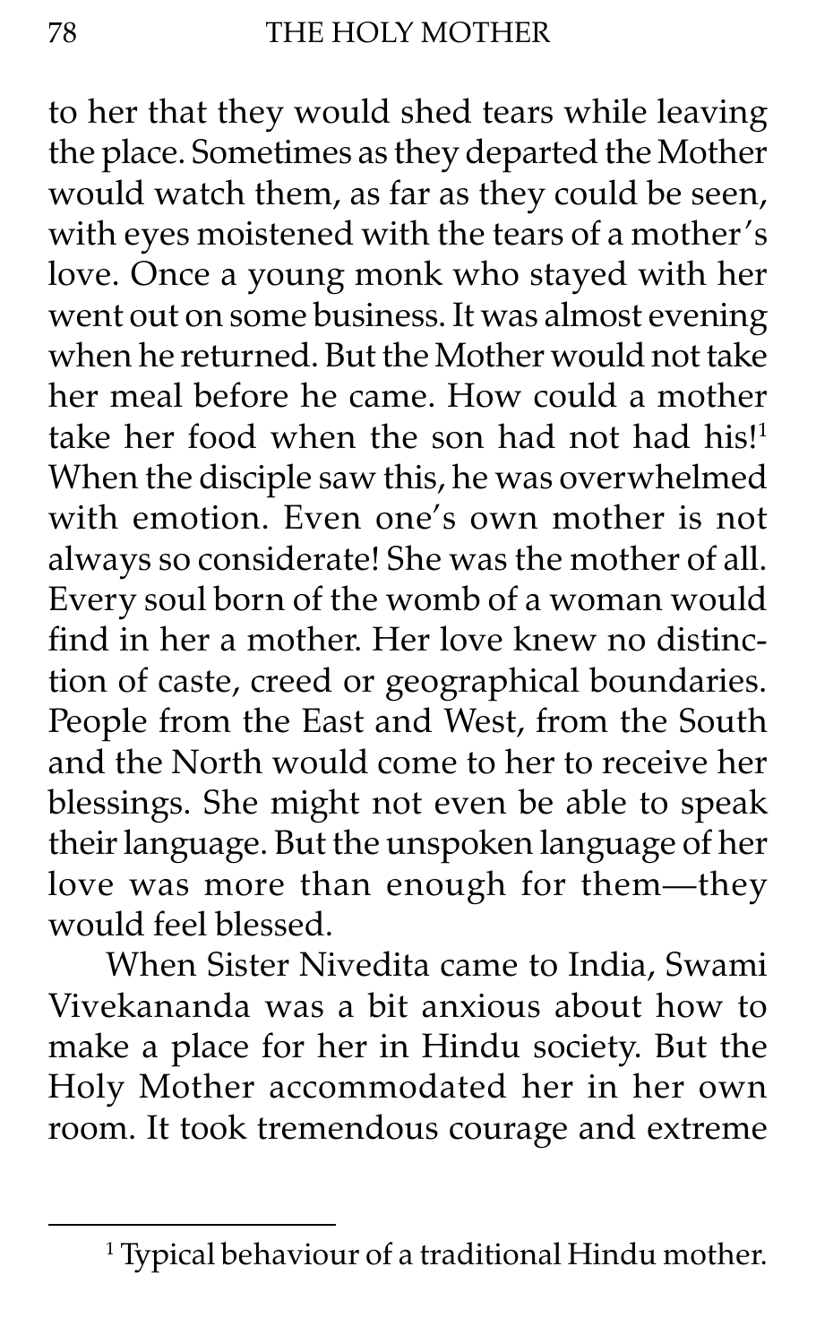to her that they would shed tears while leaving the place. Sometimes as they departed the Mother would watch them, as far as they could be seen, with eyes moistened with the tears of a mother's love. Once a young monk who stayed with her went out on some business. It was almost evening when he returned. But the Mother would not take her meal before he came. How could a mother take her food when the son had not had his![1] When the disciple saw this, he was overwhelmed with emotion. Even one's own mother is not always so considerate! She was the mother of all. Every soul born of the womb of a woman would find in her a mother. Her love knew no distinction of caste, creed or geographical boundaries. People from the East and West, from the South and the North would come to her to receive her blessings. She might not even be able to speak their language. But the unspoken language of her love was more than enough for them—they would feel blessed.

When Sister Nivedita came to India, Swami Vivekananda was a bit anxious about how to make a place for her in Hindu society. But the Holy Mother accommodated her in her own room. It took tremendous courage and extreme

---

[1] Typical behaviour of a traditional Hindu mother.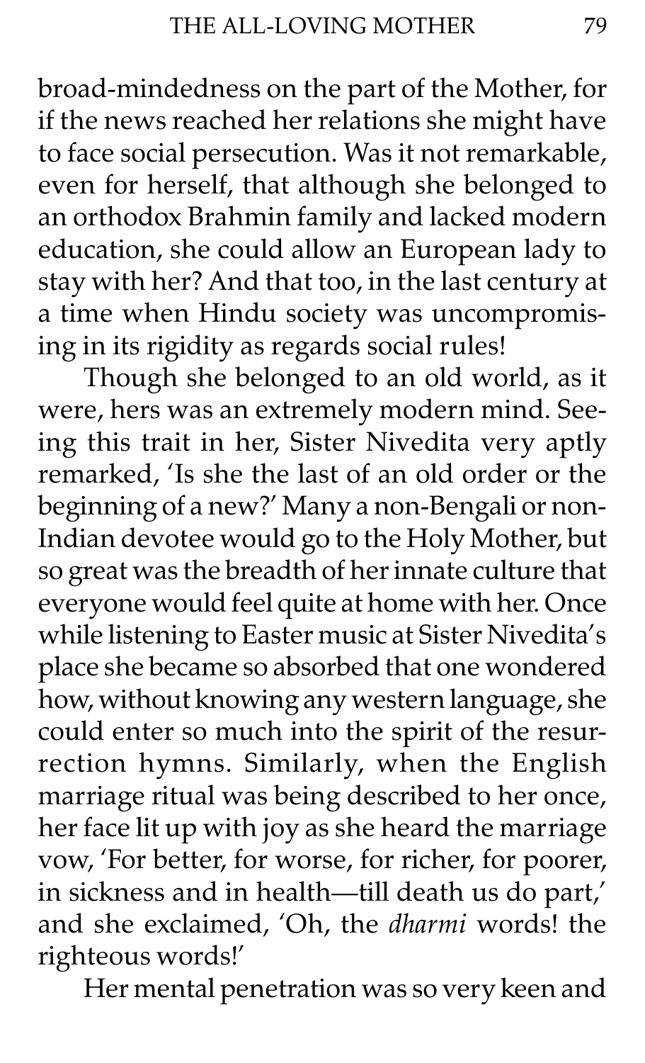broad-mindedness on the part of the Mother, for if the news reached her relations she might have to face social persecution. Was it not remarkable, even for herself, that although she belonged to an orthodox Brahmin family and lacked modern education, she could allow an European lady to stay with her? And that too, in the last century at a time when Hindu society was uncompromising in its rigidity as regards social rules!

Though she belonged to an old world, as it were, hers was an extremely modern mind. Seeing this trait in her, Sister Nivedita very aptly remarked, 'Is she the last of an old order or the beginning of a new?' Many a non-Bengali or non-Indian devotee would go to the Holy Mother, but so great was the breadth of her innate culture that everyone would feel quite at home with her. Once while listening to Easter music at Sister Nivedita's place she became so absorbed that one wondered how, without knowing any western language, she could enter so much into the spirit of the resurrection hymns. Similarly, when the English marriage ritual was being described to her once, her face lit up with joy as she heard the marriage vow, 'For better, for worse, for richer, for poorer, in sickness and in health—till death us do part,' and she exclaimed, 'Oh, the *dharmi* words! the righteous words!'

Her mental penetration was so very keen and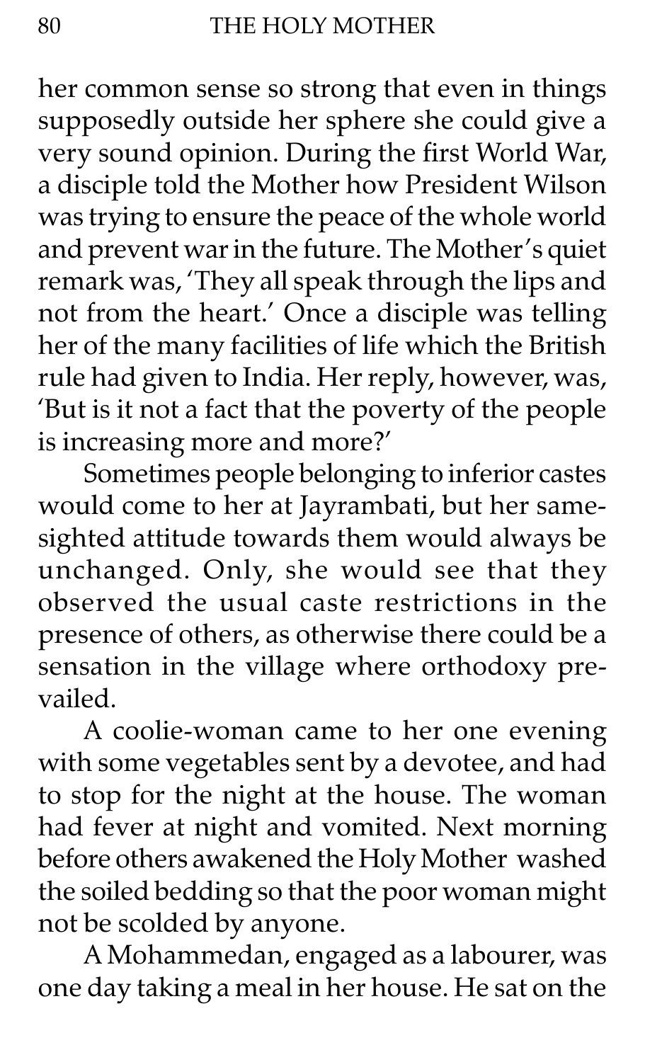her common sense so strong that even in things supposedly outside her sphere she could give a very sound opinion. During the first World War, a disciple told the Mother how President Wilson was trying to ensure the peace of the whole world and prevent war in the future. The Mother's quiet remark was, 'They all speak through the lips and not from the heart.' Once a disciple was telling her of the many facilities of life which the British rule had given to India. Her reply, however, was, 'But is it not a fact that the poverty of the people is increasing more and more?'

Sometimes people belonging to inferior castes would come to her at Jayrambati, but her same-sighted attitude towards them would always be unchanged. Only, she would see that they observed the usual caste restrictions in the presence of others, as otherwise there could be a sensation in the village where orthodoxy prevailed.

A coolie-woman came to her one evening with some vegetables sent by a devotee, and had to stop for the night at the house. The woman had fever at night and vomited. Next morning before others awakened the Holy Mother washed the soiled bedding so that the poor woman might not be scolded by anyone.

A Mohammedan, engaged as a labourer, was one day taking a meal in her house. He sat on the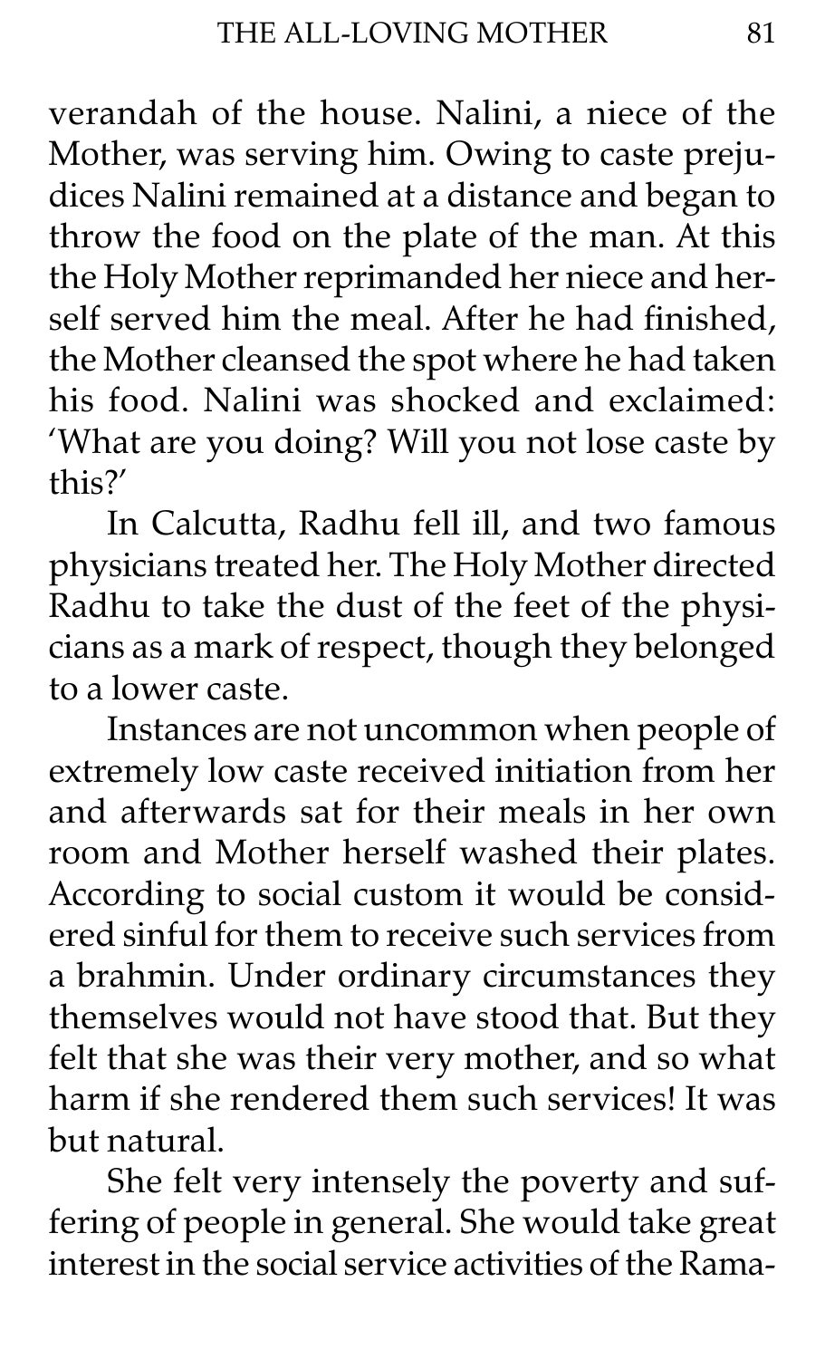verandah of the house. Nalini, a niece of the Mother, was serving him. Owing to caste prejudices Nalini remained at a distance and began to throw the food on the plate of the man. At this the Holy Mother reprimanded her niece and herself served him the meal. After he had finished, the Mother cleansed the spot where he had taken his food. Nalini was shocked and exclaimed: 'What are you doing? Will you not lose caste by this?'

In Calcutta, Radhu fell ill, and two famous physicians treated her. The Holy Mother directed Radhu to take the dust of the feet of the physicians as a mark of respect, though they belonged to a lower caste.

Instances are not uncommon when people of extremely low caste received initiation from her and afterwards sat for their meals in her own room and Mother herself washed their plates. According to social custom it would be considered sinful for them to receive such services from a brahmin. Under ordinary circumstances they themselves would not have stood that. But they felt that she was their very mother, and so what harm if she rendered them such services! It was but natural.

She felt very intensely the poverty and suffering of people in general. She would take great interest in the social service activities of the Rama-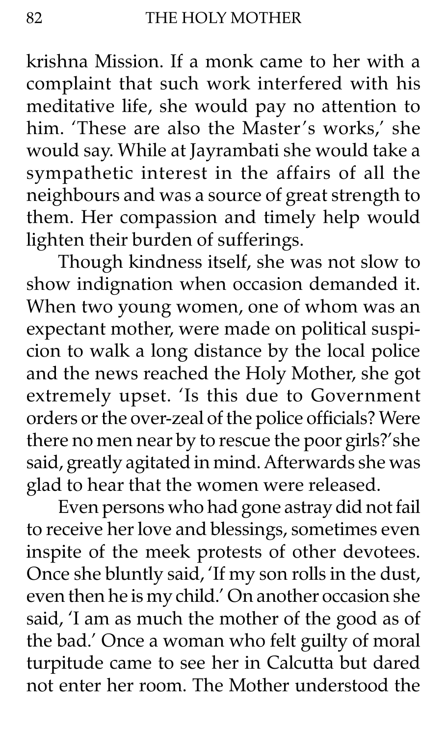krishna Mission. If a monk came to her with a complaint that such work interfered with his meditative life, she would pay no attention to him. 'These are also the Master's works,' she would say. While at Jayrambati she would take a sympathetic interest in the affairs of all the neighbours and was a source of great strength to them. Her compassion and timely help would lighten their burden of sufferings.

Though kindness itself, she was not slow to show indignation when occasion demanded it. When two young women, one of whom was an expectant mother, were made on political suspicion to walk a long distance by the local police and the news reached the Holy Mother, she got extremely upset. 'Is this due to Government orders or the over-zeal of the police officials? Were there no men near by to rescue the poor girls?' she said, greatly agitated in mind. Afterwards she was glad to hear that the women were released.

Even persons who had gone astray did not fail to receive her love and blessings, sometimes even inspite of the meek protests of other devotees. Once she bluntly said, 'If my son rolls in the dust, even then he is my child.' On another occasion she said, 'I am as much the mother of the good as of the bad.' Once a woman who felt guilty of moral turpitude came to see her in Calcutta but dared not enter her room. The Mother understood the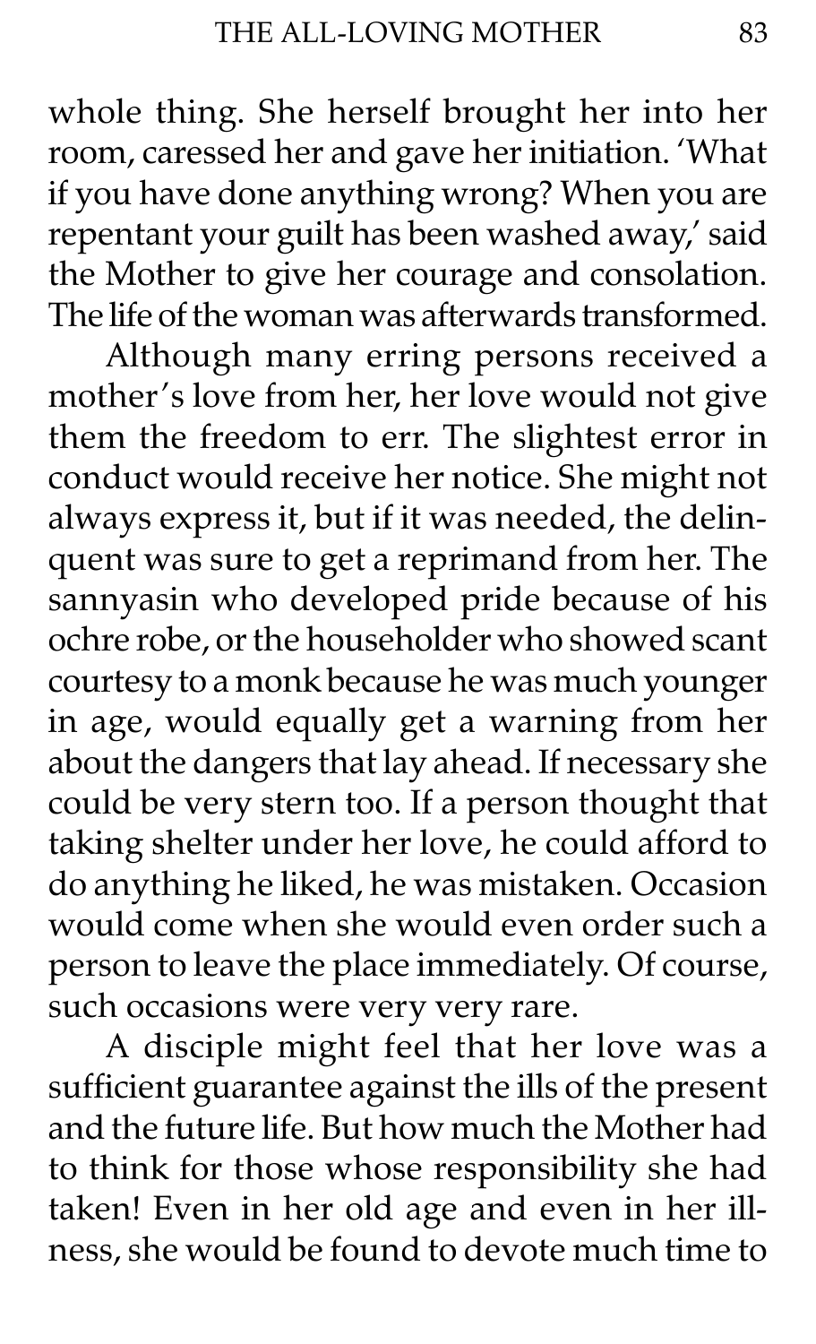whole thing. She herself brought her into her room, caressed her and gave her initiation. 'What if you have done anything wrong? When you are repentant your guilt has been washed away,' said the Mother to give her courage and consolation. The life of the woman was afterwards transformed.

Although many erring persons received a mother's love from her, her love would not give them the freedom to err. The slightest error in conduct would receive her notice. She might not always express it, but if it was needed, the delinquent was sure to get a reprimand from her. The sannyasin who developed pride because of his ochre robe, or the householder who showed scant courtesy to a monk because he was much younger in age, would equally get a warning from her about the dangers that lay ahead. If necessary she could be very stern too. If a person thought that taking shelter under her love, he could afford to do anything he liked, he was mistaken. Occasion would come when she would even order such a person to leave the place immediately. Of course, such occasions were very very rare.

A disciple might feel that her love was a sufficient guarantee against the ills of the present and the future life. But how much the Mother had to think for those whose responsibility she had taken! Even in her old age and even in her illness, she would be found to devote much time to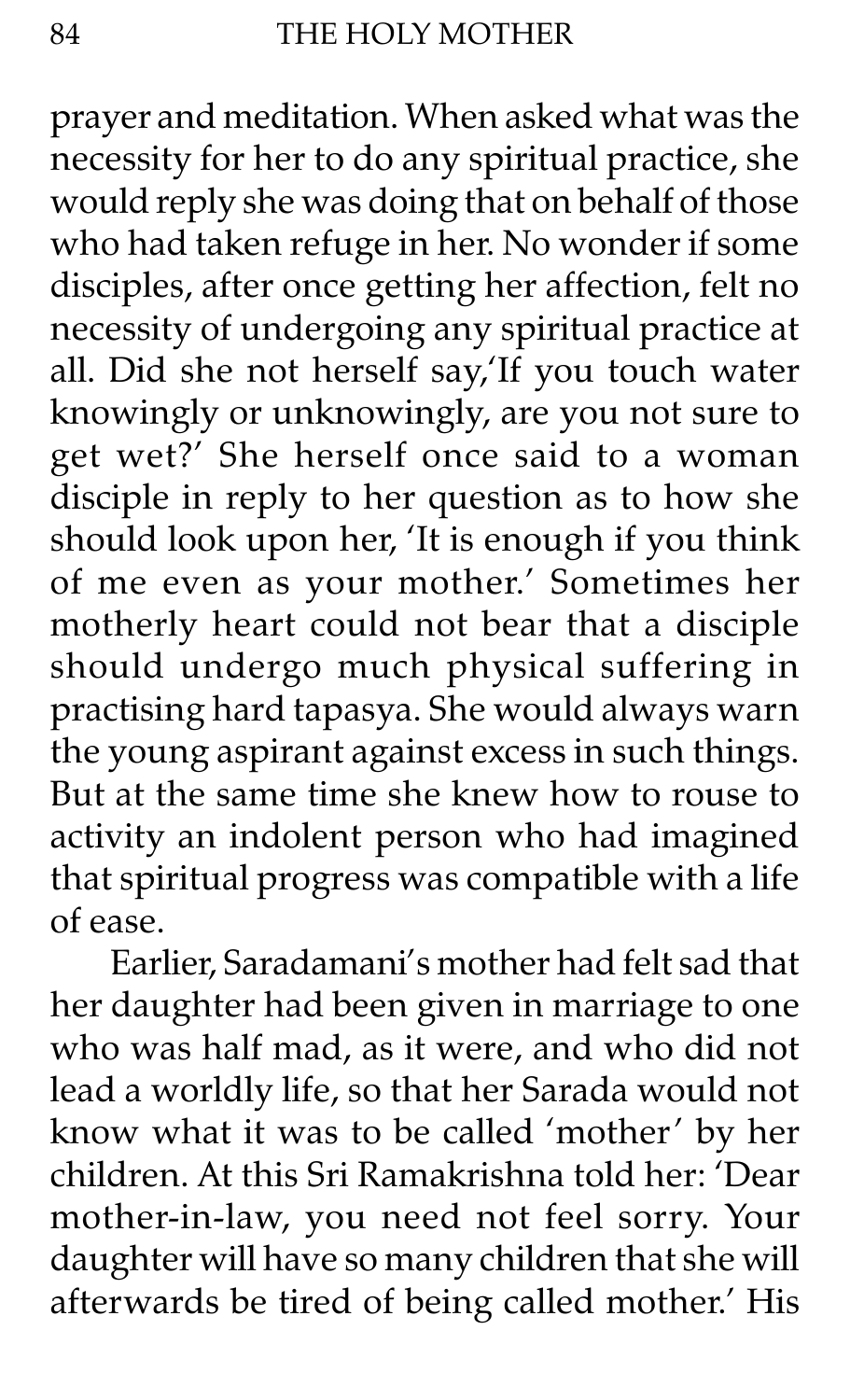prayer and meditation. When asked what was the necessity for her to do any spiritual practice, she would reply she was doing that on behalf of those who had taken refuge in her. No wonder if some disciples, after once getting her affection, felt no necessity of undergoing any spiritual practice at all. Did she not herself say,'If you touch water knowingly or unknowingly, are you not sure to get wet?' She herself once said to a woman disciple in reply to her question as to how she should look upon her, 'It is enough if you think of me even as your mother.' Sometimes her motherly heart could not bear that a disciple should undergo much physical suffering in practising hard tapasya. She would always warn the young aspirant against excess in such things. But at the same time she knew how to rouse to activity an indolent person who had imagined that spiritual progress was compatible with a life of ease.

Earlier, Saradamani's mother had felt sad that her daughter had been given in marriage to one who was half mad, as it were, and who did not lead a worldly life, so that her Sarada would not know what it was to be called 'mother' by her children. At this Sri Ramakrishna told her: 'Dear mother-in-law, you need not feel sorry. Your daughter will have so many children that she will afterwards be tired of being called mother.' His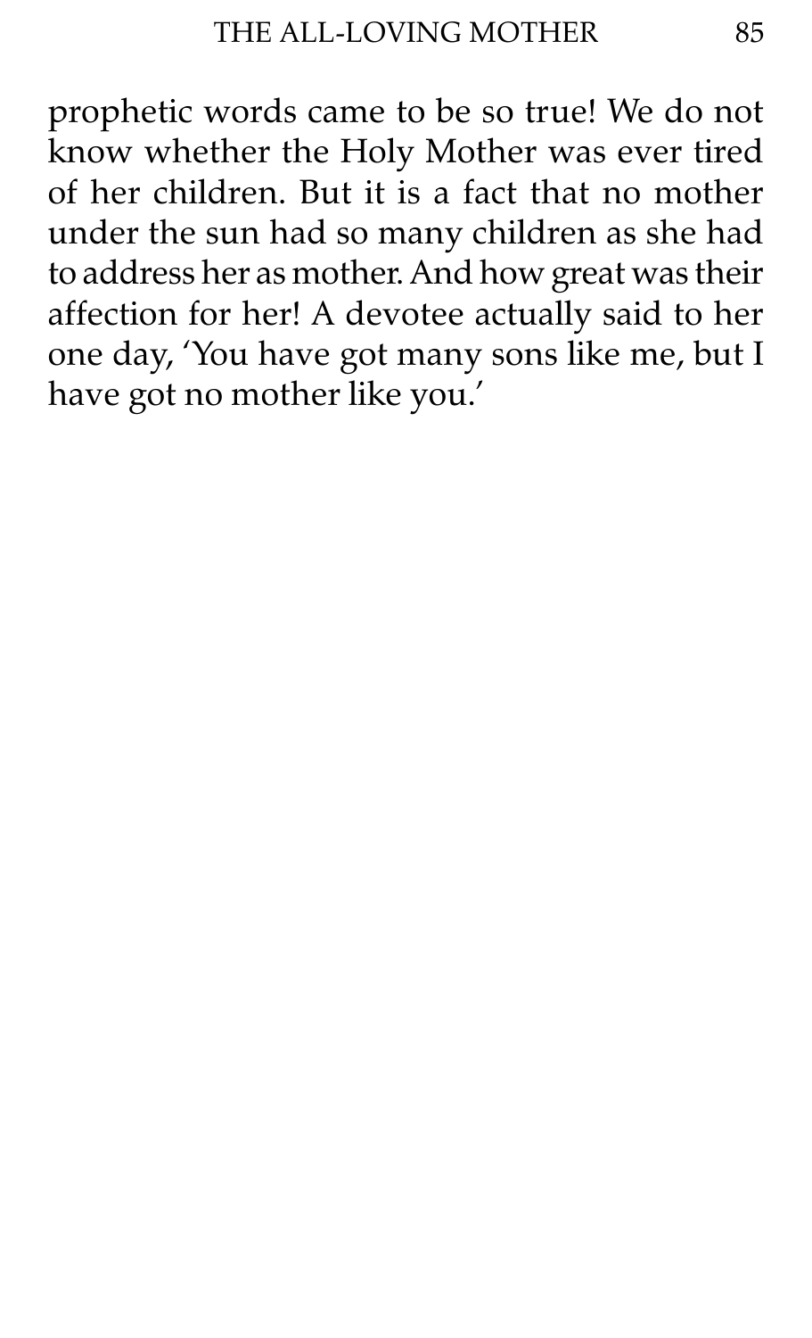prophetic words came to be so true! We do not know whether the Holy Mother was ever tired of her children. But it is a fact that no mother under the sun had so many children as she had to address her as mother. And how great was their affection for her! A devotee actually said to her one day, 'You have got many sons like me, but I have got no mother like you.'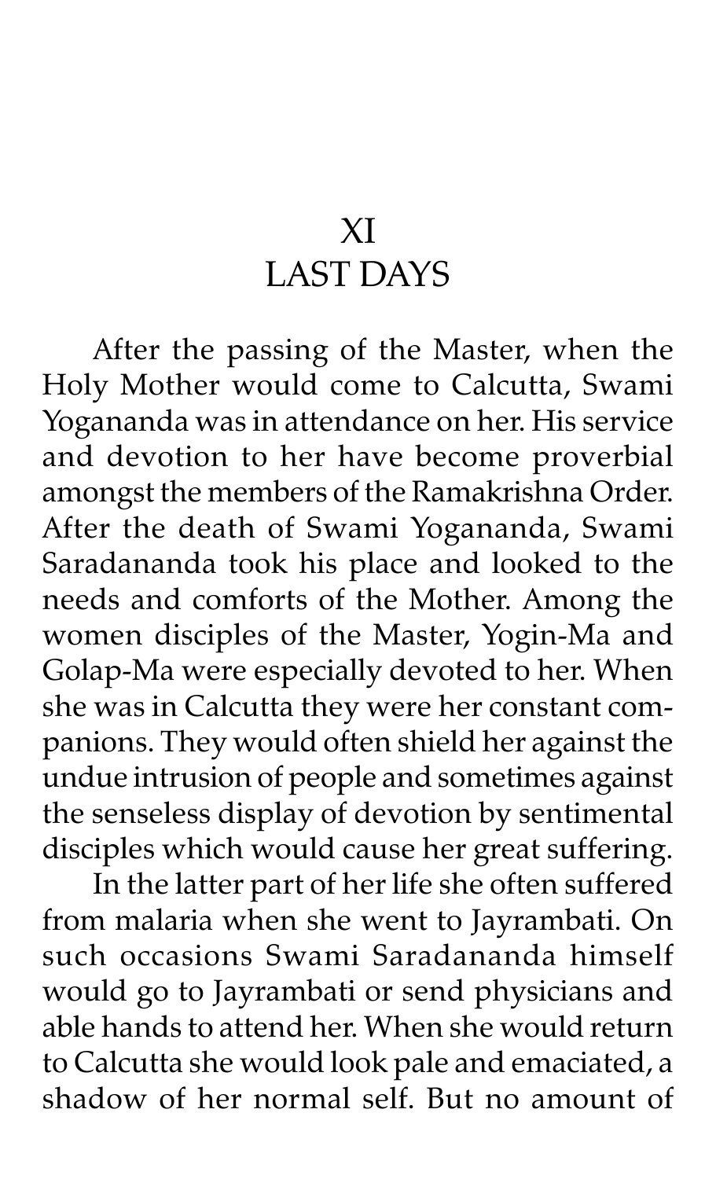# XI
# LAST DAYS

After the passing of the Master, when the Holy Mother would come to Calcutta, Swami Yogananda was in attendance on her. His service and devotion to her have become proverbial amongst the members of the Ramakrishna Order. After the death of Swami Yogananda, Swami Saradananda took his place and looked to the needs and comforts of the Mother. Among the women disciples of the Master, Yogin-Ma and Golap-Ma were especially devoted to her. When she was in Calcutta they were her constant companions. They would often shield her against the undue intrusion of people and sometimes against the senseless display of devotion by sentimental disciples which would cause her great suffering.

In the latter part of her life she often suffered from malaria when she went to Jayrambati. On such occasions Swami Saradananda himself would go to Jayrambati or send physicians and able hands to attend her. When she would return to Calcutta she would look pale and emaciated, a shadow of her normal self. But no amount of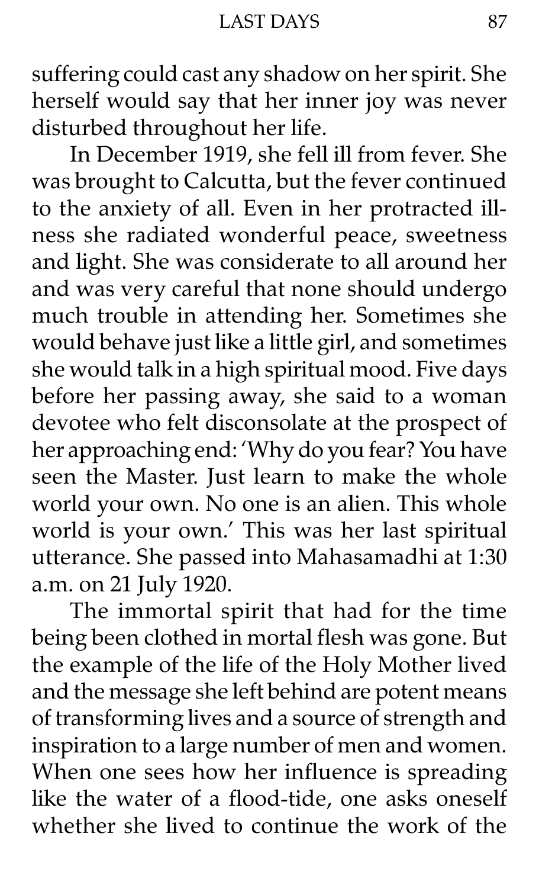suffering could cast any shadow on her spirit. She herself would say that her inner joy was never disturbed throughout her life.

In December 1919, she fell ill from fever. She was brought to Calcutta, but the fever continued to the anxiety of all. Even in her protracted illness she radiated wonderful peace, sweetness and light. She was considerate to all around her and was very careful that none should undergo much trouble in attending her. Sometimes she would behave just like a little girl, and sometimes she would talk in a high spiritual mood. Five days before her passing away, she said to a woman devotee who felt disconsolate at the prospect of her approaching end: 'Why do you fear? You have seen the Master. Just learn to make the whole world your own. No one is an alien. This whole world is your own.' This was her last spiritual utterance. She passed into Mahasamadhi at 1:30 a.m. on 21 July 1920.

The immortal spirit that had for the time being been clothed in mortal flesh was gone. But the example of the life of the Holy Mother lived and the message she left behind are potent means of transforming lives and a source of strength and inspiration to a large number of men and women. When one sees how her influence is spreading like the water of a flood-tide, one asks oneself whether she lived to continue the work of the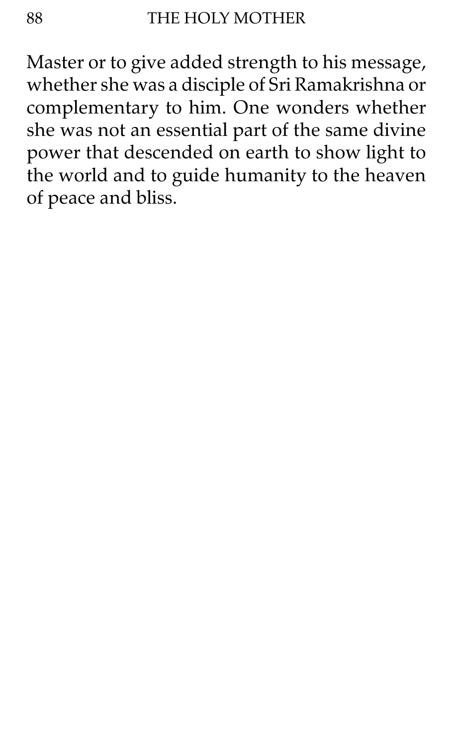Master or to give added strength to his message, whether she was a disciple of Sri Ramakrishna or complementary to him. One wonders whether she was not an essential part of the same divine power that descended on earth to show light to the world and to guide humanity to the heaven of peace and bliss.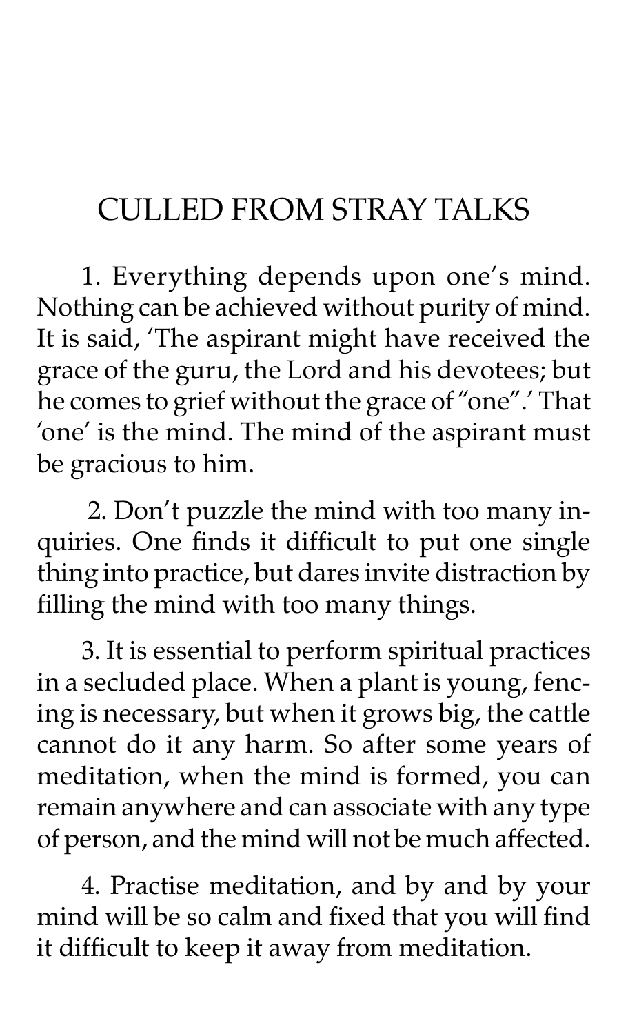# CULLED FROM STRAY TALKS

1. Everything depends upon one's mind. Nothing can be achieved without purity of mind. It is said, 'The aspirant might have received the grace of the guru, the Lord and his devotees; but he comes to grief without the grace of "one".' That 'one' is the mind. The mind of the aspirant must be gracious to him.

2. Don't puzzle the mind with too many inquiries. One finds it difficult to put one single thing into practice, but dares invite distraction by filling the mind with too many things.

3. It is essential to perform spiritual practices in a secluded place. When a plant is young, fencing is necessary, but when it grows big, the cattle cannot do it any harm. So after some years of meditation, when the mind is formed, you can remain anywhere and can associate with any type of person, and the mind will not be much affected.

4. Practise meditation, and by and by your mind will be so calm and fixed that you will find it difficult to keep it away from meditation.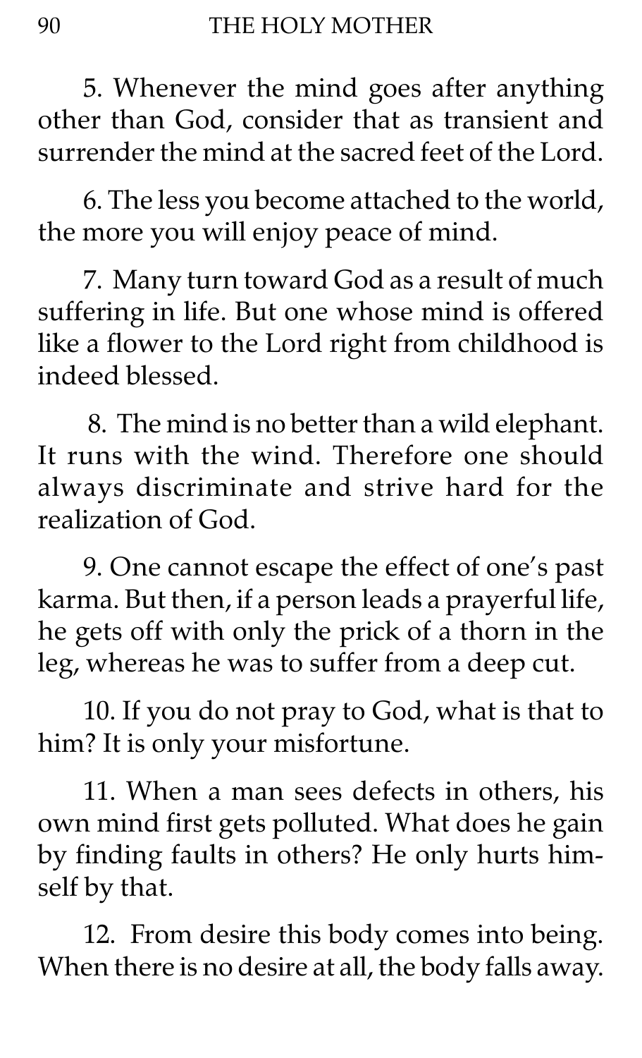5. Whenever the mind goes after anything other than God, consider that as transient and surrender the mind at the sacred feet of the Lord.

6. The less you become attached to the world, the more you will enjoy peace of mind.

7. Many turn toward God as a result of much suffering in life. But one whose mind is offered like a flower to the Lord right from childhood is indeed blessed.

8. The mind is no better than a wild elephant. It runs with the wind. Therefore one should always discriminate and strive hard for the realization of God.

9. One cannot escape the effect of one's past karma. But then, if a person leads a prayerful life, he gets off with only the prick of a thorn in the leg, whereas he was to suffer from a deep cut.

10. If you do not pray to God, what is that to him? It is only your misfortune.

11. When a man sees defects in others, his own mind first gets polluted. What does he gain by finding faults in others? He only hurts himself by that.

12. From desire this body comes into being. When there is no desire at all, the body falls away.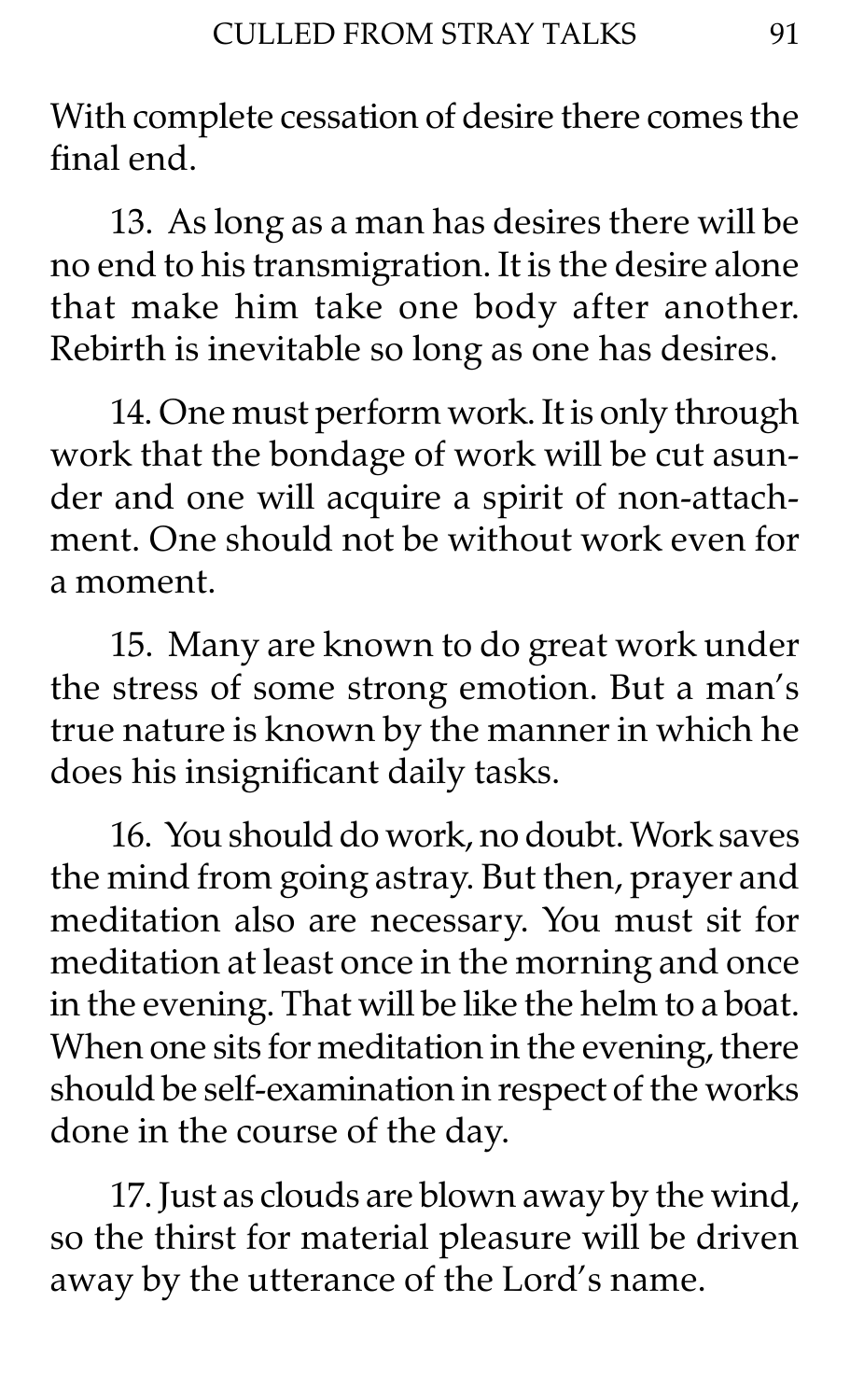With complete cessation of desire there comes the final end.

13. As long as a man has desires there will be no end to his transmigration. It is the desire alone that make him take one body after another. Rebirth is inevitable so long as one has desires.

14. One must perform work. It is only through work that the bondage of work will be cut asunder and one will acquire a spirit of non-attachment. One should not be without work even for a moment.

15. Many are known to do great work under the stress of some strong emotion. But a man's true nature is known by the manner in which he does his insignificant daily tasks.

16. You should do work, no doubt. Work saves the mind from going astray. But then, prayer and meditation also are necessary. You must sit for meditation at least once in the morning and once in the evening. That will be like the helm to a boat. When one sits for meditation in the evening, there should be self-examination in respect of the works done in the course of the day.

17. Just as clouds are blown away by the wind, so the thirst for material pleasure will be driven away by the utterance of the Lord's name.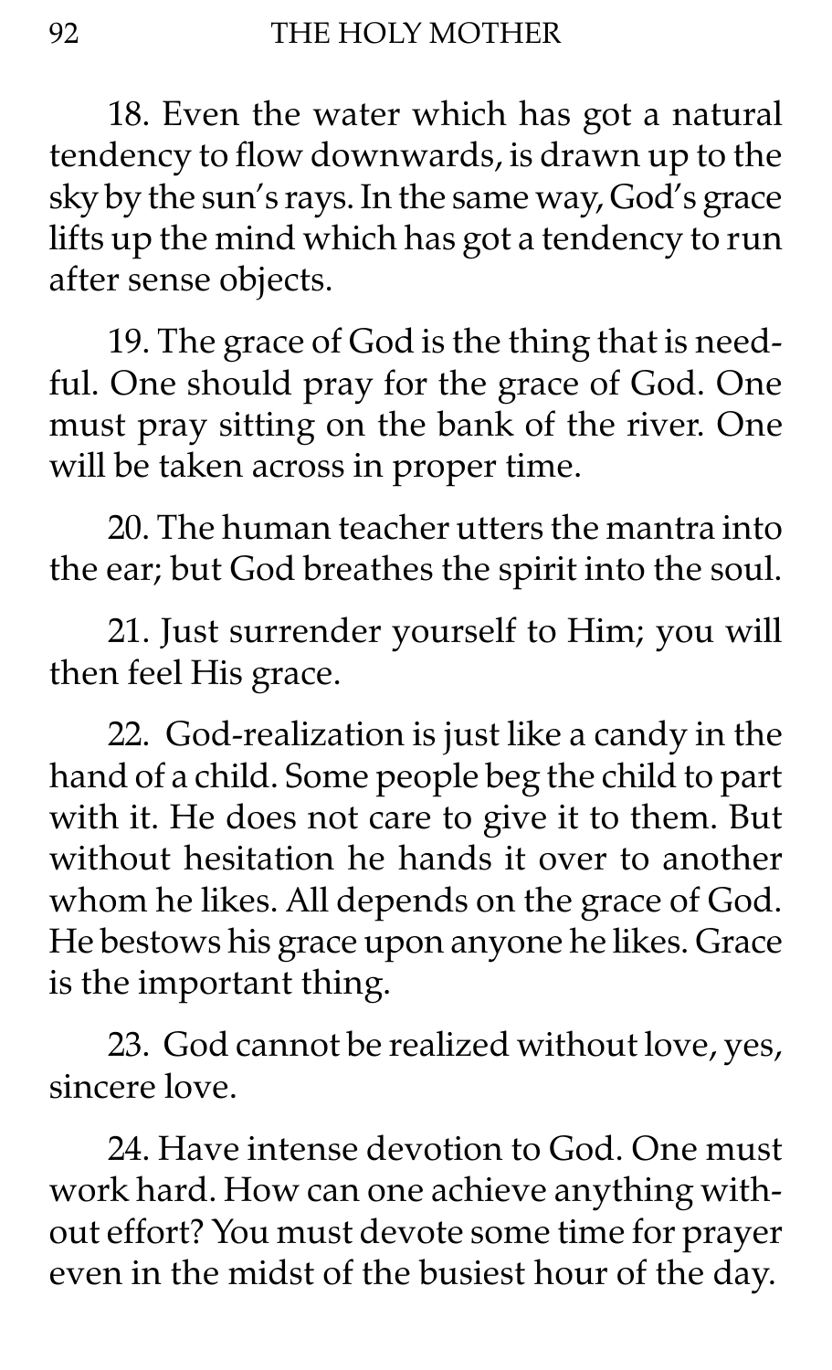18. Even the water which has got a natural tendency to flow downwards, is drawn up to the sky by the sun's rays. In the same way, God's grace lifts up the mind which has got a tendency to run after sense objects.

19. The grace of God is the thing that is needful. One should pray for the grace of God. One must pray sitting on the bank of the river. One will be taken across in proper time.

20. The human teacher utters the mantra into the ear; but God breathes the spirit into the soul.

21. Just surrender yourself to Him; you will then feel His grace.

22. God-realization is just like a candy in the hand of a child. Some people beg the child to part with it. He does not care to give it to them. But without hesitation he hands it over to another whom he likes. All depends on the grace of God. He bestows his grace upon anyone he likes. Grace is the important thing.

23. God cannot be realized without love, yes, sincere love.

24. Have intense devotion to God. One must work hard. How can one achieve anything without effort? You must devote some time for prayer even in the midst of the busiest hour of the day.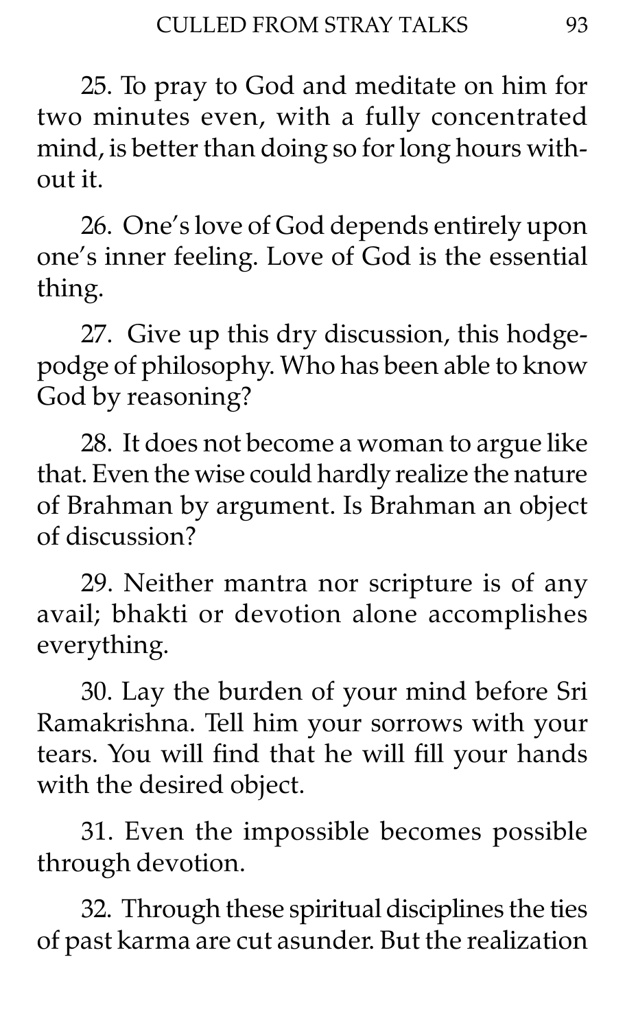25. To pray to God and meditate on him for two minutes even, with a fully concentrated mind, is better than doing so for long hours without it.

26. One's love of God depends entirely upon one's inner feeling. Love of God is the essential thing.

27. Give up this dry discussion, this hodgepodge of philosophy. Who has been able to know God by reasoning?

28. It does not become a woman to argue like that. Even the wise could hardly realize the nature of Brahman by argument. Is Brahman an object of discussion?

29. Neither mantra nor scripture is of any avail; bhakti or devotion alone accomplishes everything.

30. Lay the burden of your mind before Sri Ramakrishna. Tell him your sorrows with your tears. You will find that he will fill your hands with the desired object.

31. Even the impossible becomes possible through devotion.

32. Through these spiritual disciplines the ties of past karma are cut asunder. But the realization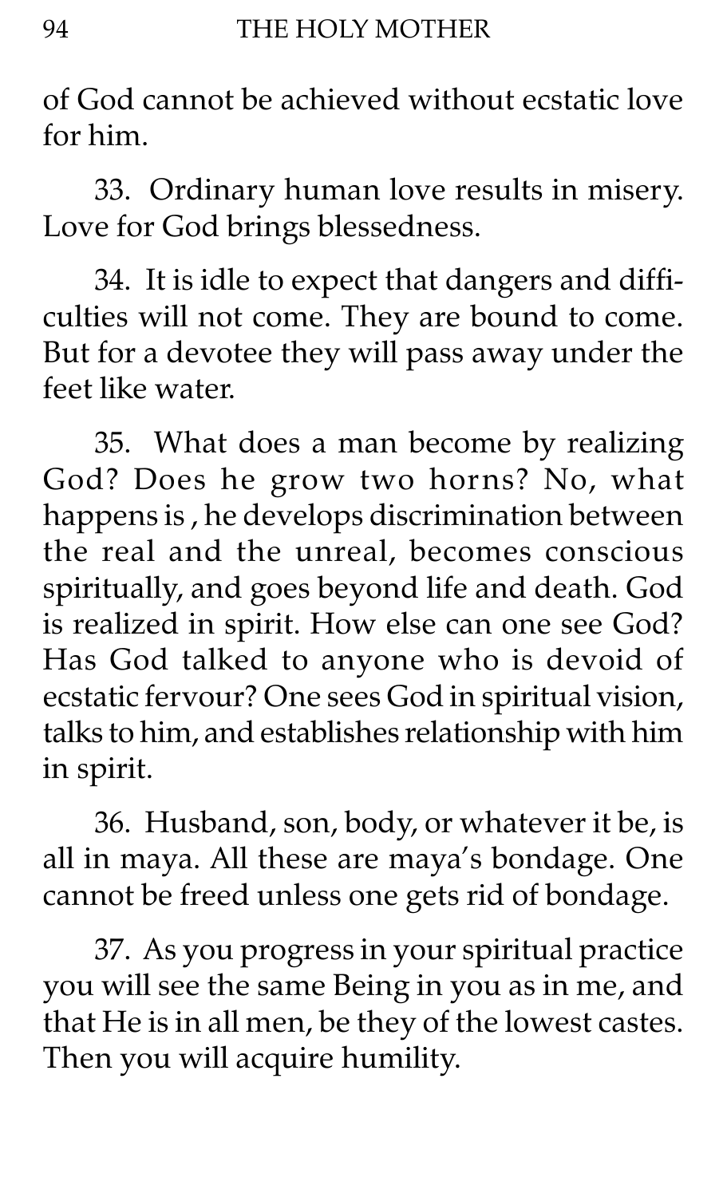of God cannot be achieved without ecstatic love for him.

33. Ordinary human love results in misery. Love for God brings blessedness.

34. It is idle to expect that dangers and difficulties will not come. They are bound to come. But for a devotee they will pass away under the feet like water.

35. What does a man become by realizing God? Does he grow two horns? No, what happens is , he develops discrimination between the real and the unreal, becomes conscious spiritually, and goes beyond life and death. God is realized in spirit. How else can one see God? Has God talked to anyone who is devoid of ecstatic fervour? One sees God in spiritual vision, talks to him, and establishes relationship with him in spirit.

36. Husband, son, body, or whatever it be, is all in maya. All these are maya's bondage. One cannot be freed unless one gets rid of bondage.

37. As you progress in your spiritual practice you will see the same Being in you as in me, and that He is in all men, be they of the lowest castes. Then you will acquire humility.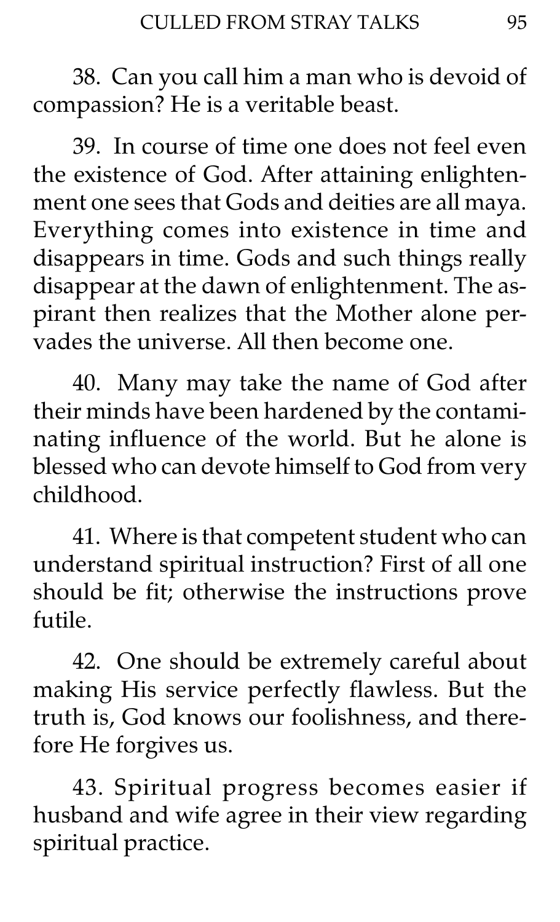38. Can you call him a man who is devoid of compassion? He is a veritable beast.

39. In course of time one does not feel even the existence of God. After attaining enlightenment one sees that Gods and deities are all maya. Everything comes into existence in time and disappears in time. Gods and such things really disappear at the dawn of enlightenment. The aspirant then realizes that the Mother alone pervades the universe. All then become one.

40. Many may take the name of God after their minds have been hardened by the contaminating influence of the world. But he alone is blessed who can devote himself to God from very childhood.

41. Where is that competent student who can understand spiritual instruction? First of all one should be fit; otherwise the instructions prove futile.

42. One should be extremely careful about making His service perfectly flawless. But the truth is, God knows our foolishness, and therefore He forgives us.

43. Spiritual progress becomes easier if husband and wife agree in their view regarding spiritual practice.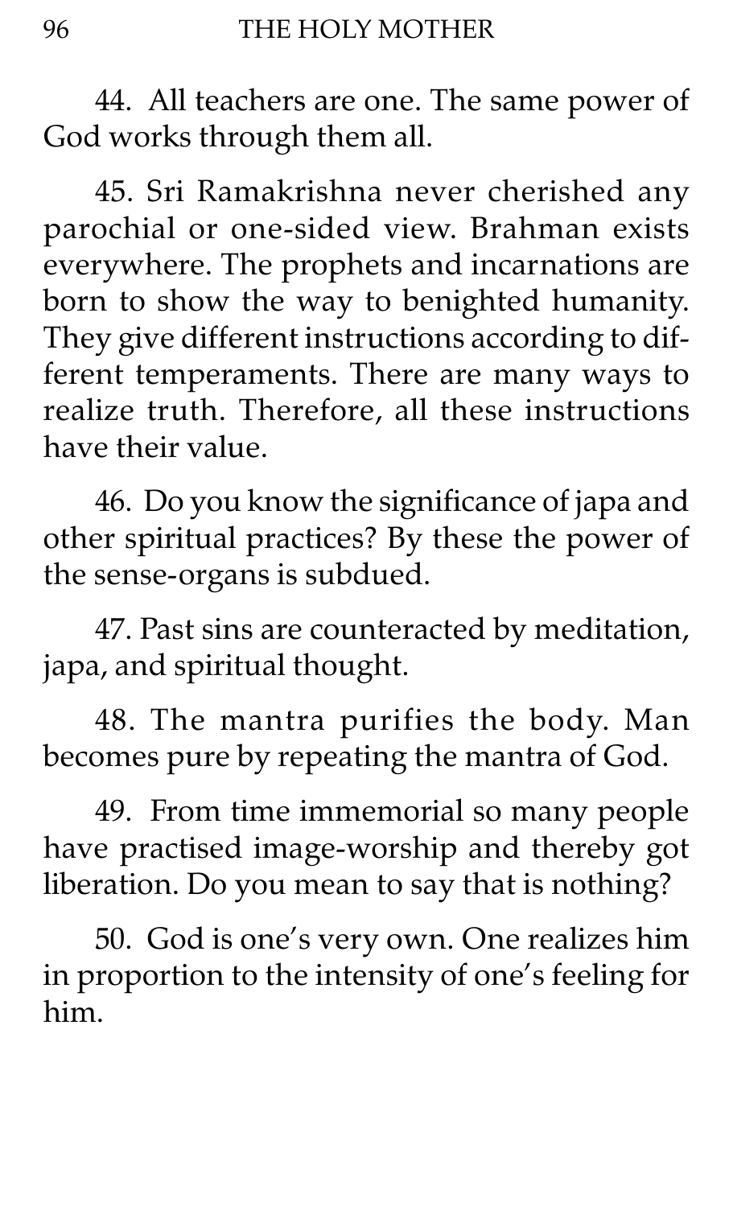44. All teachers are one. The same power of God works through them all.

45. Sri Ramakrishna never cherished any parochial or one-sided view. Brahman exists everywhere. The prophets and incarnations are born to show the way to benighted humanity. They give different instructions according to different temperaments. There are many ways to realize truth. Therefore, all these instructions have their value.

46. Do you know the significance of japa and other spiritual practices? By these the power of the sense-organs is subdued.

47. Past sins are counteracted by meditation, japa, and spiritual thought.

48. The mantra purifies the body. Man becomes pure by repeating the mantra of God.

49. From time immemorial so many people have practised image-worship and thereby got liberation. Do you mean to say that is nothing?

50. God is one's very own. One realizes him in proportion to the intensity of one's feeling for him.